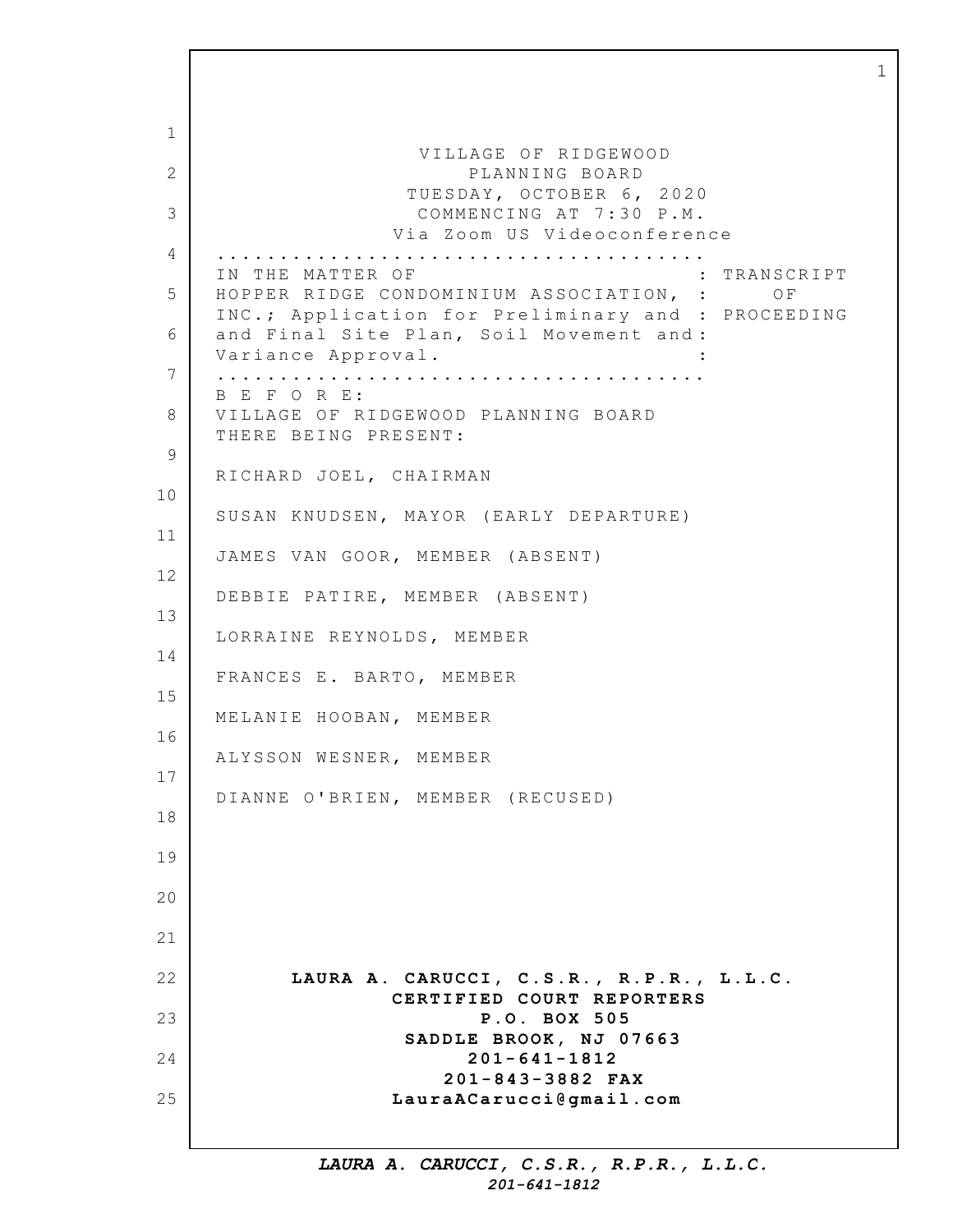VILLAGE OF RIDGEWOOD
PLANNING BOARD
TUESDAY, OCTOBER 6, 2020
COMMENCING AT 7:30 P.M.
Via Zoom US Videoconference

.......................................

IN THE MATTER OF : TRANSCRIPT
HOPPER RIDGE CONDOMINIUM ASSOCIATION, : OF
INC.; Application for Preliminary and : PROCEEDING
and Final Site Plan, Soil Movement and :
Variance Approval. :

.......................................

B E F O R E:
VILLAGE OF RIDGEWOOD PLANNING BOARD
THERE BEING PRESENT:

RICHARD JOEL, CHAIRMAN

SUSAN KNUDSEN, MAYOR (EARLY DEPARTURE)

JAMES VAN GOOR, MEMBER (ABSENT)

DEBBIE PATIRE, MEMBER (ABSENT)

LORRAINE REYNOLDS, MEMBER

FRANCES E. BARTO, MEMBER

MELANIE HOOBAN, MEMBER

ALYSSON WESNER, MEMBER

DIANNE O'BRIEN, MEMBER (RECUSED)

**LAURA A. CARUCCI, C.S.R., R.P.R., L.L.C.**
**CERTIFIED COURT REPORTERS**
**P.O. BOX 505**
**SADDLE BROOK, NJ 07663**
**201-641-1812**
**201-843-3882 FAX**
**LauraACarucci@gmail.com**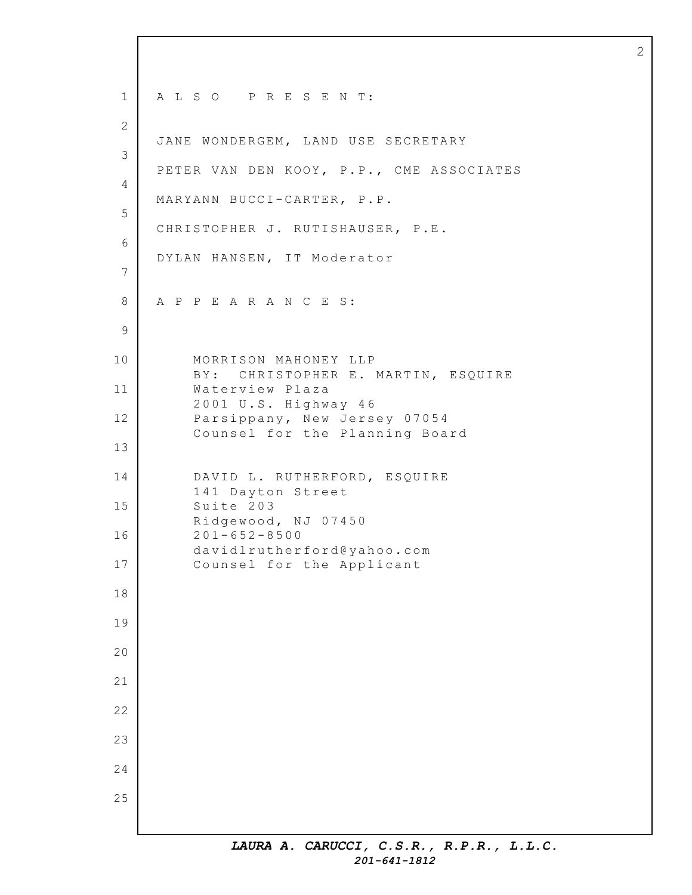A L S O   P R E S E N T:

JANE WONDERGEM, LAND USE SECRETARY

PETER VAN DEN KOOY, P.P., CME ASSOCIATES

MARYANN BUCCI-CARTER, P.P.

CHRISTOPHER J. RUTISHAUSER, P.E.

DYLAN HANSEN, IT Moderator

A P P E A R A N C E S:

MORRISON MAHONEY LLP
BY: CHRISTOPHER E. MARTIN, ESQUIRE
Waterview Plaza
2001 U.S. Highway 46
Parsippany, New Jersey 07054
Counsel for the Planning Board

DAVID L. RUTHERFORD, ESQUIRE
141 Dayton Street
Suite 203
Ridgewood, NJ 07450
201-652-8500
davidlrutherford@yahoo.com
Counsel for the Applicant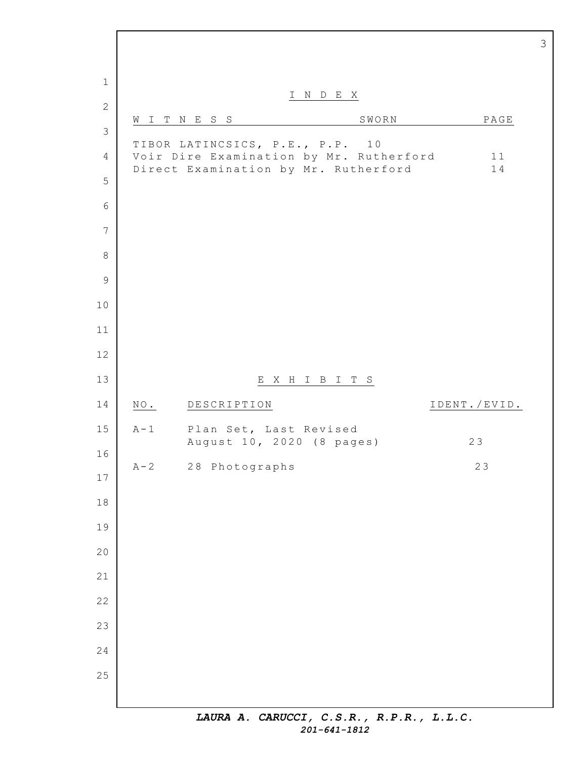## I N D E X

| WITNESS | SWORN | PAGE |
|---|---|---|
| TIBOR LATINCSICS, P.E., P.P. | 10 | |
| Voir Dire Examination by Mr. Rutherford | | 11 |
| Direct Examination by Mr. Rutherford | | 14 |

## E X H I B I T S

| NO. | DESCRIPTION | IDENT./EVID. |
|---|---|---|
| A-1 | Plan Set, Last Revised August 10, 2020 (8 pages) | 23 |
| A-2 | 28 Photographs | 23 |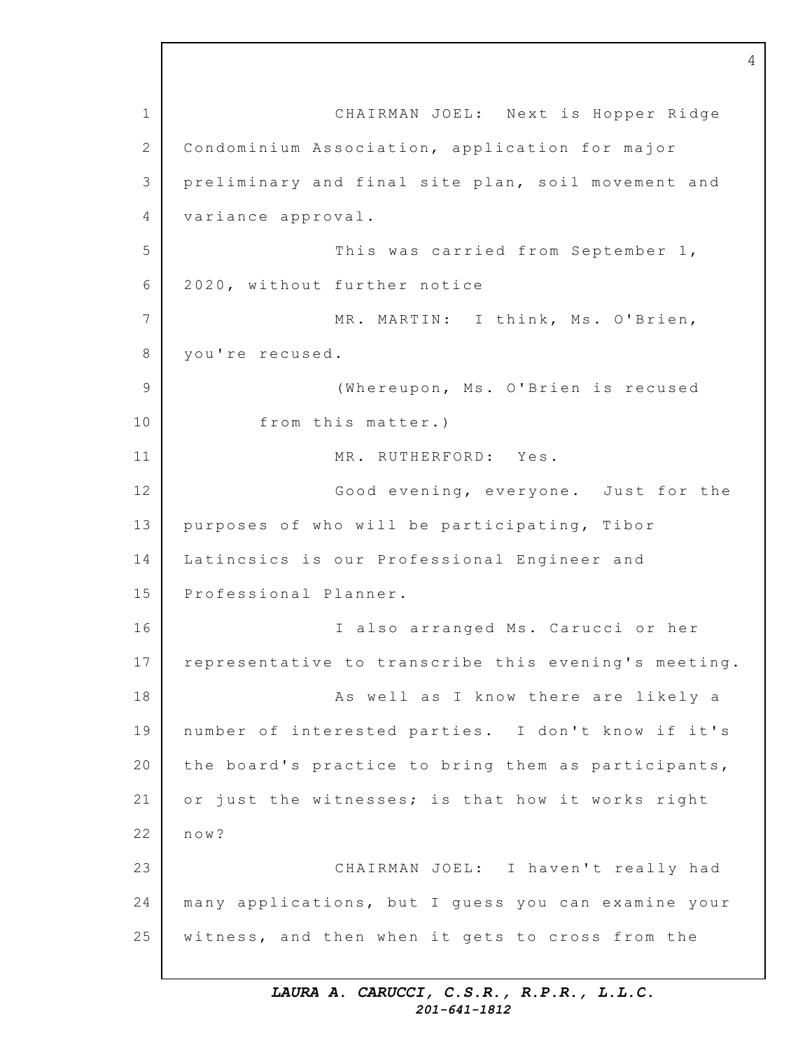CHAIRMAN JOEL: Next is Hopper Ridge Condominium Association, application for major preliminary and final site plan, soil movement and variance approval.

This was carried from September 1, 2020, without further notice

MR. MARTIN: I think, Ms. O'Brien, you're recused.

(Whereupon, Ms. O'Brien is recused from this matter.)

MR. RUTHERFORD: Yes.

Good evening, everyone. Just for the purposes of who will be participating, Tibor Latincsics is our Professional Engineer and Professional Planner.

I also arranged Ms. Carucci or her representative to transcribe this evening's meeting.

As well as I know there are likely a number of interested parties. I don't know if it's the board's practice to bring them as participants, or just the witnesses; is that how it works right now?

CHAIRMAN JOEL: I haven't really had many applications, but I guess you can examine your witness, and then when it gets to cross from the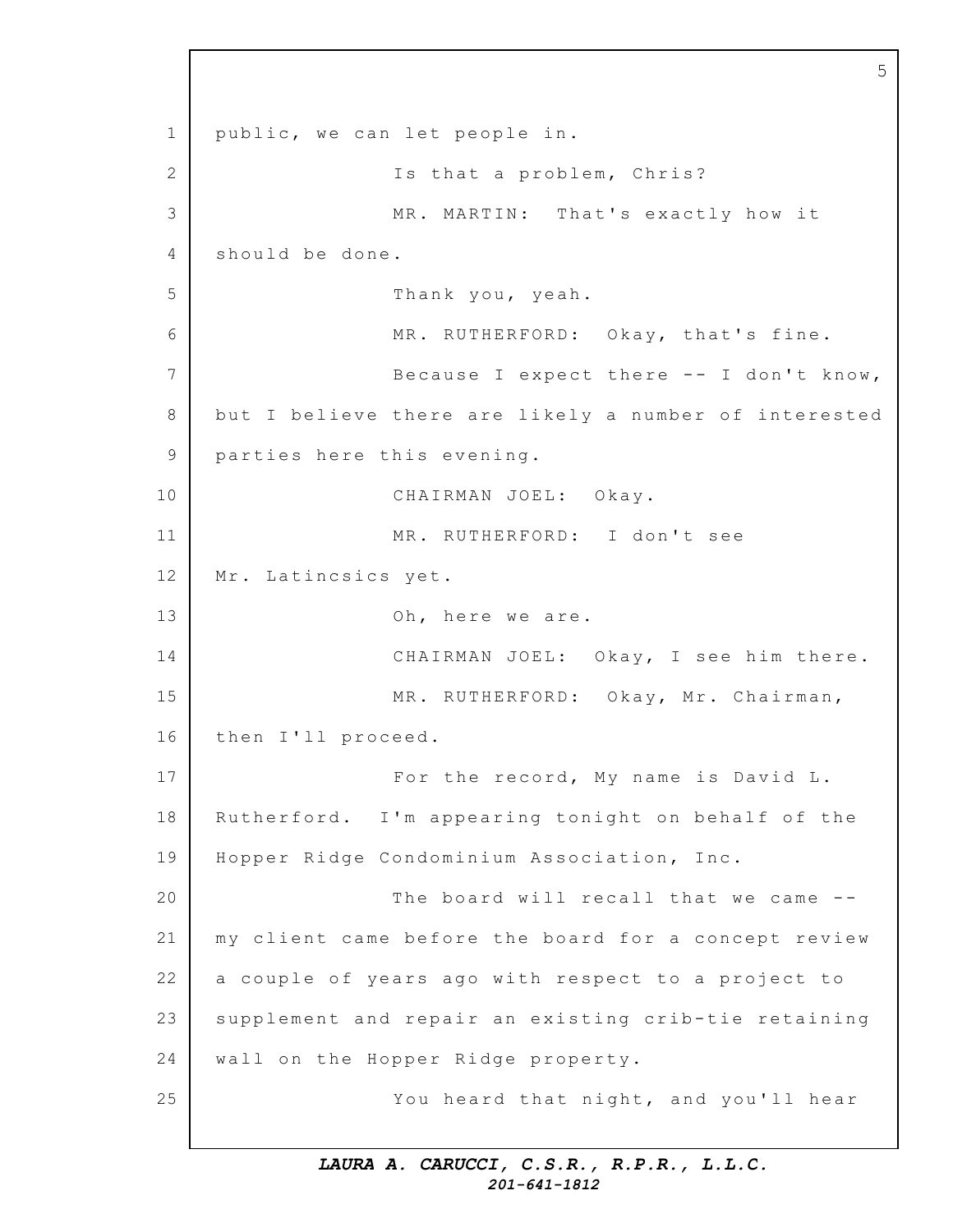public, we can let people in.

Is that a problem, Chris?

MR. MARTIN: That's exactly how it should be done.

Thank you, yeah.

MR. RUTHERFORD: Okay, that's fine.

Because I expect there -- I don't know, but I believe there are likely a number of interested parties here this evening.

CHAIRMAN JOEL: Okay.

MR. RUTHERFORD: I don't see Mr. Latincsics yet.

Oh, here we are.

CHAIRMAN JOEL: Okay, I see him there.

MR. RUTHERFORD: Okay, Mr. Chairman, then I'll proceed.

For the record, My name is David L. Rutherford. I'm appearing tonight on behalf of the Hopper Ridge Condominium Association, Inc.

The board will recall that we came -- my client came before the board for a concept review a couple of years ago with respect to a project to supplement and repair an existing crib-tie retaining wall on the Hopper Ridge property.

You heard that night, and you'll hear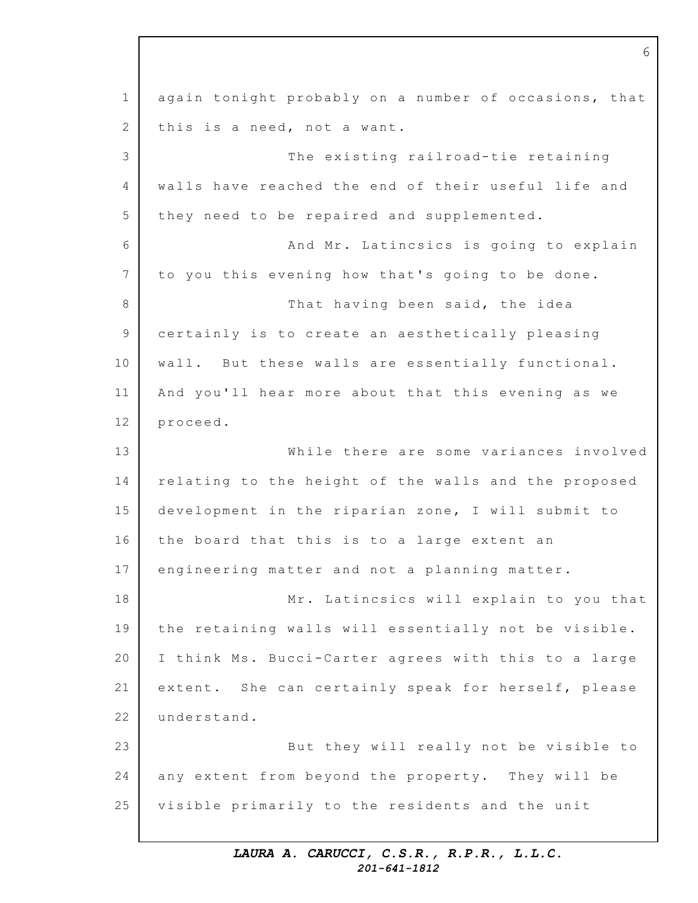again tonight probably on a number of occasions, that this is a need, not a want.

The existing railroad-tie retaining walls have reached the end of their useful life and they need to be repaired and supplemented.

And Mr. Latincsics is going to explain to you this evening how that's going to be done.

That having been said, the idea certainly is to create an aesthetically pleasing wall. But these walls are essentially functional. And you'll hear more about that this evening as we proceed.

While there are some variances involved relating to the height of the walls and the proposed development in the riparian zone, I will submit to the board that this is to a large extent an engineering matter and not a planning matter.

Mr. Latincsics will explain to you that the retaining walls will essentially not be visible. I think Ms. Bucci-Carter agrees with this to a large extent. She can certainly speak for herself, please understand.

But they will really not be visible to any extent from beyond the property. They will be visible primarily to the residents and the unit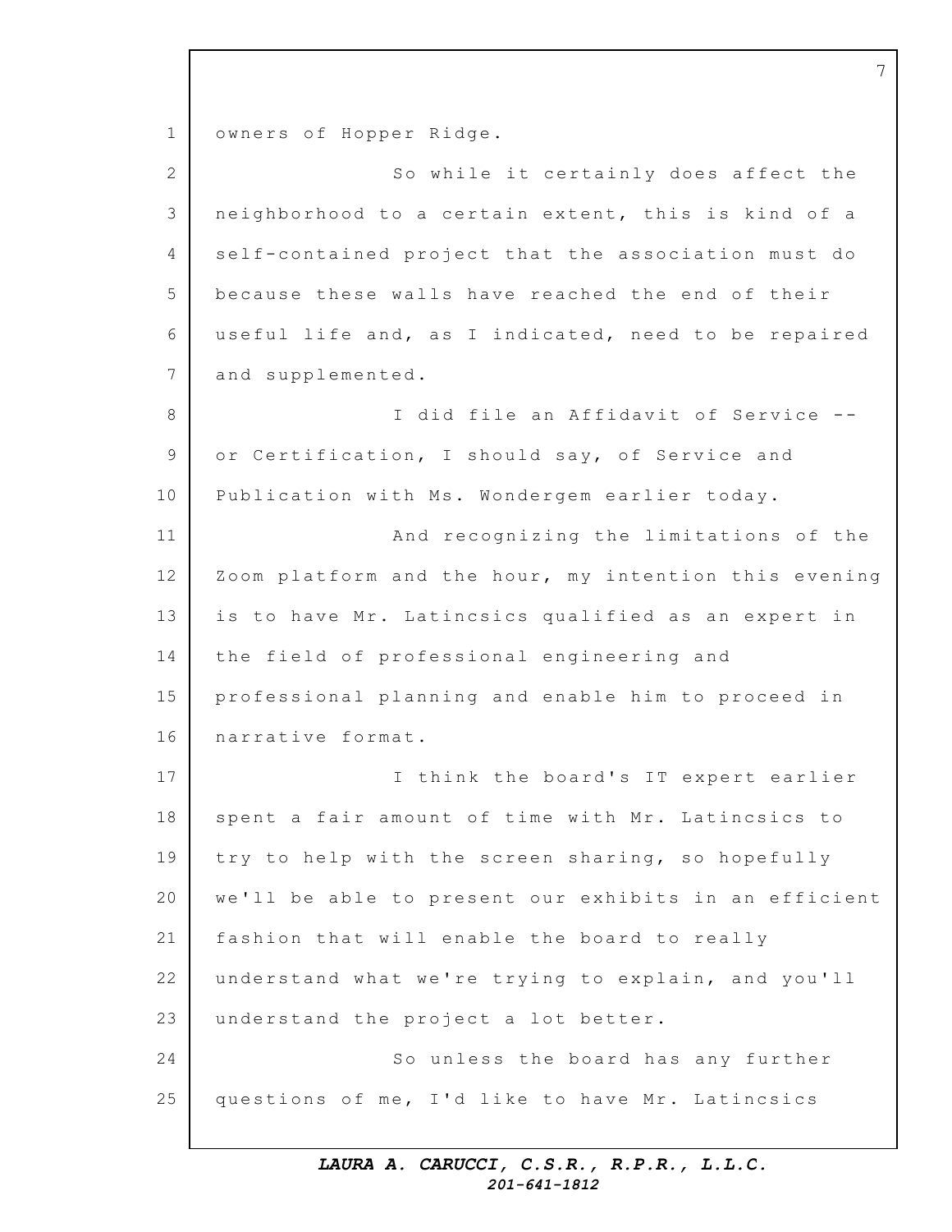owners of Hopper Ridge.

So while it certainly does affect the neighborhood to a certain extent, this is kind of a self-contained project that the association must do because these walls have reached the end of their useful life and, as I indicated, need to be repaired and supplemented.

I did file an Affidavit of Service -- or Certification, I should say, of Service and Publication with Ms. Wondergem earlier today.

And recognizing the limitations of the Zoom platform and the hour, my intention this evening is to have Mr. Latincsics qualified as an expert in the field of professional engineering and professional planning and enable him to proceed in narrative format.

I think the board's IT expert earlier spent a fair amount of time with Mr. Latincsics to try to help with the screen sharing, so hopefully we'll be able to present our exhibits in an efficient fashion that will enable the board to really understand what we're trying to explain, and you'll understand the project a lot better.

So unless the board has any further questions of me, I'd like to have Mr. Latincsics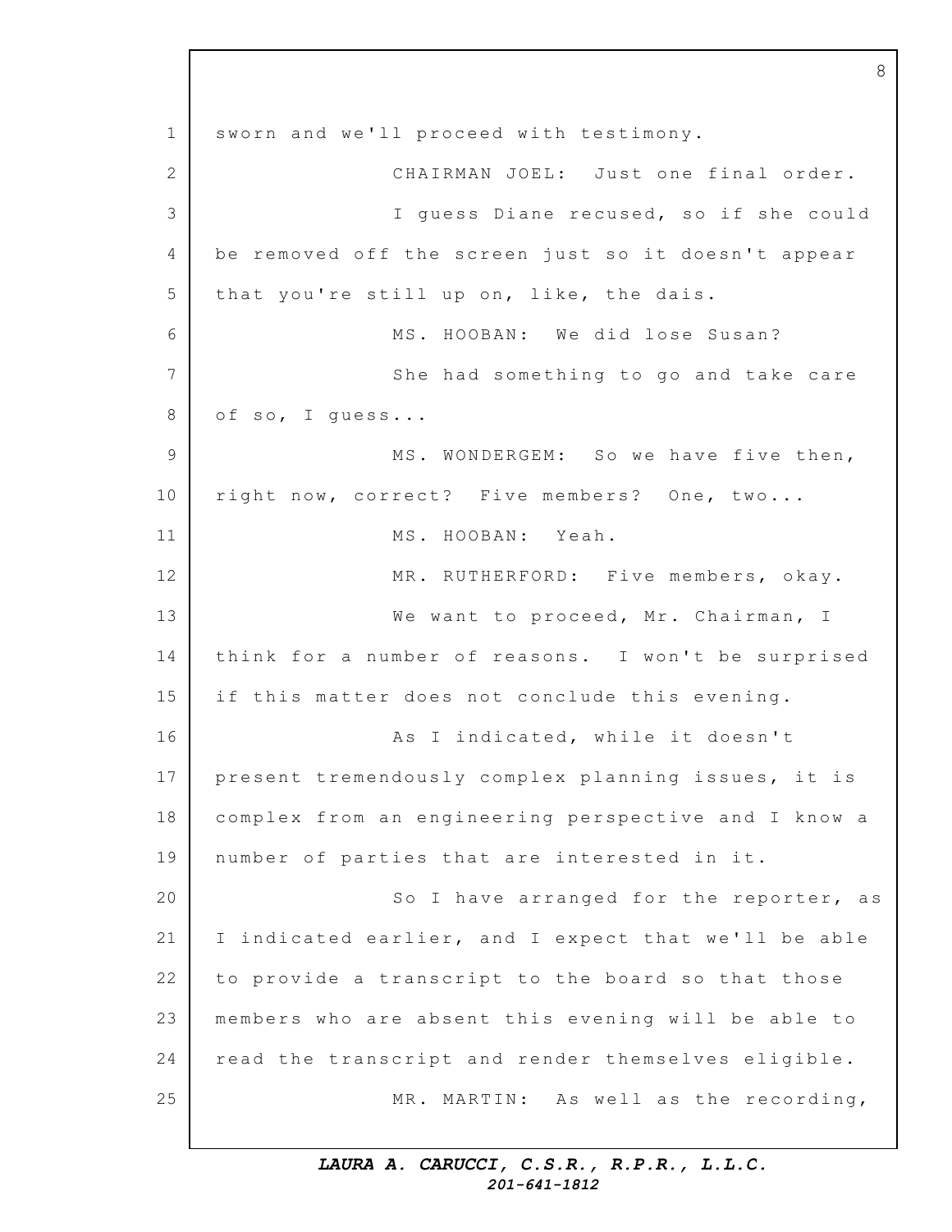sworn and we'll proceed with testimony.

CHAIRMAN JOEL: Just one final order.

I guess Diane recused, so if she could be removed off the screen just so it doesn't appear that you're still up on, like, the dais.

MS. HOOBAN: We did lose Susan?

She had something to go and take care of so, I guess...

MS. WONDERGEM: So we have five then, right now, correct? Five members? One, two...

MS. HOOBAN: Yeah.

MR. RUTHERFORD: Five members, okay.

We want to proceed, Mr. Chairman, I think for a number of reasons. I won't be surprised if this matter does not conclude this evening.

As I indicated, while it doesn't present tremendously complex planning issues, it is complex from an engineering perspective and I know a number of parties that are interested in it.

So I have arranged for the reporter, as I indicated earlier, and I expect that we'll be able to provide a transcript to the board so that those members who are absent this evening will be able to read the transcript and render themselves eligible.

MR. MARTIN: As well as the recording,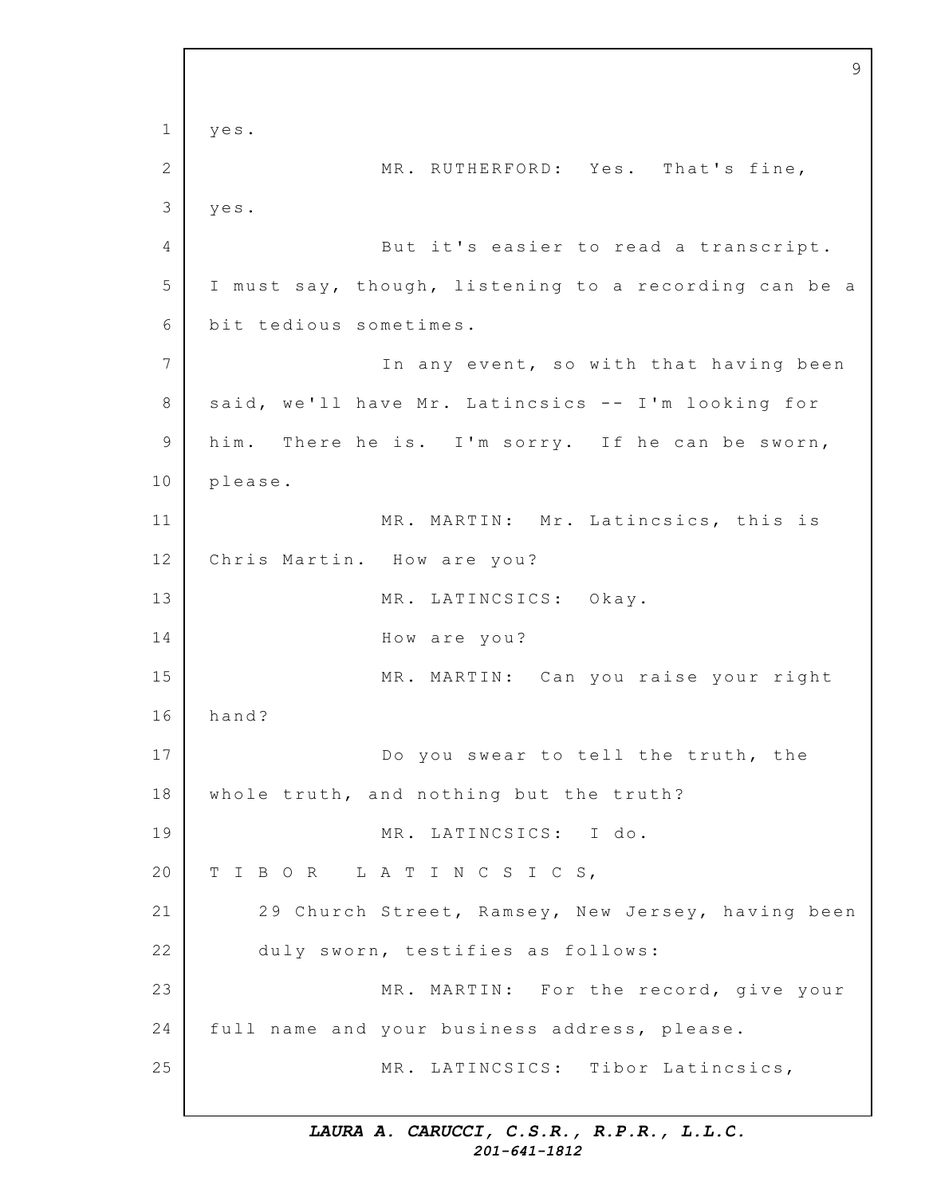yes.

MR. RUTHERFORD: Yes. That's fine, yes.

But it's easier to read a transcript. I must say, though, listening to a recording can be a bit tedious sometimes.

In any event, so with that having been said, we'll have Mr. Latincsics -- I'm looking for him. There he is. I'm sorry. If he can be sworn, please.

MR. MARTIN: Mr. Latincsics, this is Chris Martin. How are you?

MR. LATINCSICS: Okay.

How are you?

MR. MARTIN: Can you raise your right hand?

Do you swear to tell the truth, the whole truth, and nothing but the truth?

MR. LATINCSICS: I do.

T I B O R   L A T I N C S I C S,

29 Church Street, Ramsey, New Jersey, having been duly sworn, testifies as follows:

MR. MARTIN: For the record, give your full name and your business address, please.

MR. LATINCSICS: Tibor Latincsics,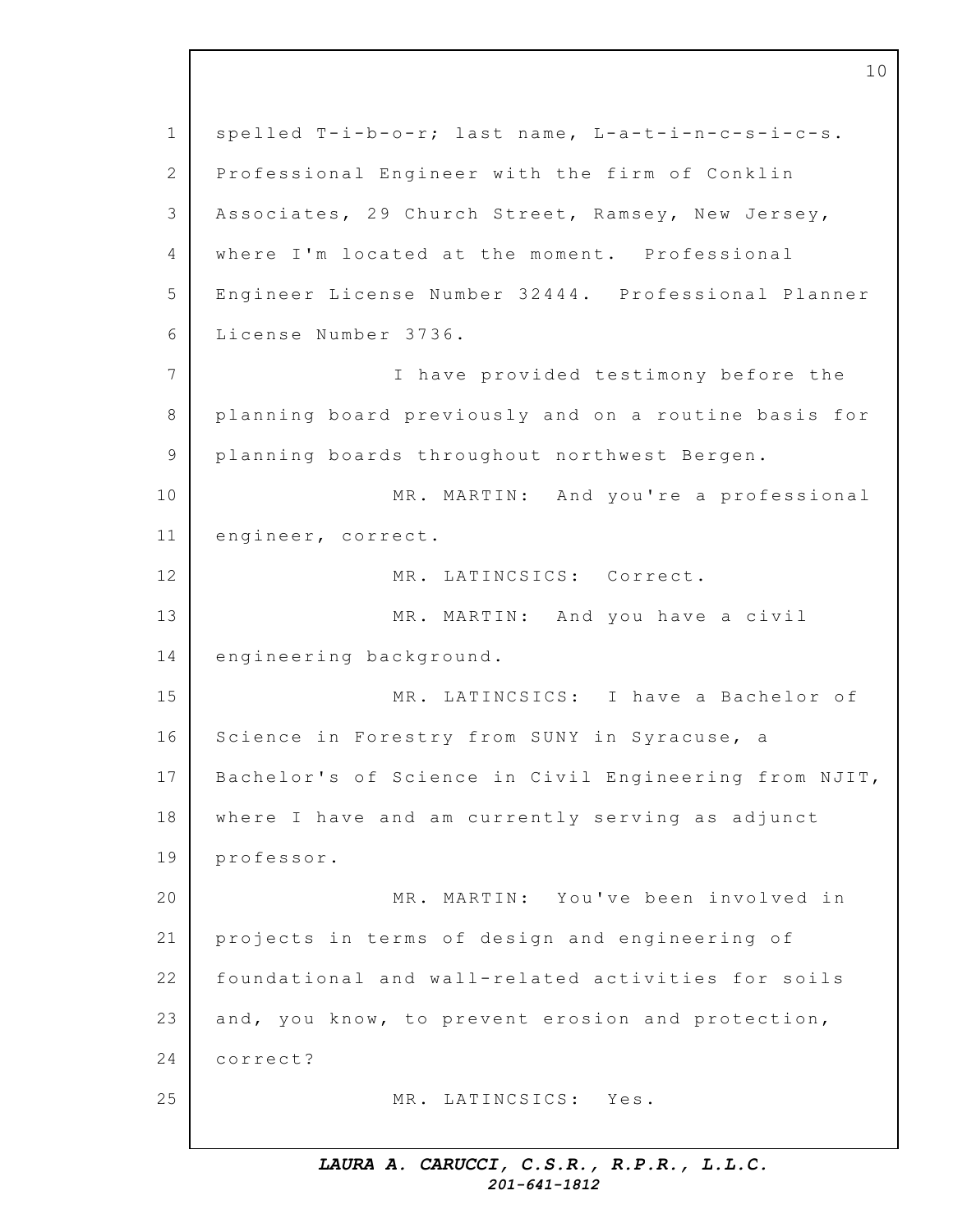spelled T-i-b-o-r; last name, L-a-t-i-n-c-s-i-c-s. Professional Engineer with the firm of Conklin Associates, 29 Church Street, Ramsey, New Jersey, where I'm located at the moment. Professional Engineer License Number 32444. Professional Planner License Number 3736.

I have provided testimony before the planning board previously and on a routine basis for planning boards throughout northwest Bergen.

MR. MARTIN: And you're a professional engineer, correct.

MR. LATINCSICS: Correct.

MR. MARTIN: And you have a civil engineering background.

MR. LATINCSICS: I have a Bachelor of Science in Forestry from SUNY in Syracuse, a Bachelor's of Science in Civil Engineering from NJIT, where I have and am currently serving as adjunct professor.

MR. MARTIN: You've been involved in projects in terms of design and engineering of foundational and wall-related activities for soils and, you know, to prevent erosion and protection, correct?

MR. LATINCSICS: Yes.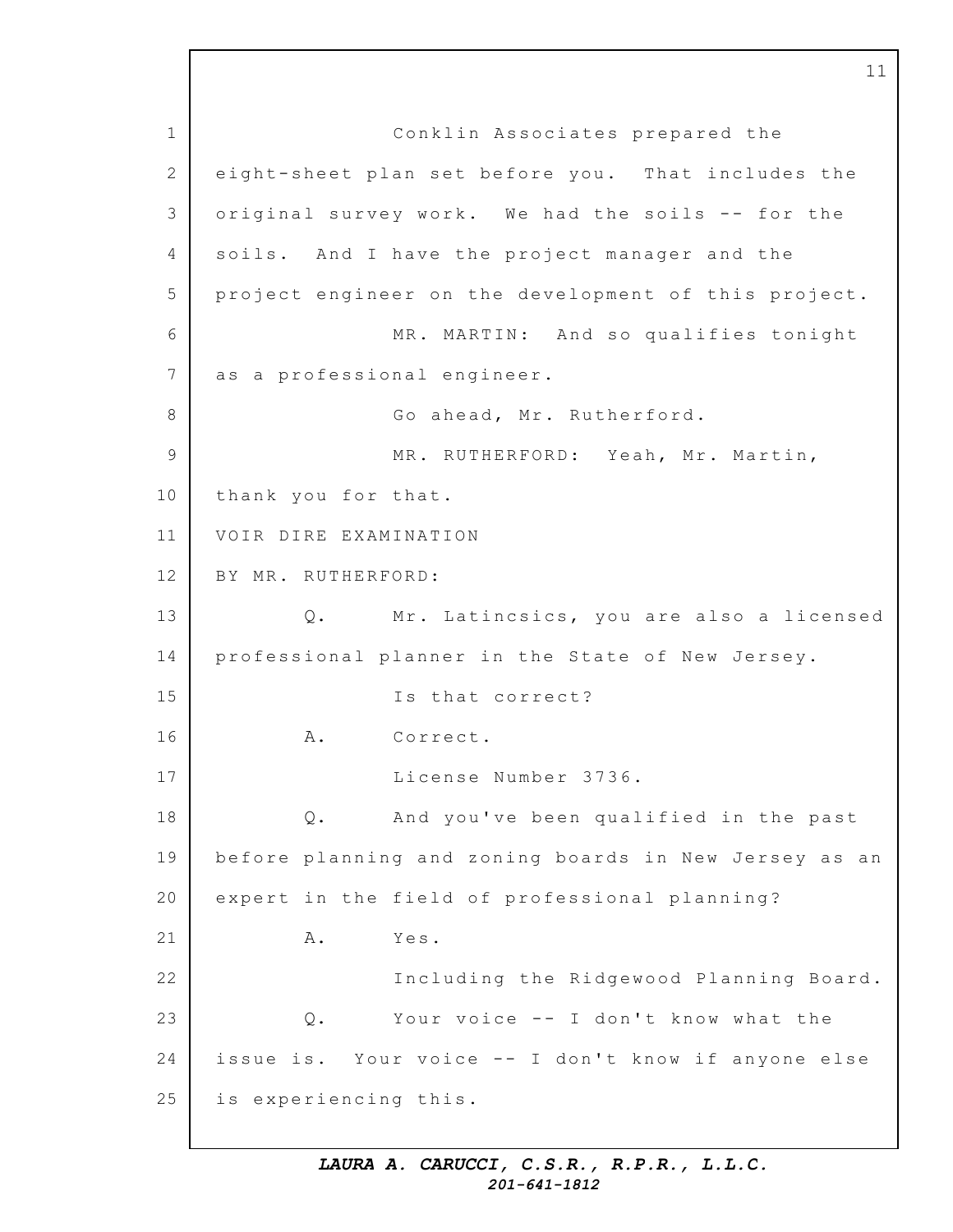Conklin Associates prepared the eight-sheet plan set before you. That includes the original survey work. We had the soils -- for the soils. And I have the project manager and the project engineer on the development of this project.

MR. MARTIN: And so qualifies tonight as a professional engineer.

Go ahead, Mr. Rutherford.

MR. RUTHERFORD: Yeah, Mr. Martin, thank you for that.

VOIR DIRE EXAMINATION

BY MR. RUTHERFORD:

Q. Mr. Latincsics, you are also a licensed professional planner in the State of New Jersey.

Is that correct?

A. Correct.

License Number 3736.

Q. And you've been qualified in the past before planning and zoning boards in New Jersey as an expert in the field of professional planning?

A. Yes.

Including the Ridgewood Planning Board.

Q. Your voice -- I don't know what the issue is. Your voice -- I don't know if anyone else is experiencing this.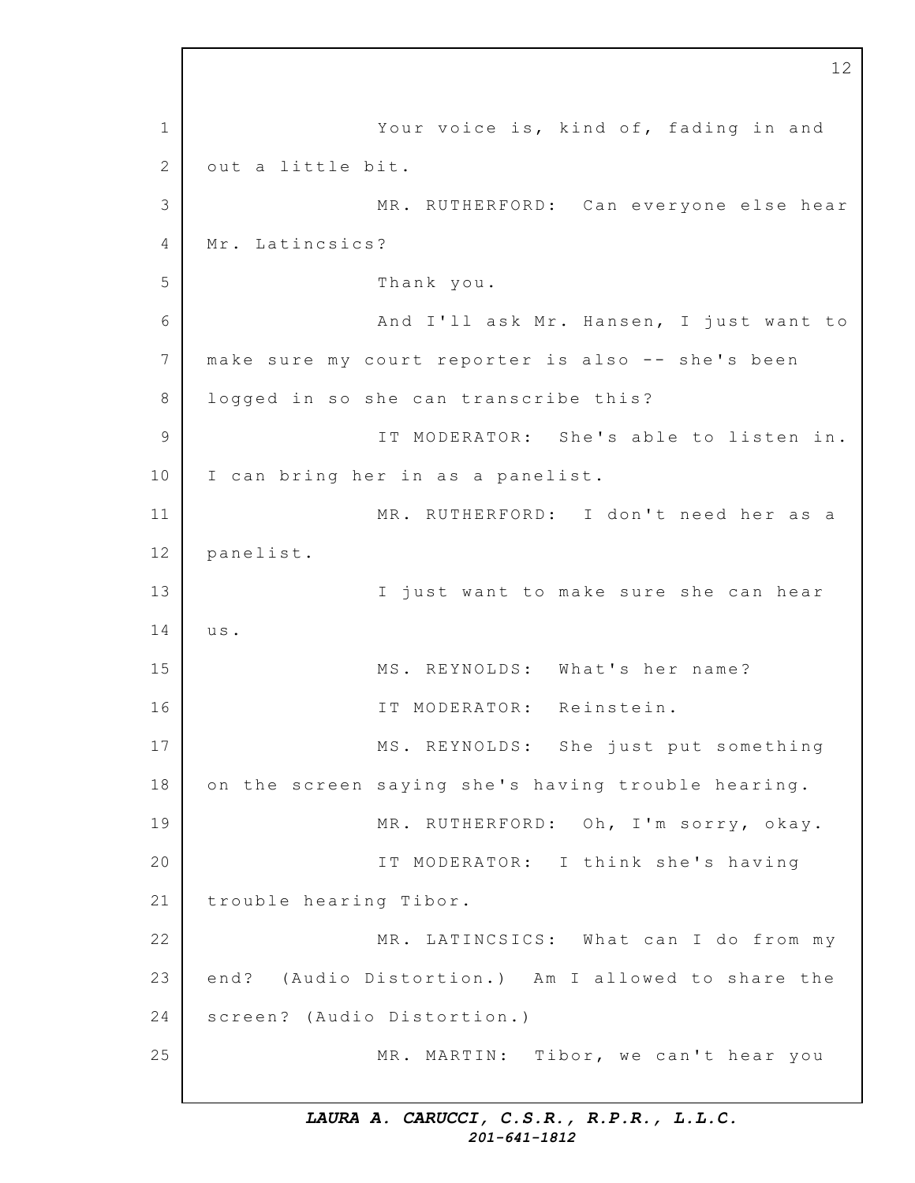Your voice is, kind of, fading in and out a little bit.

MR. RUTHERFORD: Can everyone else hear Mr. Latincsics?

Thank you.

And I'll ask Mr. Hansen, I just want to make sure my court reporter is also -- she's been logged in so she can transcribe this?

IT MODERATOR: She's able to listen in. I can bring her in as a panelist.

MR. RUTHERFORD: I don't need her as a panelist.

I just want to make sure she can hear us.

MS. REYNOLDS: What's her name?

IT MODERATOR: Reinstein.

MS. REYNOLDS: She just put something on the screen saying she's having trouble hearing.

MR. RUTHERFORD: Oh, I'm sorry, okay.

IT MODERATOR: I think she's having trouble hearing Tibor.

MR. LATINCSICS: What can I do from my end? (Audio Distortion.) Am I allowed to share the screen? (Audio Distortion.)

MR. MARTIN: Tibor, we can't hear you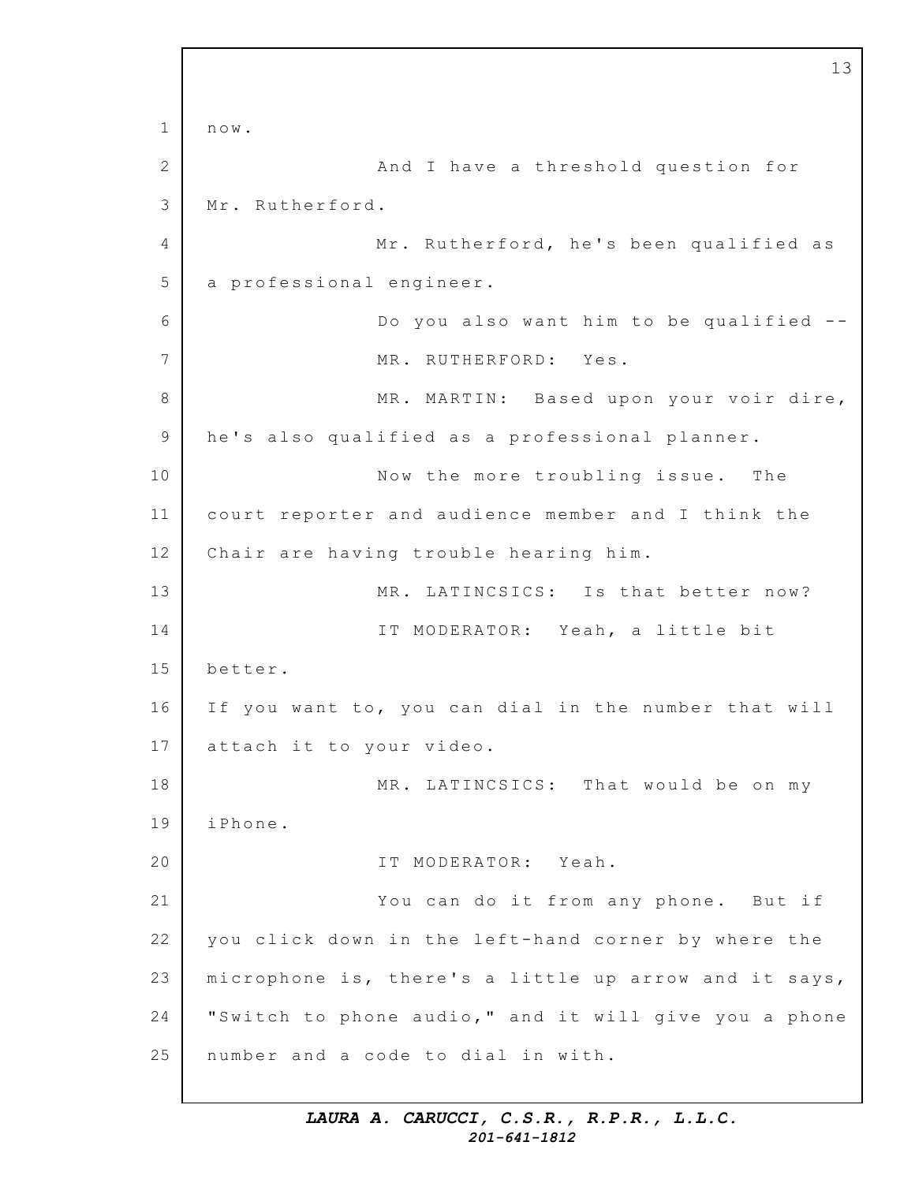now.

And I have a threshold question for Mr. Rutherford.

Mr. Rutherford, he's been qualified as a professional engineer.

Do you also want him to be qualified --

MR. RUTHERFORD: Yes.

MR. MARTIN: Based upon your voir dire, he's also qualified as a professional planner.

Now the more troubling issue. The court reporter and audience member and I think the Chair are having trouble hearing him.

MR. LATINCSICS: Is that better now?

IT MODERATOR: Yeah, a little bit better.

If you want to, you can dial in the number that will attach it to your video.

MR. LATINCSICS: That would be on my iPhone.

IT MODERATOR: Yeah.

You can do it from any phone. But if you click down in the left-hand corner by where the microphone is, there's a little up arrow and it says, "Switch to phone audio," and it will give you a phone number and a code to dial in with.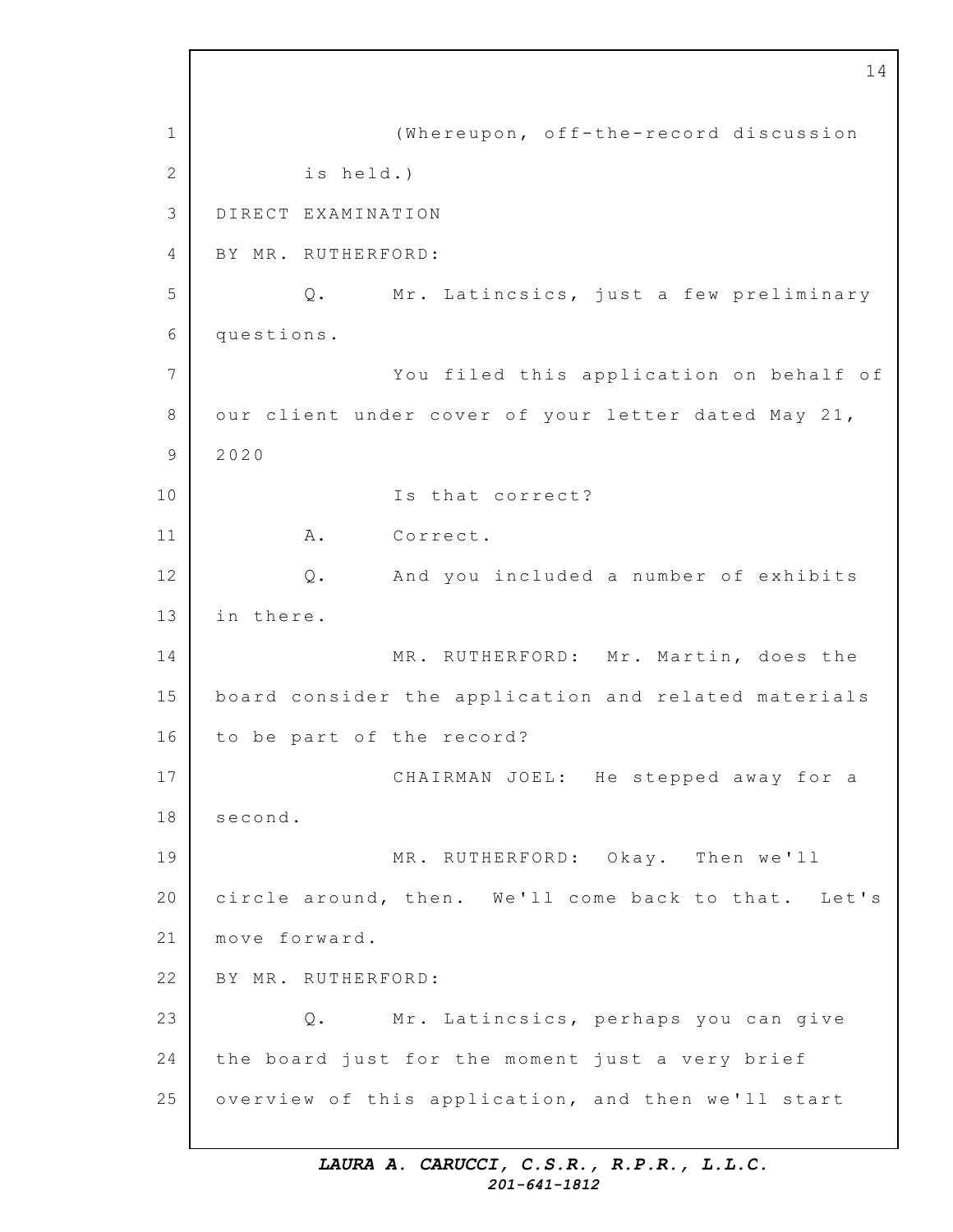(Whereupon, off-the-record discussion is held.)

DIRECT EXAMINATION

BY MR. RUTHERFORD:

Q. Mr. Latincsics, just a few preliminary questions.

You filed this application on behalf of our client under cover of your letter dated May 21, 2020

Is that correct?

A. Correct.

Q. And you included a number of exhibits in there.

MR. RUTHERFORD: Mr. Martin, does the board consider the application and related materials to be part of the record?

CHAIRMAN JOEL: He stepped away for a second.

MR. RUTHERFORD: Okay. Then we'll circle around, then. We'll come back to that. Let's move forward.

BY MR. RUTHERFORD:

Q. Mr. Latincsics, perhaps you can give the board just for the moment just a very brief overview of this application, and then we'll start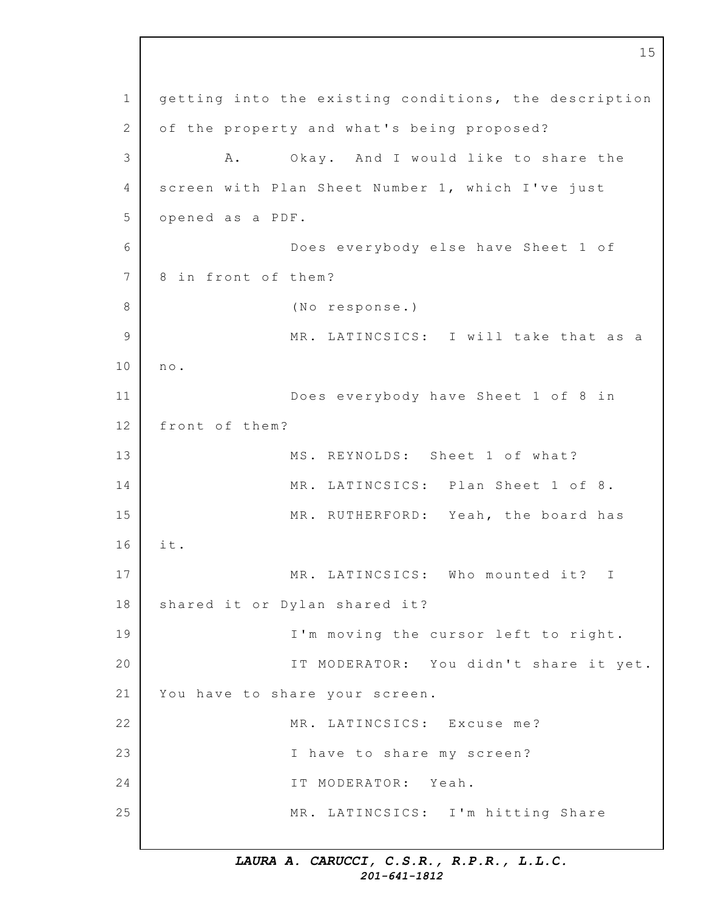getting into the existing conditions, the description of the property and what's being proposed?

A. Okay. And I would like to share the screen with Plan Sheet Number 1, which I've just opened as a PDF.

Does everybody else have Sheet 1 of 8 in front of them?

(No response.)

MR. LATINCSICS: I will take that as a no.

Does everybody have Sheet 1 of 8 in front of them?

MS. REYNOLDS: Sheet 1 of what?

MR. LATINCSICS: Plan Sheet 1 of 8.

MR. RUTHERFORD: Yeah, the board has it.

MR. LATINCSICS: Who mounted it? I shared it or Dylan shared it?

I'm moving the cursor left to right.

IT MODERATOR: You didn't share it yet. You have to share your screen.

MR. LATINCSICS: Excuse me?

I have to share my screen?

IT MODERATOR: Yeah.

MR. LATINCSICS: I'm hitting Share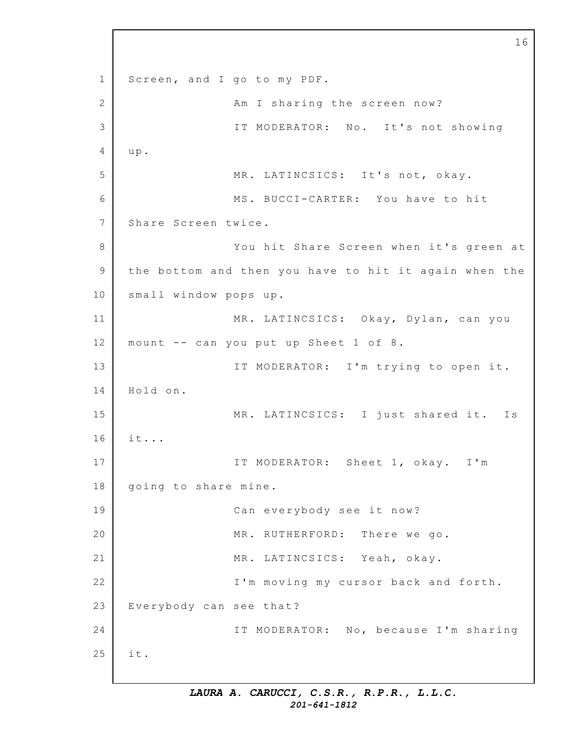Screen, and I go to my PDF.

Am I sharing the screen now?

IT MODERATOR: No. It's not showing up.

MR. LATINCSICS: It's not, okay.

MS. BUCCI-CARTER: You have to hit Share Screen twice.

You hit Share Screen when it's green at the bottom and then you have to hit it again when the small window pops up.

MR. LATINCSICS: Okay, Dylan, can you mount -- can you put up Sheet 1 of 8.

IT MODERATOR: I'm trying to open it. Hold on.

MR. LATINCSICS: I just shared it. Is it...

IT MODERATOR: Sheet 1, okay. I'm going to share mine.

Can everybody see it now?

MR. RUTHERFORD: There we go.

MR. LATINCSICS: Yeah, okay.

I'm moving my cursor back and forth. Everybody can see that?

IT MODERATOR: No, because I'm sharing it.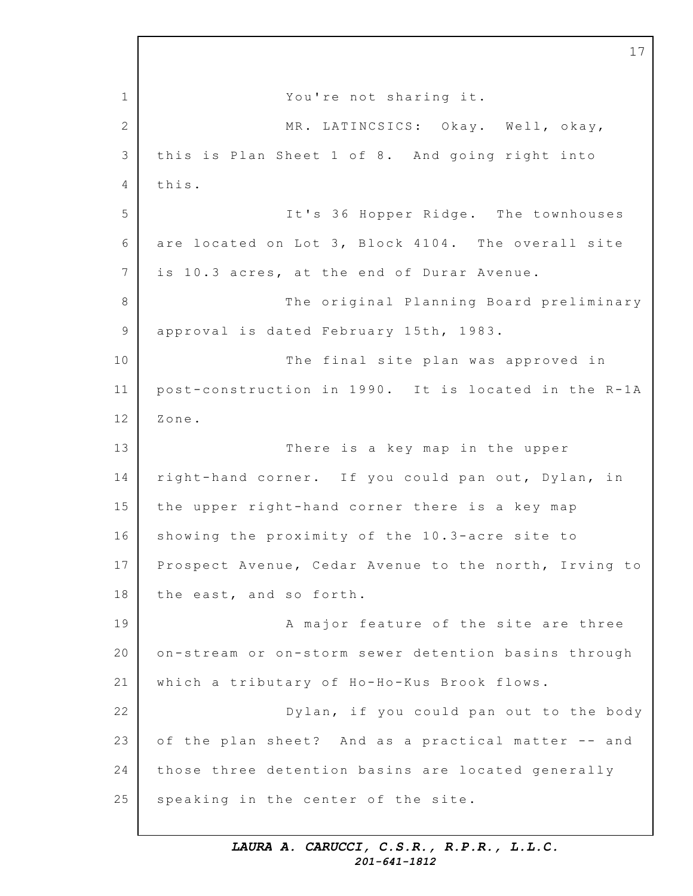You're not sharing it.

MR. LATINCSICS: Okay. Well, okay, this is Plan Sheet 1 of 8. And going right into this.

It's 36 Hopper Ridge. The townhouses are located on Lot 3, Block 4104. The overall site is 10.3 acres, at the end of Durar Avenue.

The original Planning Board preliminary approval is dated February 15th, 1983.

The final site plan was approved in post-construction in 1990. It is located in the R-1A Zone.

There is a key map in the upper right-hand corner. If you could pan out, Dylan, in the upper right-hand corner there is a key map showing the proximity of the 10.3-acre site to Prospect Avenue, Cedar Avenue to the north, Irving to the east, and so forth.

A major feature of the site are three on-stream or on-storm sewer detention basins through which a tributary of Ho-Ho-Kus Brook flows.

Dylan, if you could pan out to the body of the plan sheet? And as a practical matter -- and those three detention basins are located generally speaking in the center of the site.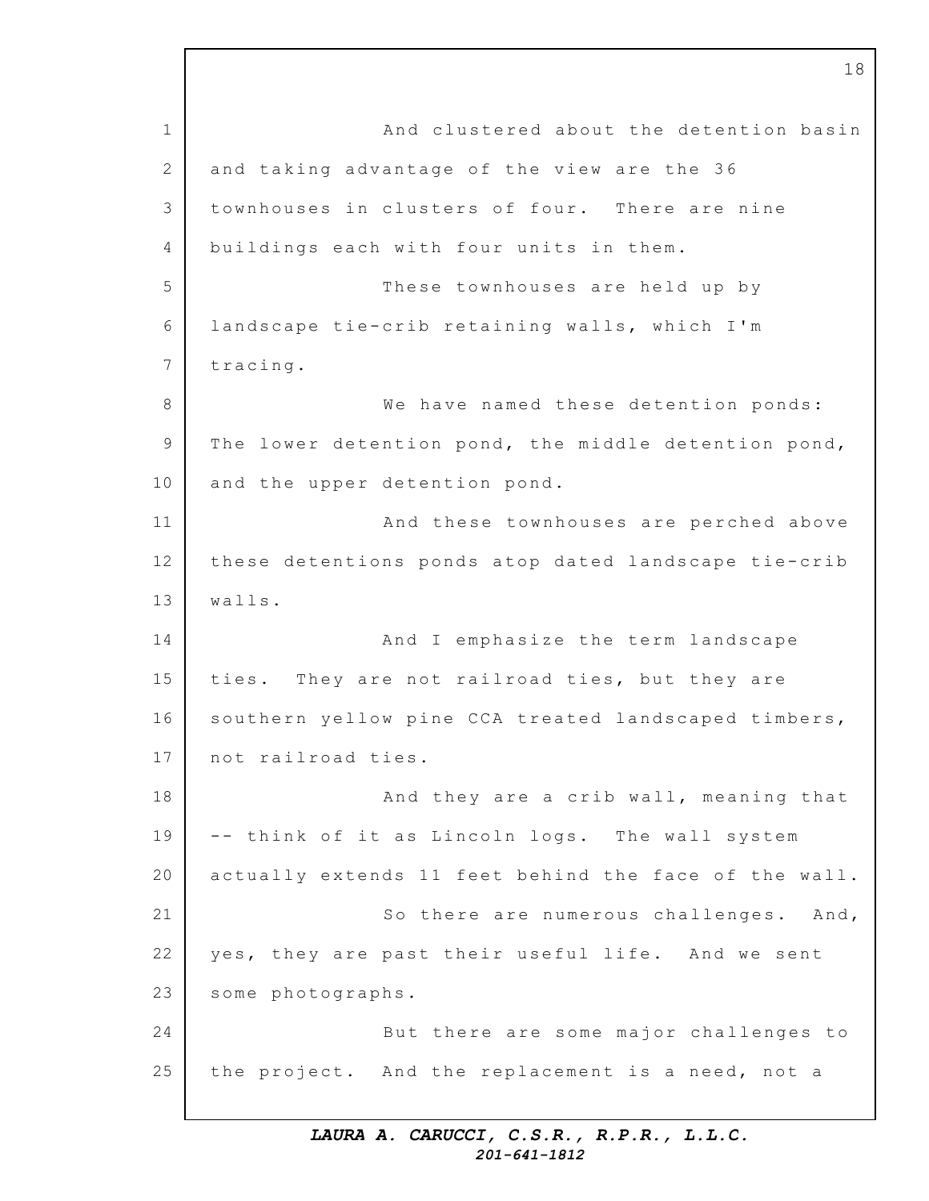And clustered about the detention basin and taking advantage of the view are the 36 townhouses in clusters of four. There are nine buildings each with four units in them.

These townhouses are held up by landscape tie-crib retaining walls, which I'm tracing.

We have named these detention ponds: The lower detention pond, the middle detention pond, and the upper detention pond.

And these townhouses are perched above these detentions ponds atop dated landscape tie-crib walls.

And I emphasize the term landscape ties. They are not railroad ties, but they are southern yellow pine CCA treated landscaped timbers, not railroad ties.

And they are a crib wall, meaning that -- think of it as Lincoln logs. The wall system actually extends 11 feet behind the face of the wall.

So there are numerous challenges. And, yes, they are past their useful life. And we sent some photographs.

But there are some major challenges to the project. And the replacement is a need, not a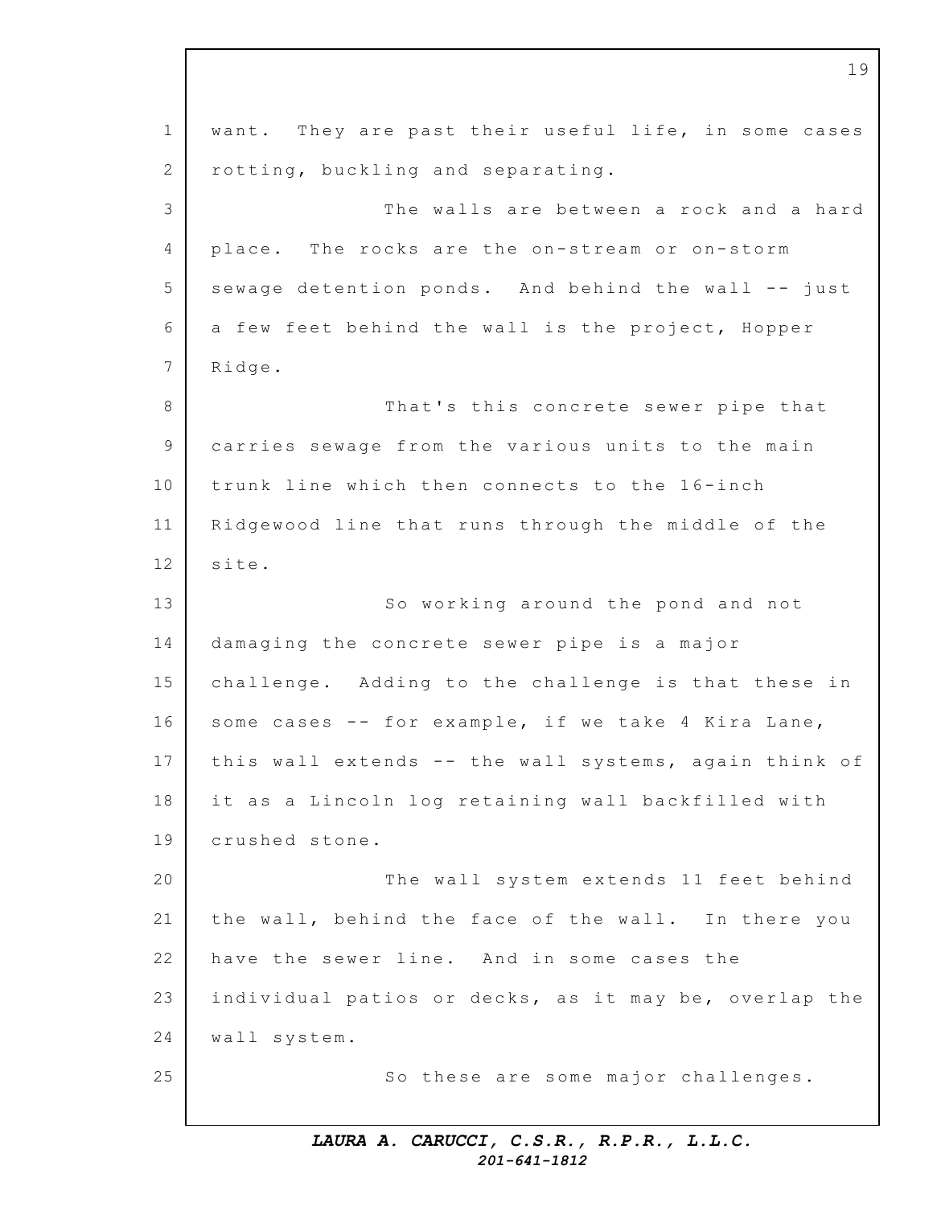want. They are past their useful life, in some cases rotting, buckling and separating.

The walls are between a rock and a hard place. The rocks are the on-stream or on-storm sewage detention ponds. And behind the wall -- just a few feet behind the wall is the project, Hopper Ridge.

That's this concrete sewer pipe that carries sewage from the various units to the main trunk line which then connects to the 16-inch Ridgewood line that runs through the middle of the site.

So working around the pond and not damaging the concrete sewer pipe is a major challenge. Adding to the challenge is that these in some cases -- for example, if we take 4 Kira Lane, this wall extends -- the wall systems, again think of it as a Lincoln log retaining wall backfilled with crushed stone.

The wall system extends 11 feet behind the wall, behind the face of the wall. In there you have the sewer line. And in some cases the individual patios or decks, as it may be, overlap the wall system.

So these are some major challenges.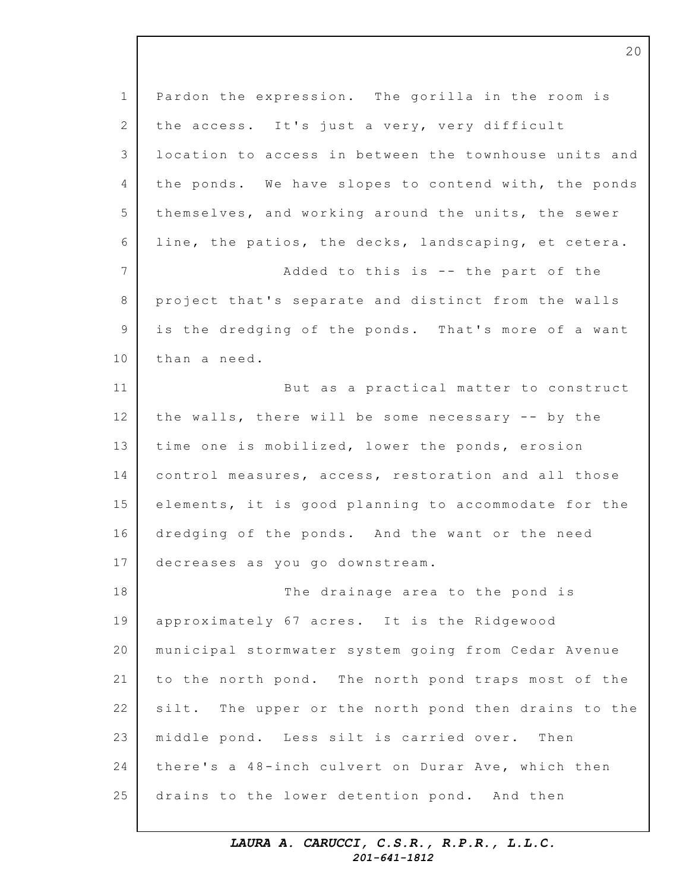Pardon the expression. The gorilla in the room is the access. It's just a very, very difficult location to access in between the townhouse units and the ponds. We have slopes to contend with, the ponds themselves, and working around the units, the sewer line, the patios, the decks, landscaping, et cetera.

Added to this is -- the part of the project that's separate and distinct from the walls is the dredging of the ponds. That's more of a want than a need.

But as a practical matter to construct the walls, there will be some necessary -- by the time one is mobilized, lower the ponds, erosion control measures, access, restoration and all those elements, it is good planning to accommodate for the dredging of the ponds. And the want or the need decreases as you go downstream.

The drainage area to the pond is approximately 67 acres. It is the Ridgewood municipal stormwater system going from Cedar Avenue to the north pond. The north pond traps most of the silt. The upper or the north pond then drains to the middle pond. Less silt is carried over. Then there's a 48-inch culvert on Durar Ave, which then drains to the lower detention pond. And then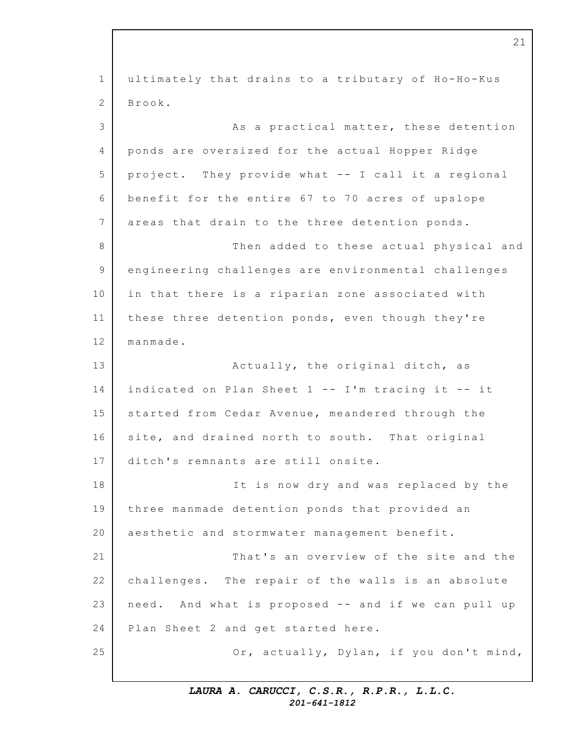ultimately that drains to a tributary of Ho-Ho-Kus Brook.

As a practical matter, these detention ponds are oversized for the actual Hopper Ridge project. They provide what -- I call it a regional benefit for the entire 67 to 70 acres of upslope areas that drain to the three detention ponds.

Then added to these actual physical and engineering challenges are environmental challenges in that there is a riparian zone associated with these three detention ponds, even though they're manmade.

Actually, the original ditch, as indicated on Plan Sheet 1 -- I'm tracing it -- it started from Cedar Avenue, meandered through the site, and drained north to south. That original ditch's remnants are still onsite.

It is now dry and was replaced by the three manmade detention ponds that provided an aesthetic and stormwater management benefit.

That's an overview of the site and the challenges. The repair of the walls is an absolute need. And what is proposed -- and if we can pull up Plan Sheet 2 and get started here.

Or, actually, Dylan, if you don't mind,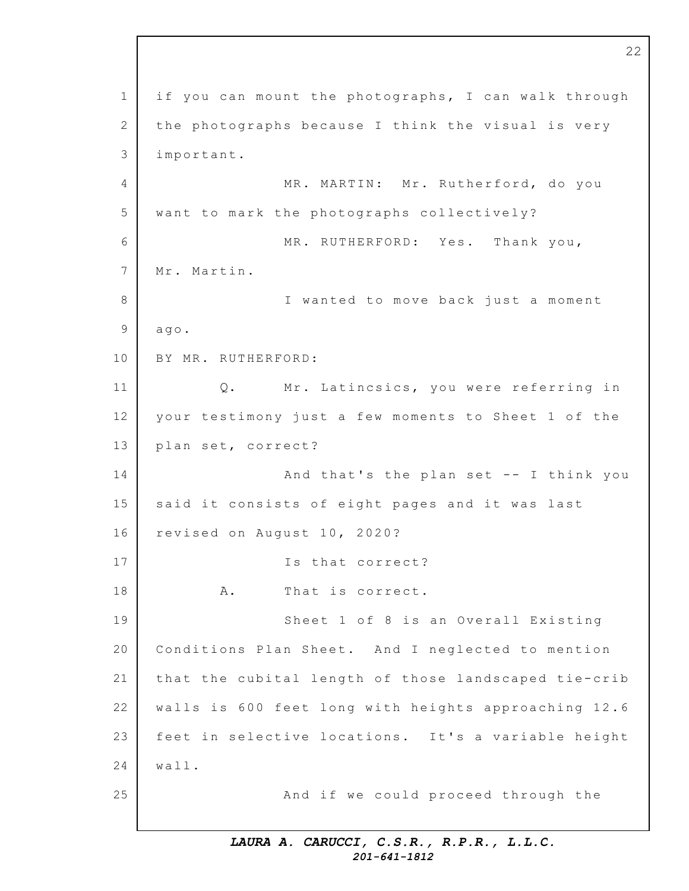if you can mount the photographs, I can walk through the photographs because I think the visual is very important.

MR. MARTIN: Mr. Rutherford, do you want to mark the photographs collectively?

MR. RUTHERFORD: Yes. Thank you, Mr. Martin.

I wanted to move back just a moment ago.

BY MR. RUTHERFORD:

Q. Mr. Latincsics, you were referring in your testimony just a few moments to Sheet 1 of the plan set, correct?

And that's the plan set -- I think you said it consists of eight pages and it was last revised on August 10, 2020?

Is that correct?

A. That is correct.

Sheet 1 of 8 is an Overall Existing Conditions Plan Sheet. And I neglected to mention that the cubital length of those landscaped tie-crib walls is 600 feet long with heights approaching 12.6 feet in selective locations. It's a variable height wall.

And if we could proceed through the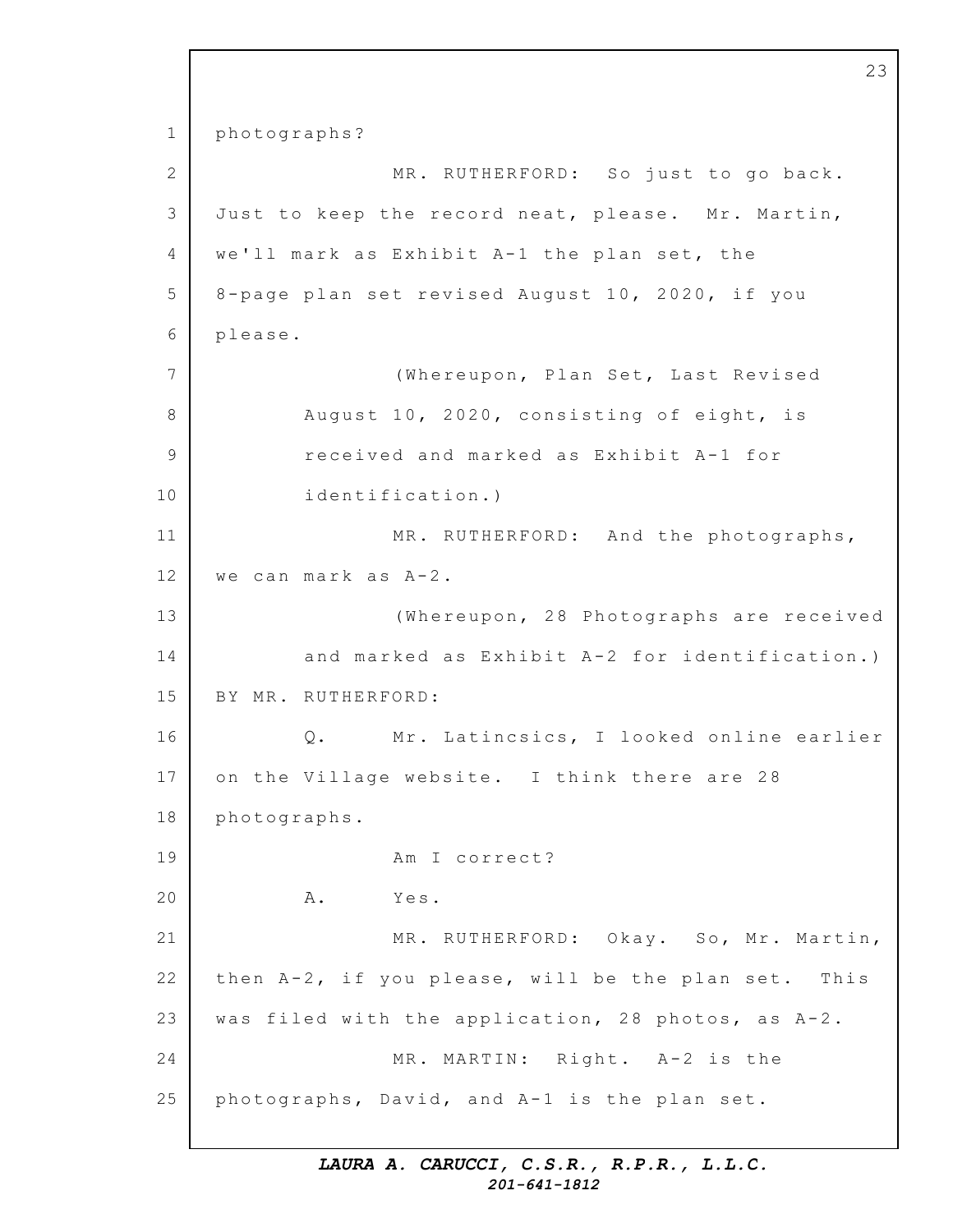photographs?

MR. RUTHERFORD: So just to go back. Just to keep the record neat, please. Mr. Martin, we'll mark as Exhibit A-1 the plan set, the 8-page plan set revised August 10, 2020, if you please.

(Whereupon, Plan Set, Last Revised August 10, 2020, consisting of eight, is received and marked as Exhibit A-1 for identification.)

MR. RUTHERFORD: And the photographs, we can mark as A-2.

(Whereupon, 28 Photographs are received and marked as Exhibit A-2 for identification.)

BY MR. RUTHERFORD:

Q. Mr. Latincsics, I looked online earlier on the Village website. I think there are 28 photographs.

Am I correct?

A. Yes.

MR. RUTHERFORD: Okay. So, Mr. Martin, then A-2, if you please, will be the plan set. This was filed with the application, 28 photos, as A-2.

MR. MARTIN: Right. A-2 is the photographs, David, and A-1 is the plan set.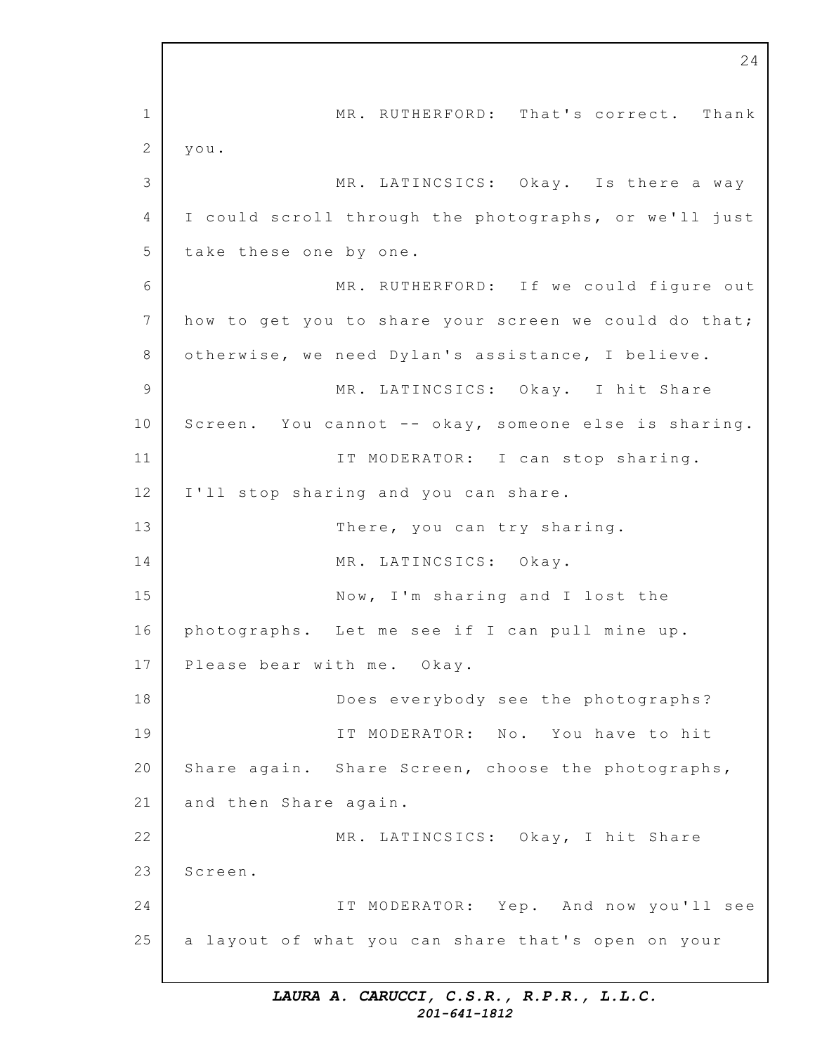MR. RUTHERFORD: That's correct. Thank you.

MR. LATINCSICS: Okay. Is there a way I could scroll through the photographs, or we'll just take these one by one.

MR. RUTHERFORD: If we could figure out how to get you to share your screen we could do that; otherwise, we need Dylan's assistance, I believe.

MR. LATINCSICS: Okay. I hit Share Screen. You cannot -- okay, someone else is sharing.

IT MODERATOR: I can stop sharing. I'll stop sharing and you can share.

There, you can try sharing.

MR. LATINCSICS: Okay.

Now, I'm sharing and I lost the photographs. Let me see if I can pull mine up. Please bear with me. Okay.

Does everybody see the photographs?

IT MODERATOR: No. You have to hit Share again. Share Screen, choose the photographs, and then Share again.

MR. LATINCSICS: Okay, I hit Share Screen.

IT MODERATOR: Yep. And now you'll see a layout of what you can share that's open on your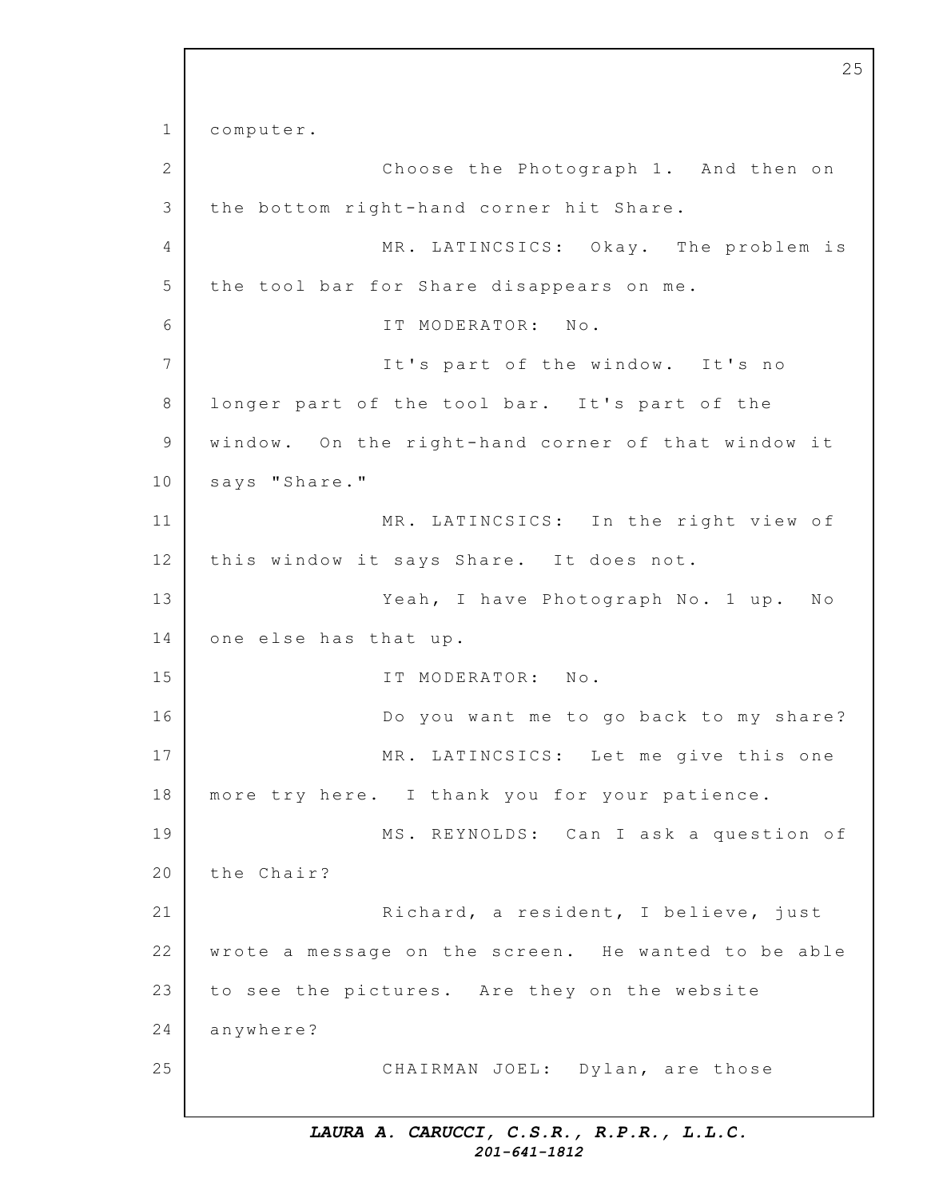computer.

Choose the Photograph 1. And then on the bottom right-hand corner hit Share.

MR. LATINCSICS: Okay. The problem is the tool bar for Share disappears on me.

IT MODERATOR: No.

It's part of the window. It's no longer part of the tool bar. It's part of the window. On the right-hand corner of that window it says "Share."

MR. LATINCSICS: In the right view of this window it says Share. It does not.

Yeah, I have Photograph No. 1 up. No one else has that up.

IT MODERATOR: No.

Do you want me to go back to my share?

MR. LATINCSICS: Let me give this one more try here. I thank you for your patience.

MS. REYNOLDS: Can I ask a question of the Chair?

Richard, a resident, I believe, just wrote a message on the screen. He wanted to be able to see the pictures. Are they on the website anywhere?

CHAIRMAN JOEL: Dylan, are those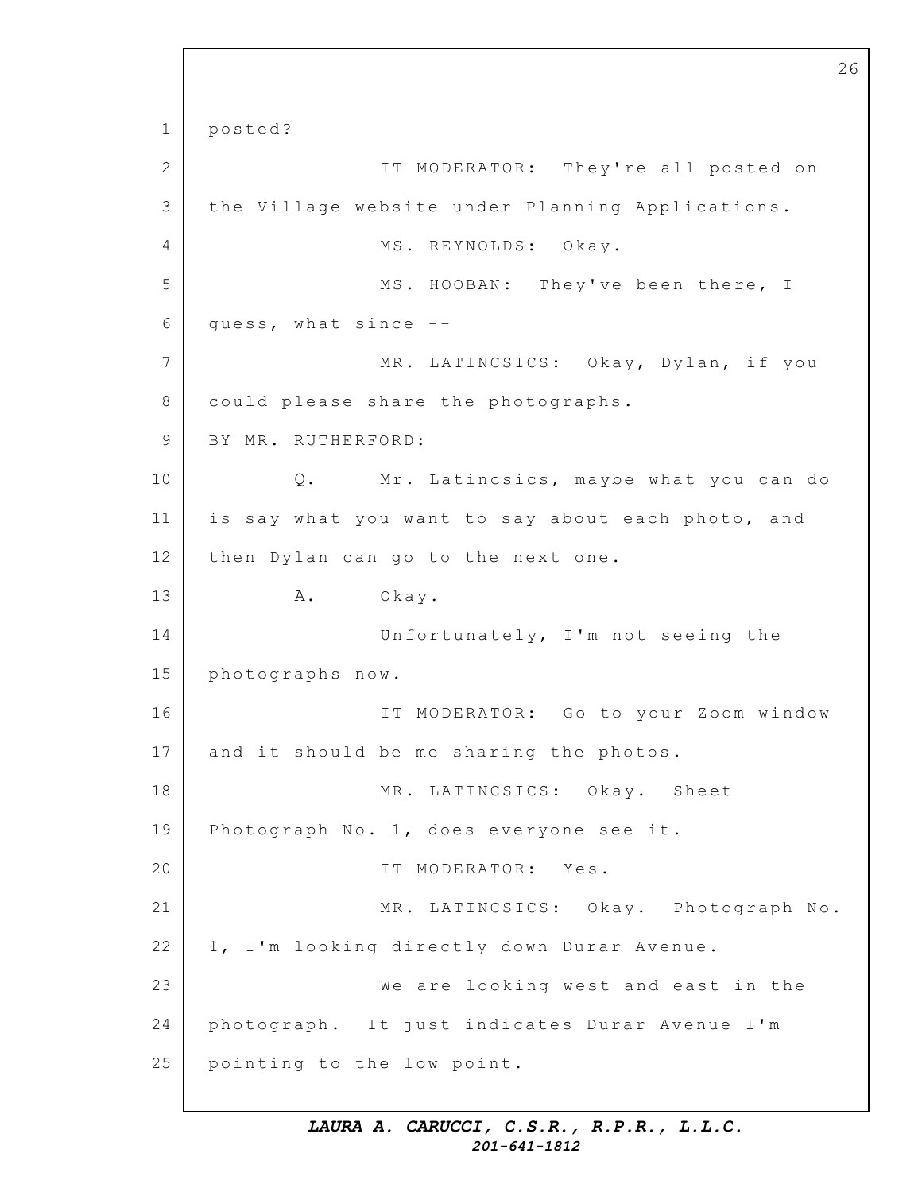posted?

IT MODERATOR: They're all posted on the Village website under Planning Applications.

MS. REYNOLDS: Okay.

MS. HOOBAN: They've been there, I guess, what since --

MR. LATINCSICS: Okay, Dylan, if you could please share the photographs.

BY MR. RUTHERFORD:

Q. Mr. Latincsics, maybe what you can do is say what you want to say about each photo, and then Dylan can go to the next one.

A. Okay.

Unfortunately, I'm not seeing the photographs now.

IT MODERATOR: Go to your Zoom window and it should be me sharing the photos.

MR. LATINCSICS: Okay. Sheet Photograph No. 1, does everyone see it.

IT MODERATOR: Yes.

MR. LATINCSICS: Okay. Photograph No. 1, I'm looking directly down Durar Avenue.

We are looking west and east in the photograph. It just indicates Durar Avenue I'm pointing to the low point.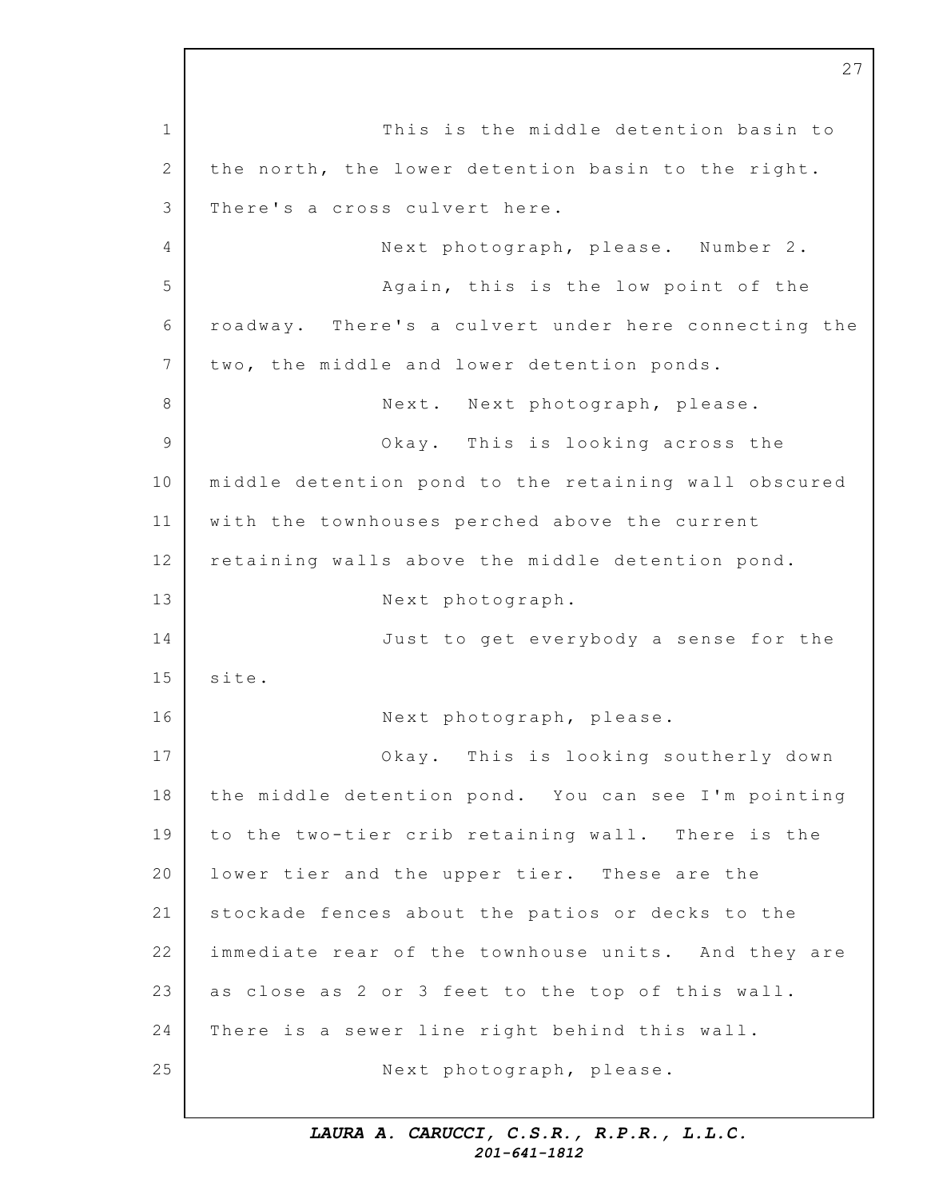This is the middle detention basin to the north, the lower detention basin to the right. There's a cross culvert here.

Next photograph, please. Number 2.

Again, this is the low point of the roadway. There's a culvert under here connecting the two, the middle and lower detention ponds.

Next. Next photograph, please.

Okay. This is looking across the middle detention pond to the retaining wall obscured with the townhouses perched above the current retaining walls above the middle detention pond.

Next photograph.

Just to get everybody a sense for the site.

Next photograph, please.

Okay. This is looking southerly down the middle detention pond. You can see I'm pointing to the two-tier crib retaining wall. There is the lower tier and the upper tier. These are the stockade fences about the patios or decks to the immediate rear of the townhouse units. And they are as close as 2 or 3 feet to the top of this wall. There is a sewer line right behind this wall.

Next photograph, please.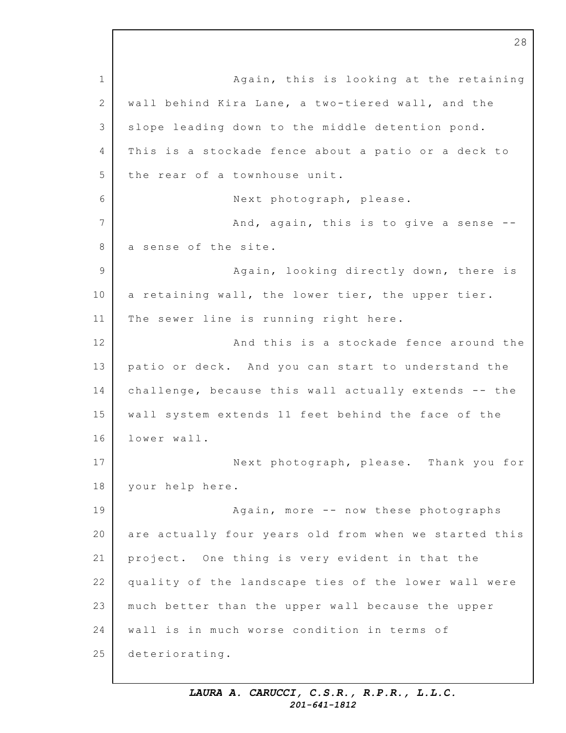Again, this is looking at the retaining wall behind Kira Lane, a two-tiered wall, and the slope leading down to the middle detention pond. This is a stockade fence about a patio or a deck to the rear of a townhouse unit.

Next photograph, please.

And, again, this is to give a sense -- a sense of the site.

Again, looking directly down, there is a retaining wall, the lower tier, the upper tier. The sewer line is running right here.

And this is a stockade fence around the patio or deck. And you can start to understand the challenge, because this wall actually extends -- the wall system extends 11 feet behind the face of the lower wall.

Next photograph, please. Thank you for your help here.

Again, more -- now these photographs are actually four years old from when we started this project. One thing is very evident in that the quality of the landscape ties of the lower wall were much better than the upper wall because the upper wall is in much worse condition in terms of deteriorating.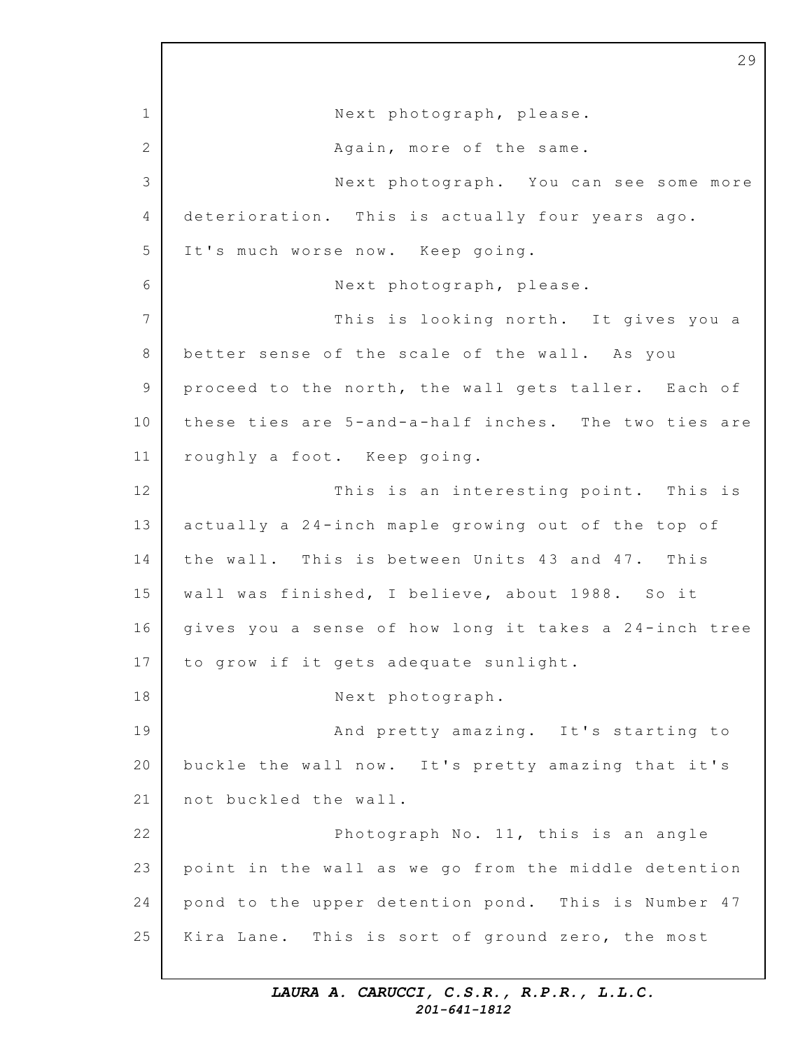Next photograph, please.

Again, more of the same.

Next photograph. You can see some more deterioration. This is actually four years ago. It's much worse now. Keep going.

Next photograph, please.

This is looking north. It gives you a better sense of the scale of the wall. As you proceed to the north, the wall gets taller. Each of these ties are 5-and-a-half inches. The two ties are roughly a foot. Keep going.

This is an interesting point. This is actually a 24-inch maple growing out of the top of the wall. This is between Units 43 and 47. This wall was finished, I believe, about 1988. So it gives you a sense of how long it takes a 24-inch tree to grow if it gets adequate sunlight.

Next photograph.

And pretty amazing. It's starting to buckle the wall now. It's pretty amazing that it's not buckled the wall.

Photograph No. 11, this is an angle point in the wall as we go from the middle detention pond to the upper detention pond. This is Number 47 Kira Lane. This is sort of ground zero, the most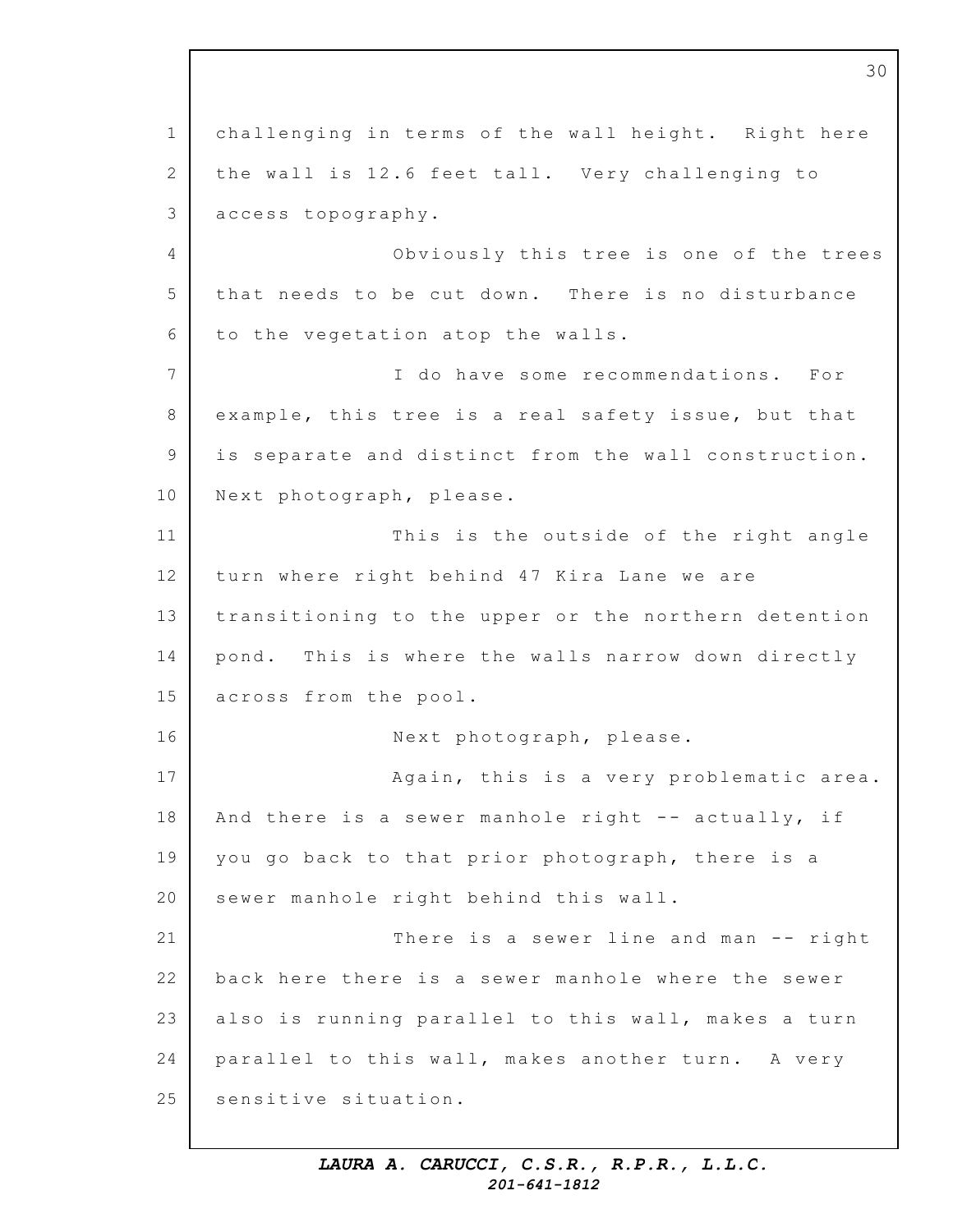1 challenging in terms of the wall height. Right here
2 the wall is 12.6 feet tall. Very challenging to
3 access topography.
4 Obviously this tree is one of the trees
5 that needs to be cut down. There is no disturbance
6 to the vegetation atop the walls.
7 I do have some recommendations. For
8 example, this tree is a real safety issue, but that
9 is separate and distinct from the wall construction.
10 Next photograph, please.
11 This is the outside of the right angle
12 turn where right behind 47 Kira Lane we are
13 transitioning to the upper or the northern detention
14 pond. This is where the walls narrow down directly
15 across from the pool.
16 Next photograph, please.
17 Again, this is a very problematic area.
18 And there is a sewer manhole right -- actually, if
19 you go back to that prior photograph, there is a
20 sewer manhole right behind this wall.
21 There is a sewer line and man -- right
22 back here there is a sewer manhole where the sewer
23 also is running parallel to this wall, makes a turn
24 parallel to this wall, makes another turn. A very
25 sensitive situation.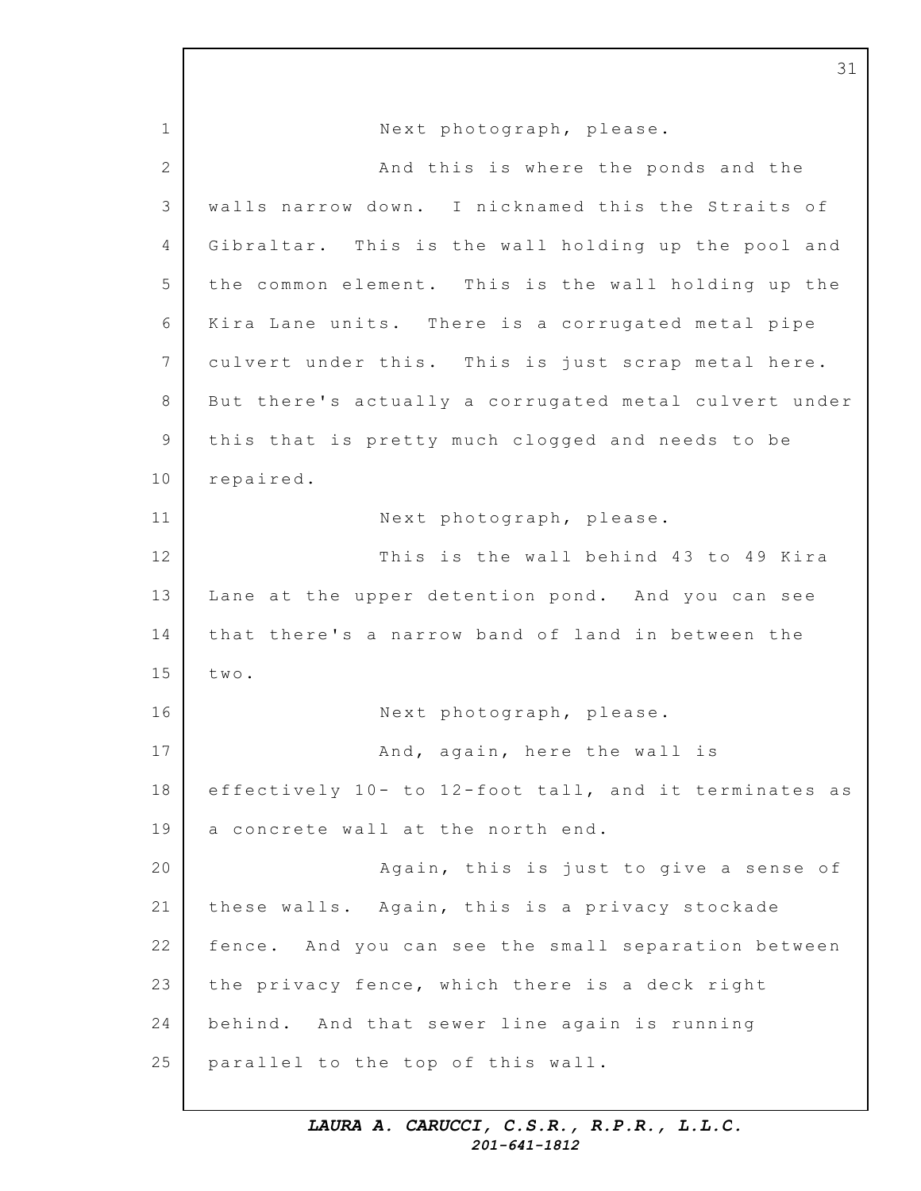Next photograph, please.

And this is where the ponds and the walls narrow down. I nicknamed this the Straits of Gibraltar. This is the wall holding up the pool and the common element. This is the wall holding up the Kira Lane units. There is a corrugated metal pipe culvert under this. This is just scrap metal here. But there's actually a corrugated metal culvert under this that is pretty much clogged and needs to be repaired.

Next photograph, please.

This is the wall behind 43 to 49 Kira Lane at the upper detention pond. And you can see that there's a narrow band of land in between the two.

Next photograph, please.

And, again, here the wall is effectively 10- to 12-foot tall, and it terminates as a concrete wall at the north end.

Again, this is just to give a sense of these walls. Again, this is a privacy stockade fence. And you can see the small separation between the privacy fence, which there is a deck right behind. And that sewer line again is running parallel to the top of this wall.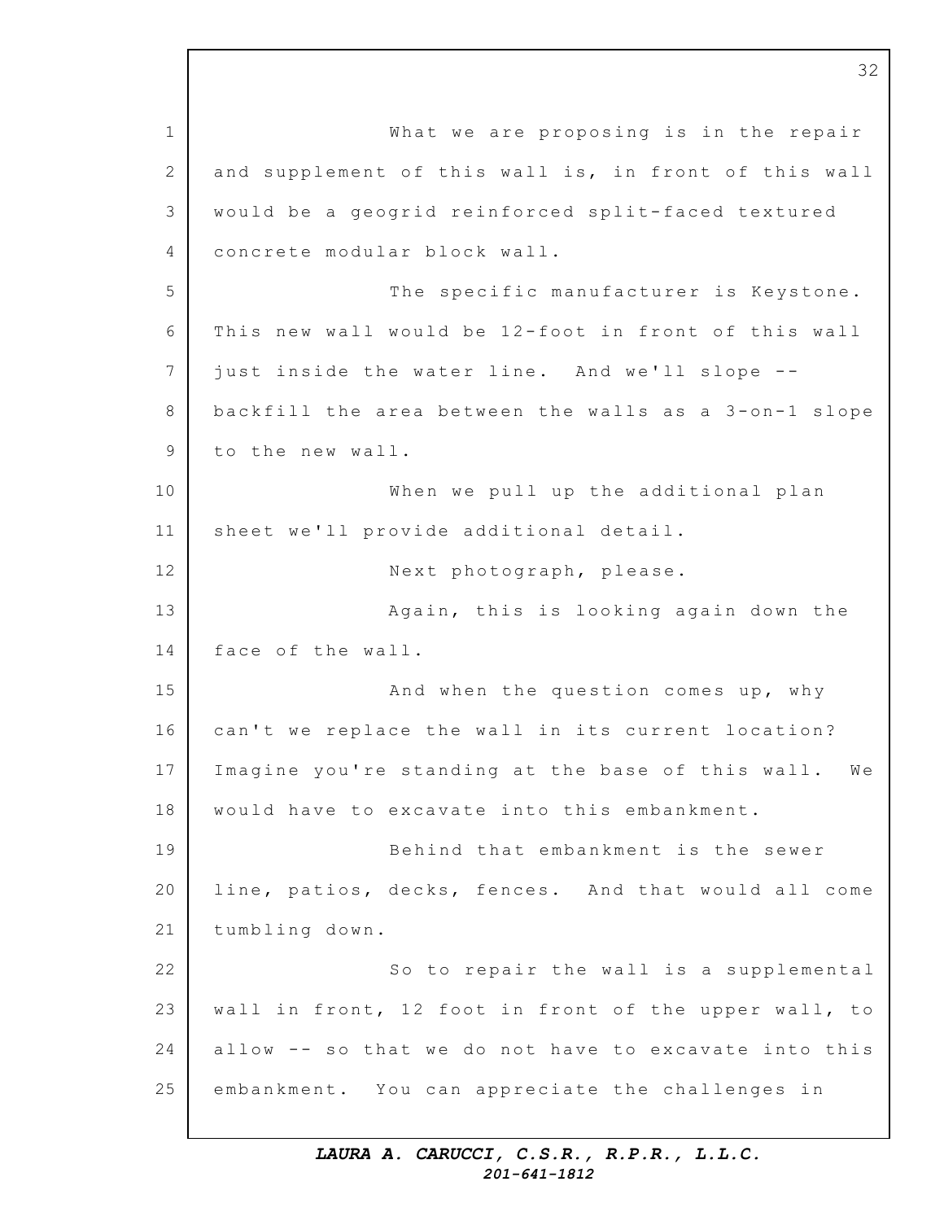What we are proposing is in the repair and supplement of this wall is, in front of this wall would be a geogrid reinforced split-faced textured concrete modular block wall.

The specific manufacturer is Keystone. This new wall would be 12-foot in front of this wall just inside the water line. And we'll slope -- backfill the area between the walls as a 3-on-1 slope to the new wall.

When we pull up the additional plan sheet we'll provide additional detail.

Next photograph, please.

Again, this is looking again down the face of the wall.

And when the question comes up, why can't we replace the wall in its current location? Imagine you're standing at the base of this wall. We would have to excavate into this embankment.

Behind that embankment is the sewer line, patios, decks, fences. And that would all come tumbling down.

So to repair the wall is a supplemental wall in front, 12 foot in front of the upper wall, to allow -- so that we do not have to excavate into this embankment. You can appreciate the challenges in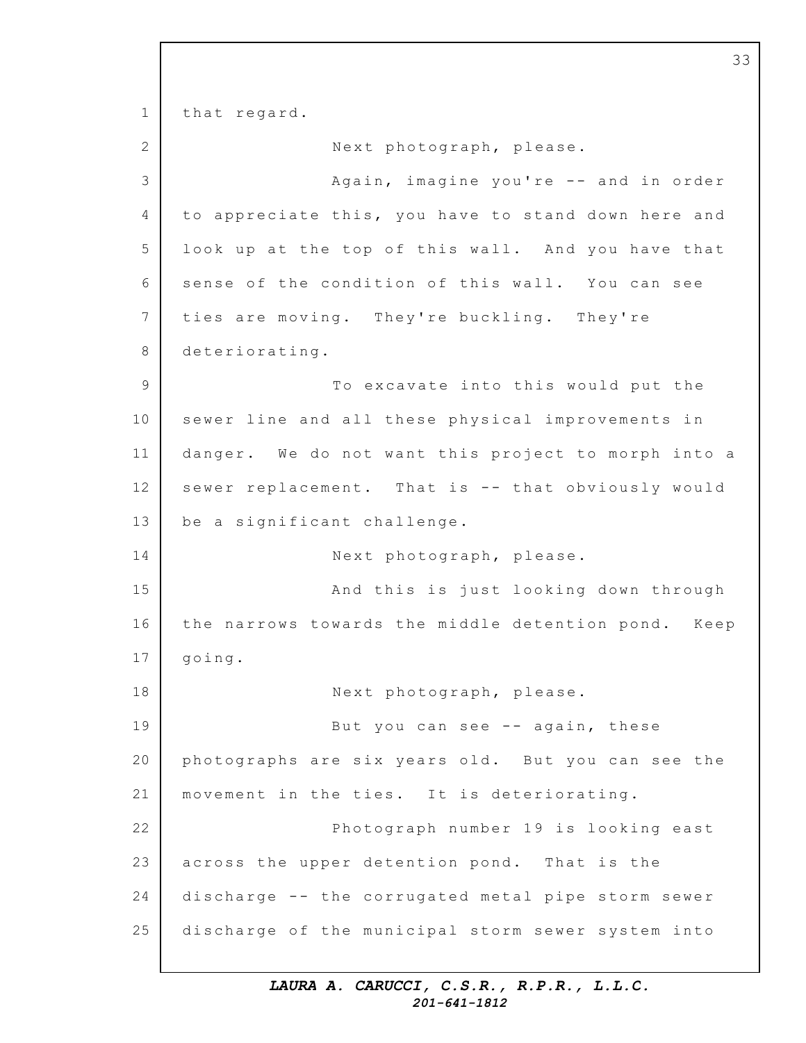that regard.

Next photograph, please.

Again, imagine you're -- and in order to appreciate this, you have to stand down here and look up at the top of this wall. And you have that sense of the condition of this wall. You can see ties are moving. They're buckling. They're deteriorating.

To excavate into this would put the sewer line and all these physical improvements in danger. We do not want this project to morph into a sewer replacement. That is -- that obviously would be a significant challenge.

Next photograph, please.

And this is just looking down through the narrows towards the middle detention pond. Keep going.

Next photograph, please.

But you can see -- again, these photographs are six years old. But you can see the movement in the ties. It is deteriorating.

Photograph number 19 is looking east across the upper detention pond. That is the discharge -- the corrugated metal pipe storm sewer discharge of the municipal storm sewer system into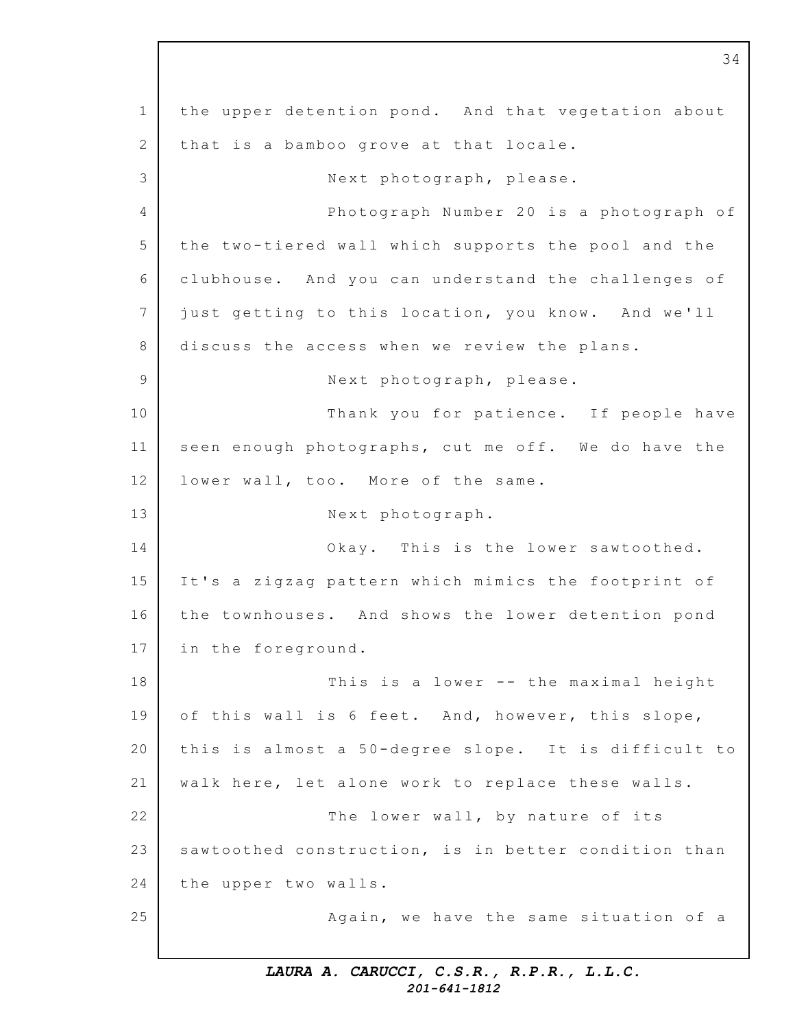the upper detention pond. And that vegetation about that is a bamboo grove at that locale.

Next photograph, please.

Photograph Number 20 is a photograph of the two-tiered wall which supports the pool and the clubhouse. And you can understand the challenges of just getting to this location, you know. And we'll discuss the access when we review the plans.

Next photograph, please.

Thank you for patience. If people have seen enough photographs, cut me off. We do have the lower wall, too. More of the same.

Next photograph.

Okay. This is the lower sawtoothed. It's a zigzag pattern which mimics the footprint of the townhouses. And shows the lower detention pond in the foreground.

This is a lower -- the maximal height of this wall is 6 feet. And, however, this slope, this is almost a 50-degree slope. It is difficult to walk here, let alone work to replace these walls.

The lower wall, by nature of its sawtoothed construction, is in better condition than the upper two walls.

Again, we have the same situation of a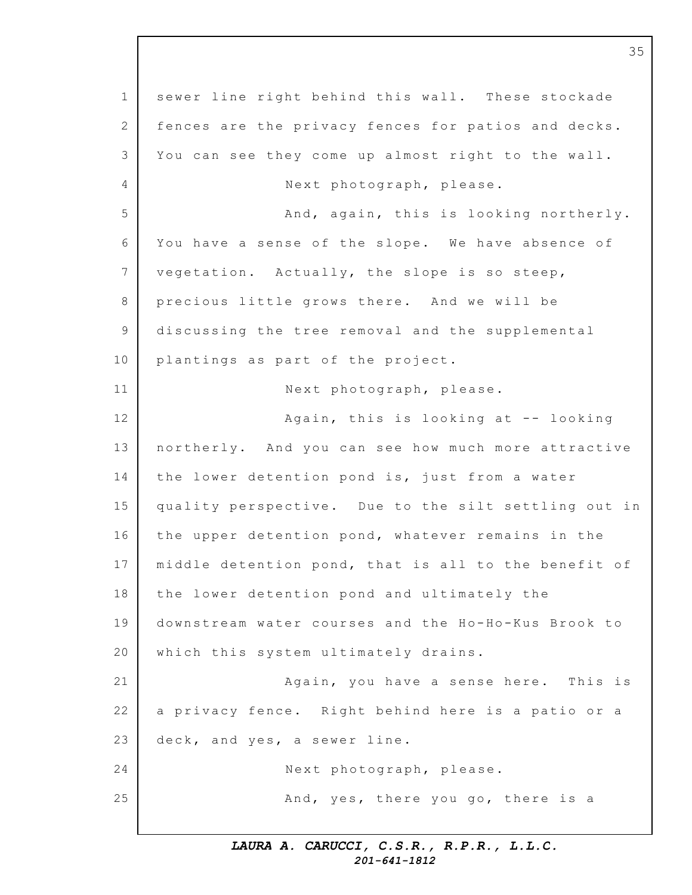sewer line right behind this wall. These stockade fences are the privacy fences for patios and decks. You can see they come up almost right to the wall.

Next photograph, please.

And, again, this is looking northerly. You have a sense of the slope. We have absence of vegetation. Actually, the slope is so steep, precious little grows there. And we will be discussing the tree removal and the supplemental plantings as part of the project.

Next photograph, please.

Again, this is looking at -- looking northerly. And you can see how much more attractive the lower detention pond is, just from a water quality perspective. Due to the silt settling out in the upper detention pond, whatever remains in the middle detention pond, that is all to the benefit of the lower detention pond and ultimately the downstream water courses and the Ho-Ho-Kus Brook to which this system ultimately drains.

Again, you have a sense here. This is a privacy fence. Right behind here is a patio or a deck, and yes, a sewer line.

Next photograph, please.

And, yes, there you go, there is a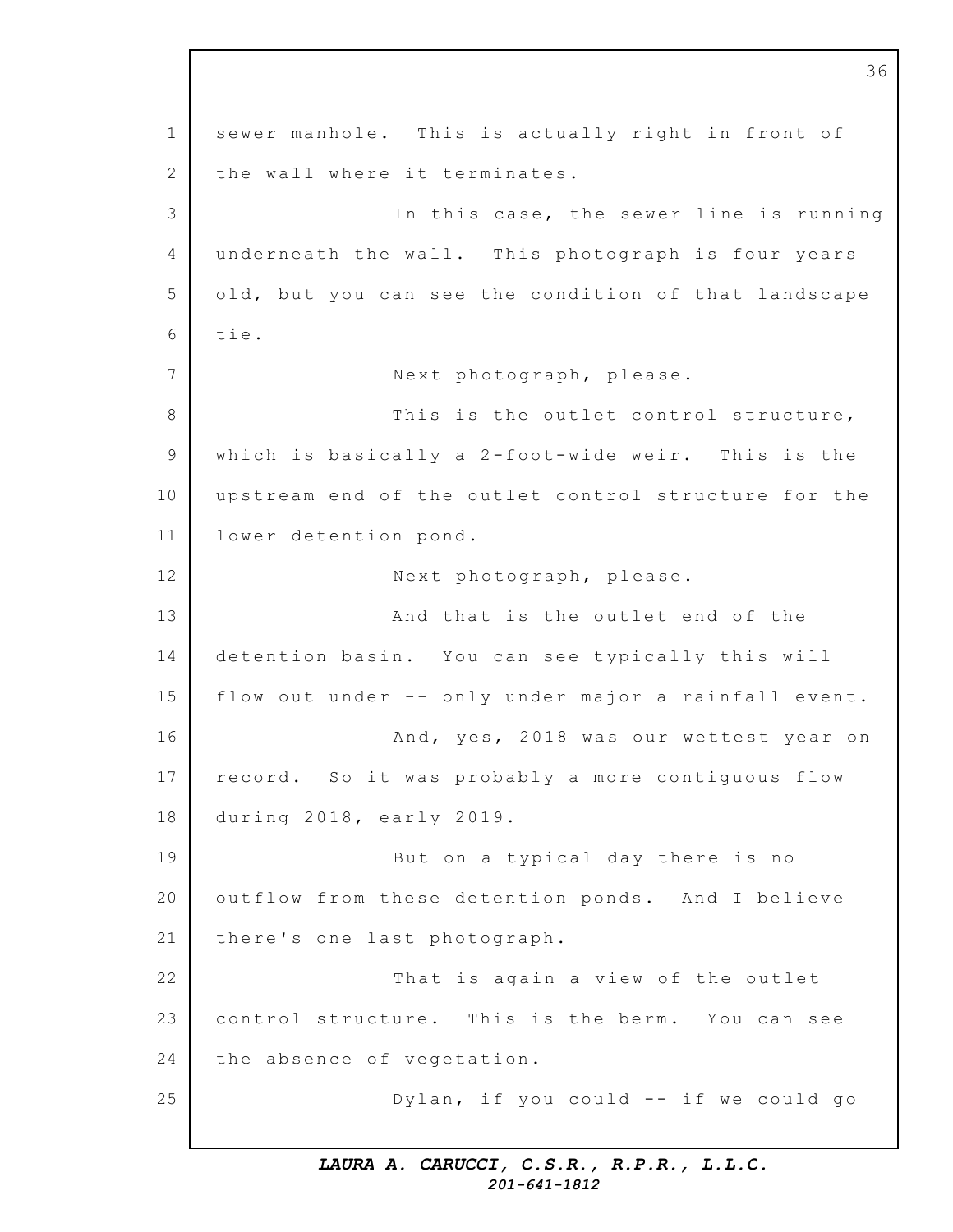sewer manhole. This is actually right in front of the wall where it terminates.

In this case, the sewer line is running underneath the wall. This photograph is four years old, but you can see the condition of that landscape tie.

Next photograph, please.

This is the outlet control structure, which is basically a 2-foot-wide weir. This is the upstream end of the outlet control structure for the lower detention pond.

Next photograph, please.

And that is the outlet end of the detention basin. You can see typically this will flow out under -- only under major a rainfall event.

And, yes, 2018 was our wettest year on record. So it was probably a more contiguous flow during 2018, early 2019.

But on a typical day there is no outflow from these detention ponds. And I believe there's one last photograph.

That is again a view of the outlet control structure. This is the berm. You can see the absence of vegetation.

Dylan, if you could -- if we could go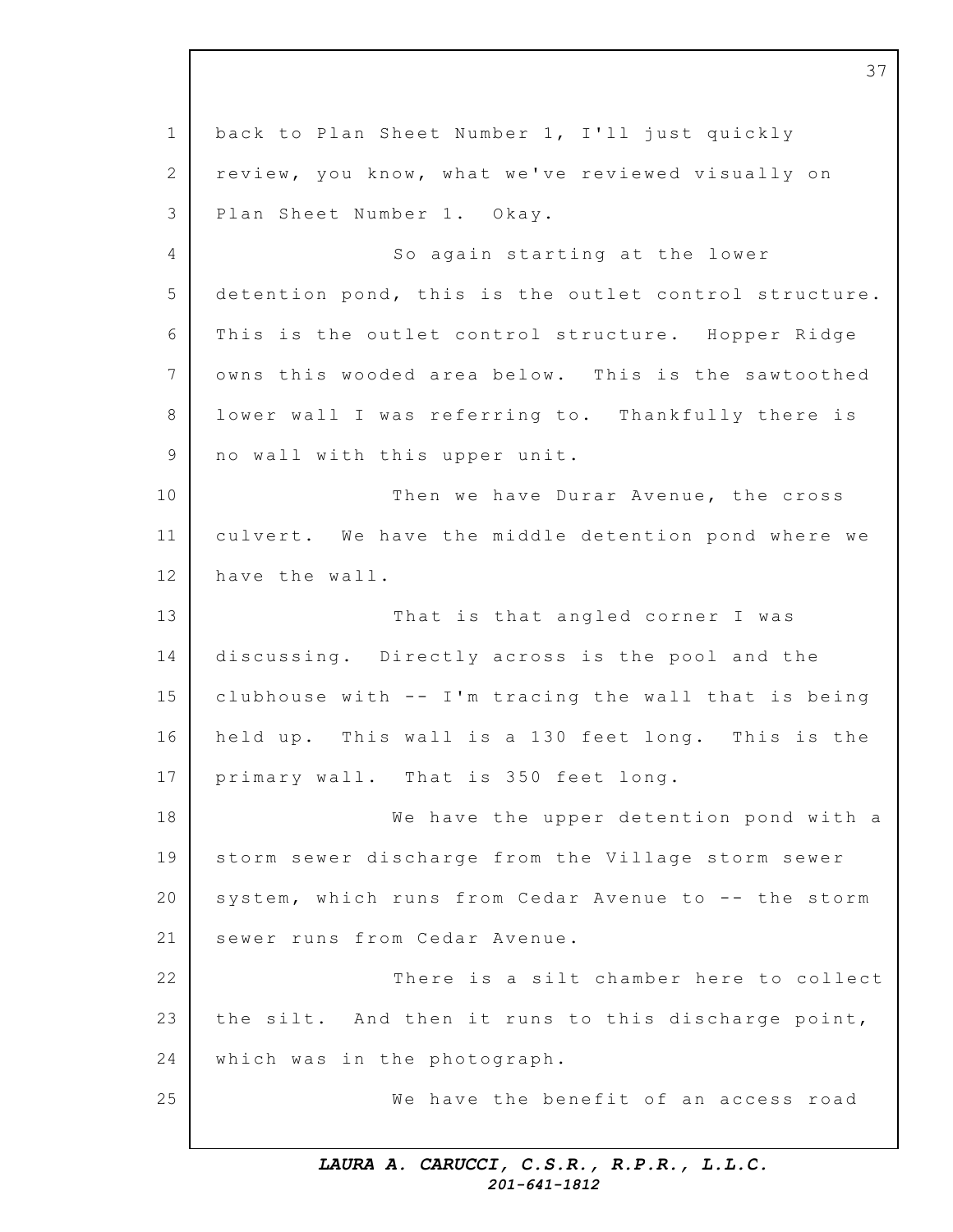back to Plan Sheet Number 1, I'll just quickly review, you know, what we've reviewed visually on Plan Sheet Number 1. Okay.

So again starting at the lower detention pond, this is the outlet control structure. This is the outlet control structure. Hopper Ridge owns this wooded area below. This is the sawtoothed lower wall I was referring to. Thankfully there is no wall with this upper unit.

Then we have Durar Avenue, the cross culvert. We have the middle detention pond where we have the wall.

That is that angled corner I was discussing. Directly across is the pool and the clubhouse with -- I'm tracing the wall that is being held up. This wall is a 130 feet long. This is the primary wall. That is 350 feet long.

We have the upper detention pond with a storm sewer discharge from the Village storm sewer system, which runs from Cedar Avenue to -- the storm sewer runs from Cedar Avenue.

There is a silt chamber here to collect the silt. And then it runs to this discharge point, which was in the photograph.

We have the benefit of an access road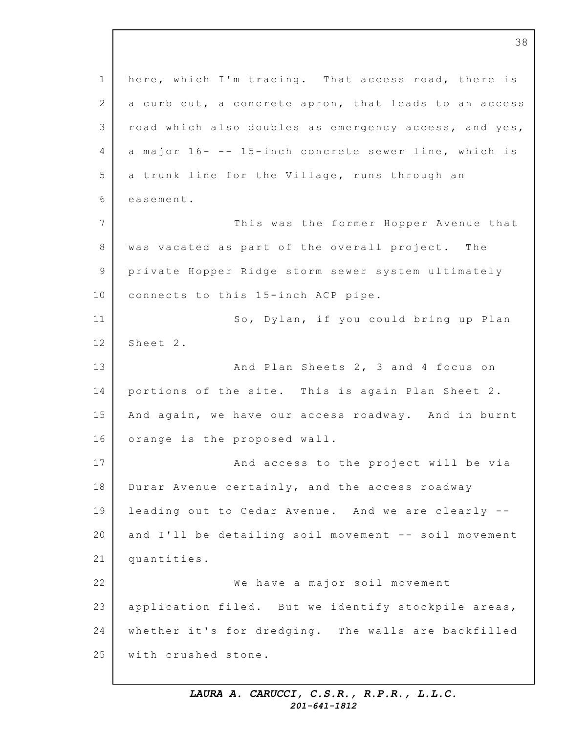here, which I'm tracing. That access road, there is a curb cut, a concrete apron, that leads to an access road which also doubles as emergency access, and yes, a major 16- -- 15-inch concrete sewer line, which is a trunk line for the Village, runs through an easement.

This was the former Hopper Avenue that was vacated as part of the overall project. The private Hopper Ridge storm sewer system ultimately connects to this 15-inch ACP pipe.

So, Dylan, if you could bring up Plan Sheet 2.

And Plan Sheets 2, 3 and 4 focus on portions of the site. This is again Plan Sheet 2. And again, we have our access roadway. And in burnt orange is the proposed wall.

And access to the project will be via Durar Avenue certainly, and the access roadway leading out to Cedar Avenue. And we are clearly -- and I'll be detailing soil movement -- soil movement quantities.

We have a major soil movement application filed. But we identify stockpile areas, whether it's for dredging. The walls are backfilled with crushed stone.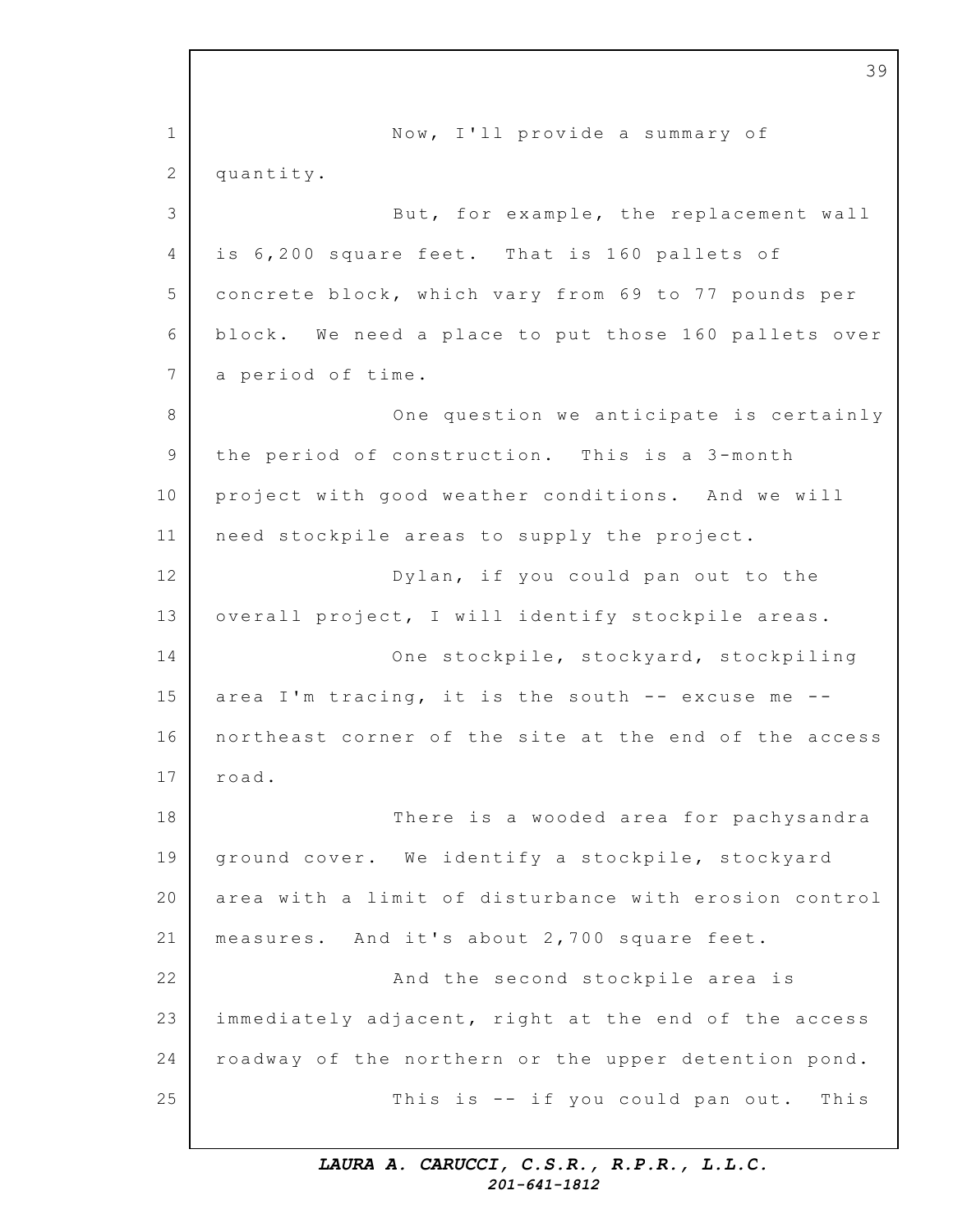Now, I'll provide a summary of quantity.

But, for example, the replacement wall is 6,200 square feet. That is 160 pallets of concrete block, which vary from 69 to 77 pounds per block. We need a place to put those 160 pallets over a period of time.

One question we anticipate is certainly the period of construction. This is a 3-month project with good weather conditions. And we will need stockpile areas to supply the project.

Dylan, if you could pan out to the overall project, I will identify stockpile areas.

One stockpile, stockyard, stockpiling area I'm tracing, it is the south -- excuse me -- northeast corner of the site at the end of the access road.

There is a wooded area for pachysandra ground cover. We identify a stockpile, stockyard area with a limit of disturbance with erosion control measures. And it's about 2,700 square feet.

And the second stockpile area is immediately adjacent, right at the end of the access roadway of the northern or the upper detention pond.

This is -- if you could pan out. This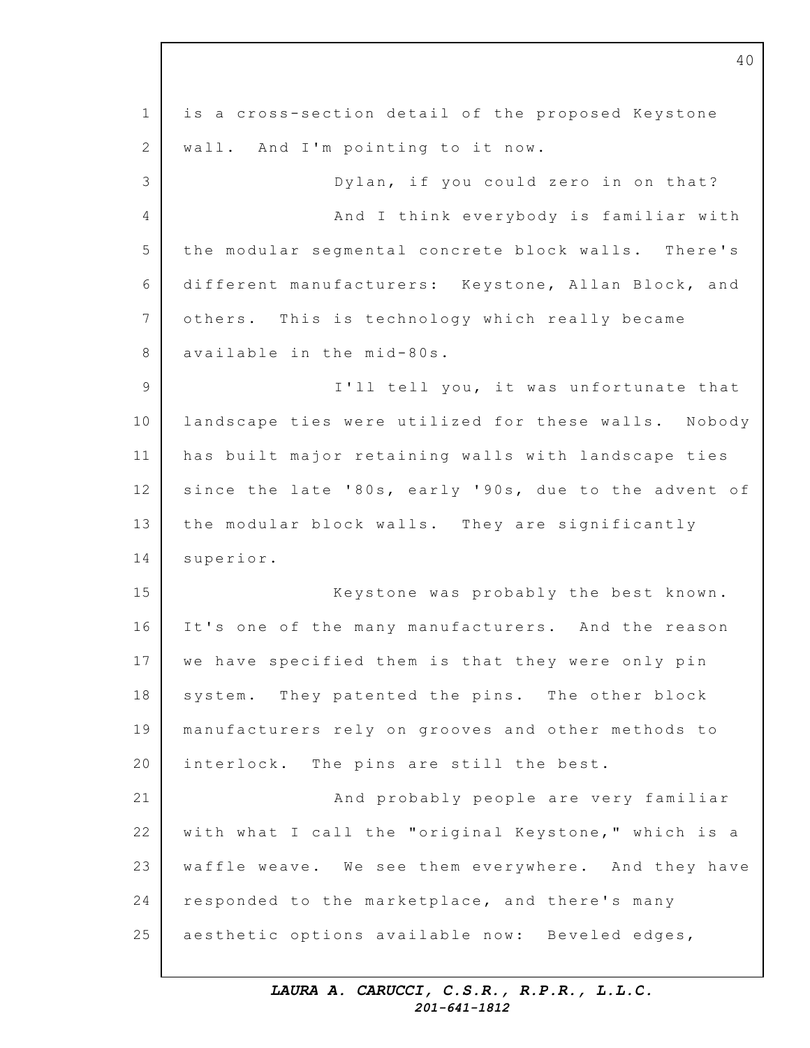is a cross-section detail of the proposed Keystone wall. And I'm pointing to it now.

Dylan, if you could zero in on that?

And I think everybody is familiar with the modular segmental concrete block walls. There's different manufacturers: Keystone, Allan Block, and others. This is technology which really became available in the mid-80s.

I'll tell you, it was unfortunate that landscape ties were utilized for these walls. Nobody has built major retaining walls with landscape ties since the late '80s, early '90s, due to the advent of the modular block walls. They are significantly superior.

Keystone was probably the best known. It's one of the many manufacturers. And the reason we have specified them is that they were only pin system. They patented the pins. The other block manufacturers rely on grooves and other methods to interlock. The pins are still the best.

And probably people are very familiar with what I call the "original Keystone," which is a waffle weave. We see them everywhere. And they have responded to the marketplace, and there's many aesthetic options available now: Beveled edges,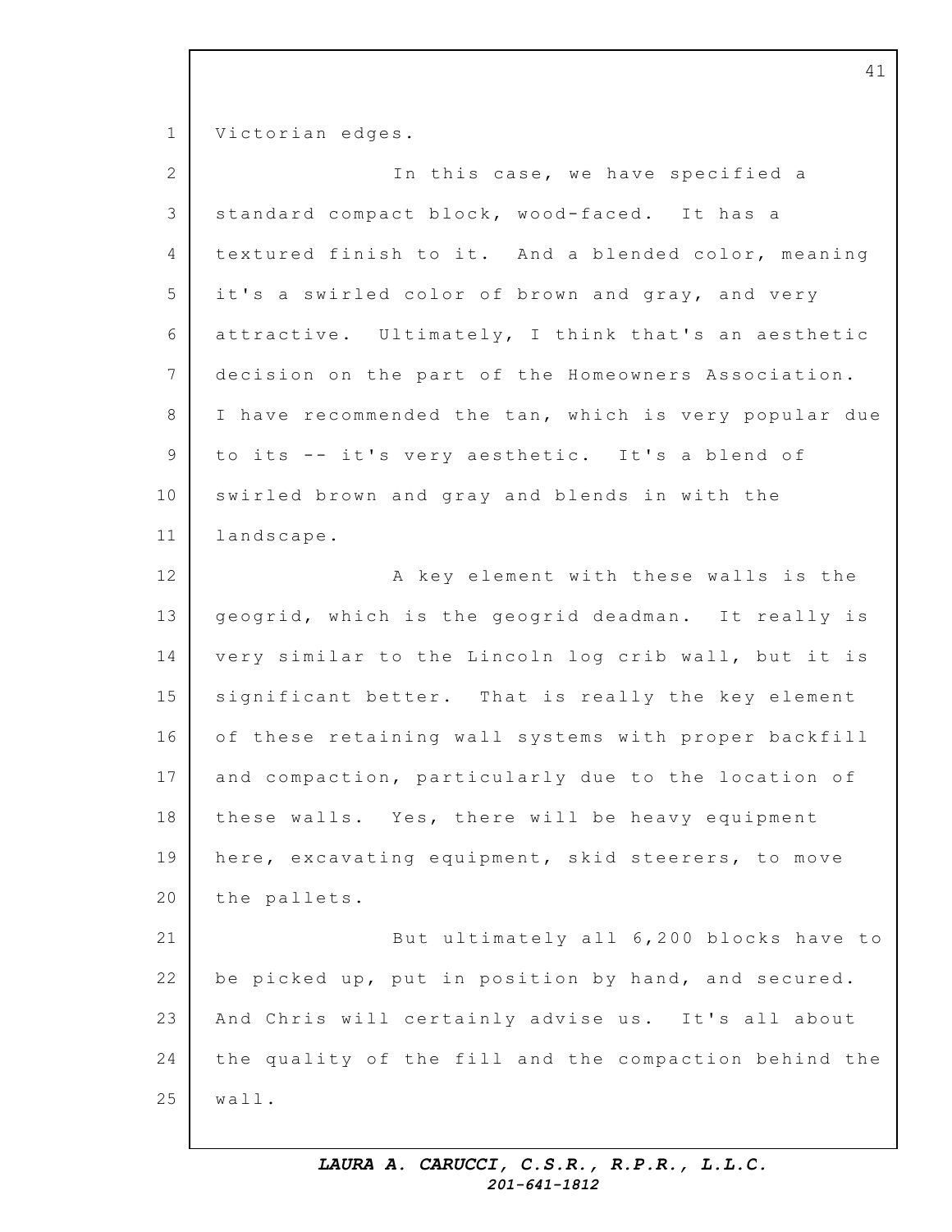Victorian edges.

In this case, we have specified a standard compact block, wood-faced. It has a textured finish to it. And a blended color, meaning it's a swirled color of brown and gray, and very attractive. Ultimately, I think that's an aesthetic decision on the part of the Homeowners Association. I have recommended the tan, which is very popular due to its -- it's very aesthetic. It's a blend of swirled brown and gray and blends in with the landscape.

A key element with these walls is the geogrid, which is the geogrid deadman. It really is very similar to the Lincoln log crib wall, but it is significant better. That is really the key element of these retaining wall systems with proper backfill and compaction, particularly due to the location of these walls. Yes, there will be heavy equipment here, excavating equipment, skid steerers, to move the pallets.

But ultimately all 6,200 blocks have to be picked up, put in position by hand, and secured. And Chris will certainly advise us. It's all about the quality of the fill and the compaction behind the wall.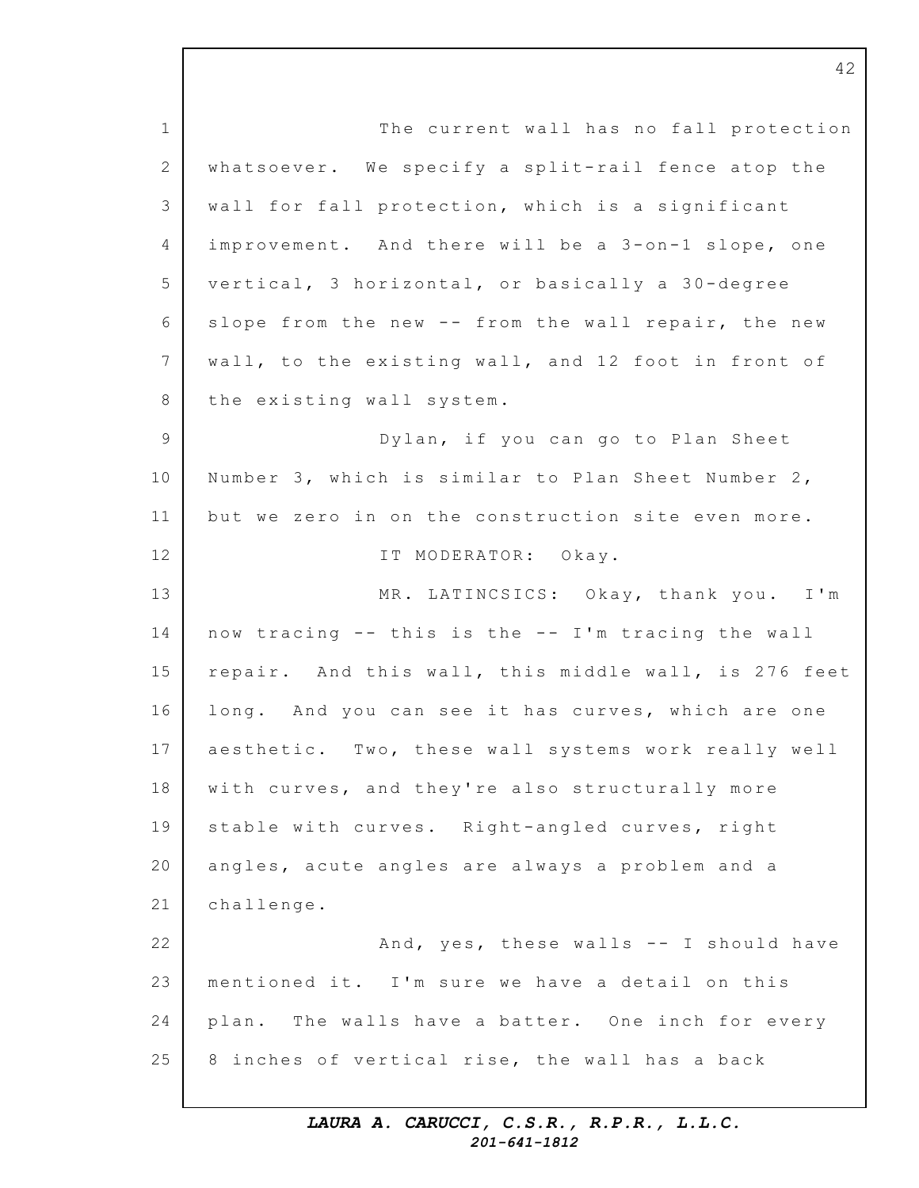The current wall has no fall protection whatsoever. We specify a split-rail fence atop the wall for fall protection, which is a significant improvement. And there will be a 3-on-1 slope, one vertical, 3 horizontal, or basically a 30-degree slope from the new -- from the wall repair, the new wall, to the existing wall, and 12 foot in front of the existing wall system.

Dylan, if you can go to Plan Sheet Number 3, which is similar to Plan Sheet Number 2, but we zero in on the construction site even more.

IT MODERATOR: Okay.

MR. LATINCSICS: Okay, thank you. I'm now tracing -- this is the -- I'm tracing the wall repair. And this wall, this middle wall, is 276 feet long. And you can see it has curves, which are one aesthetic. Two, these wall systems work really well with curves, and they're also structurally more stable with curves. Right-angled curves, right angles, acute angles are always a problem and a challenge.

And, yes, these walls -- I should have mentioned it. I'm sure we have a detail on this plan. The walls have a batter. One inch for every 8 inches of vertical rise, the wall has a back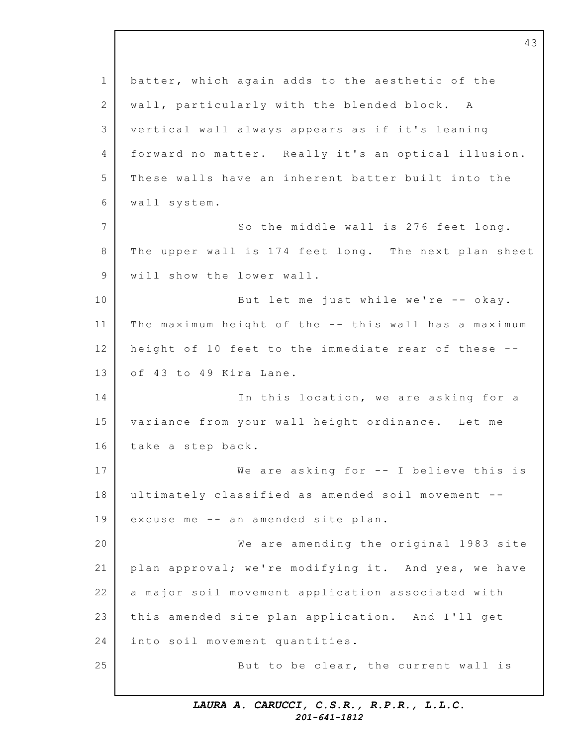batter, which again adds to the aesthetic of the wall, particularly with the blended block. A vertical wall always appears as if it's leaning forward no matter. Really it's an optical illusion. These walls have an inherent batter built into the wall system.

So the middle wall is 276 feet long. The upper wall is 174 feet long. The next plan sheet will show the lower wall.

But let me just while we're -- okay. The maximum height of the -- this wall has a maximum height of 10 feet to the immediate rear of these -- of 43 to 49 Kira Lane.

In this location, we are asking for a variance from your wall height ordinance. Let me take a step back.

We are asking for -- I believe this is ultimately classified as amended soil movement -- excuse me -- an amended site plan.

We are amending the original 1983 site plan approval; we're modifying it. And yes, we have a major soil movement application associated with this amended site plan application. And I'll get into soil movement quantities.

But to be clear, the current wall is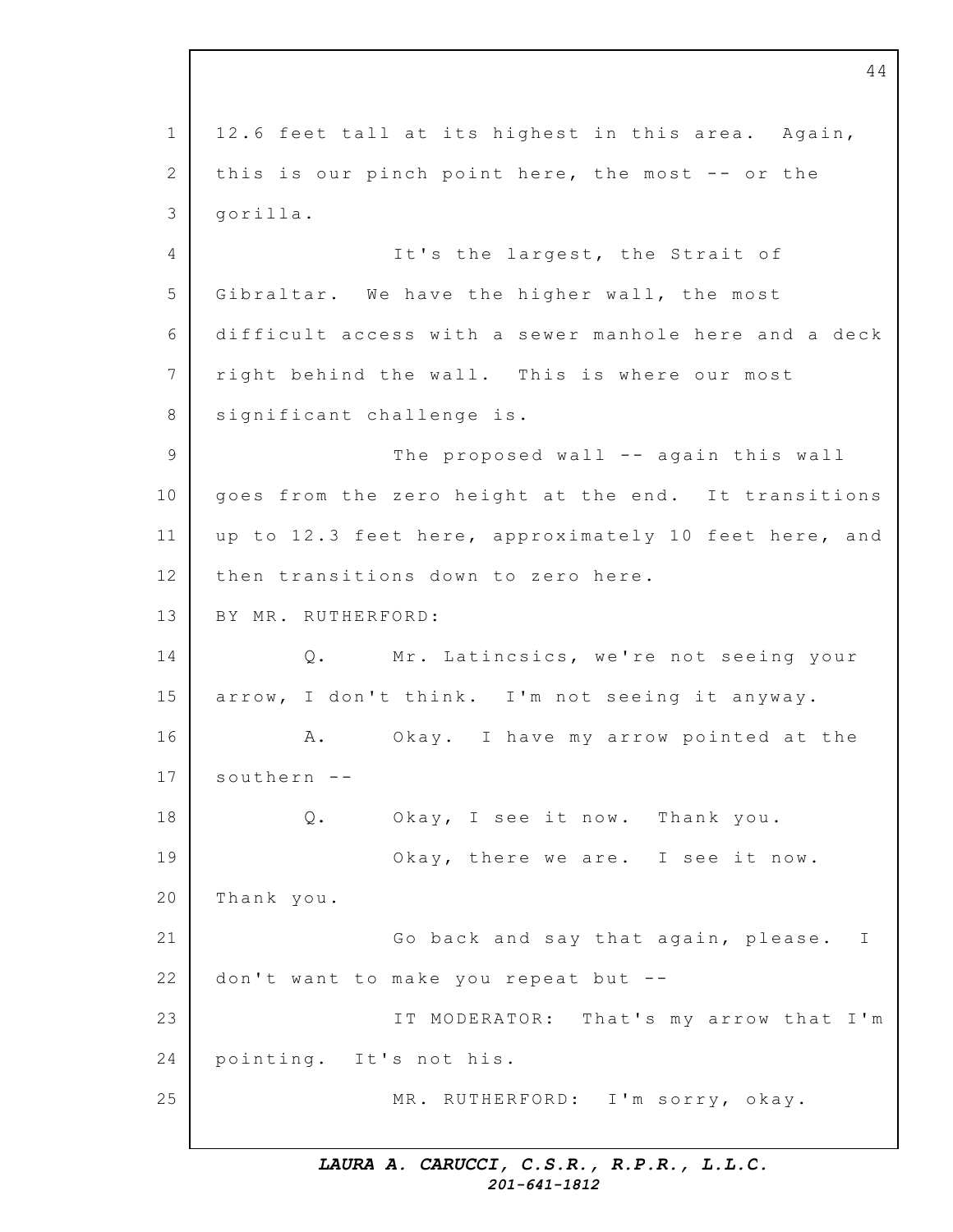12.6 feet tall at its highest in this area. Again, this is our pinch point here, the most -- or the gorilla.

It's the largest, the Strait of Gibraltar. We have the higher wall, the most difficult access with a sewer manhole here and a deck right behind the wall. This is where our most significant challenge is.

The proposed wall -- again this wall goes from the zero height at the end. It transitions up to 12.3 feet here, approximately 10 feet here, and then transitions down to zero here.

BY MR. RUTHERFORD:

Q. Mr. Latincsics, we're not seeing your arrow, I don't think. I'm not seeing it anyway.

A. Okay. I have my arrow pointed at the southern --

Q. Okay, I see it now. Thank you.

Okay, there we are. I see it now. Thank you.

Go back and say that again, please. I don't want to make you repeat but --

IT MODERATOR: That's my arrow that I'm pointing. It's not his.

MR. RUTHERFORD: I'm sorry, okay.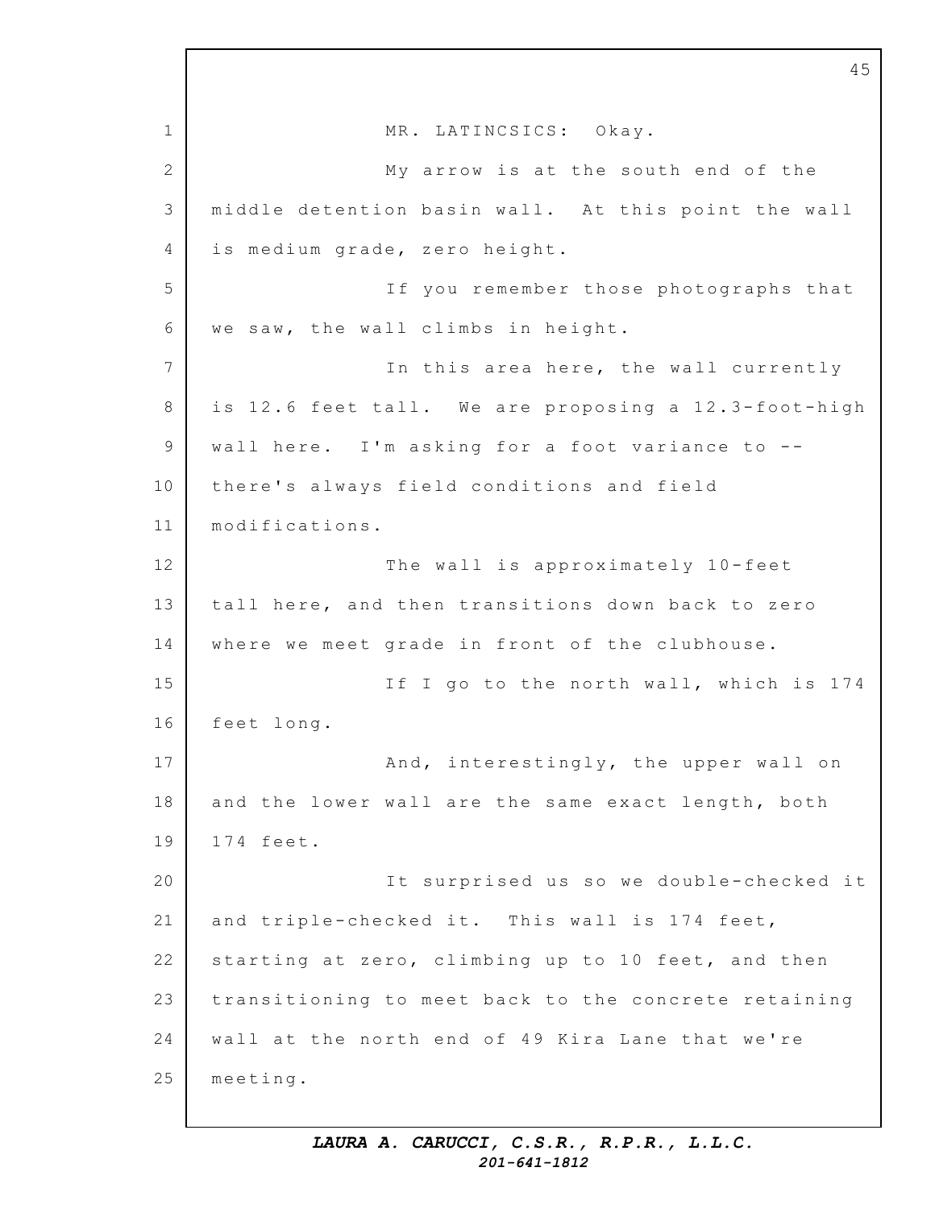MR. LATINCSICS: Okay.

My arrow is at the south end of the middle detention basin wall. At this point the wall is medium grade, zero height.

If you remember those photographs that we saw, the wall climbs in height.

In this area here, the wall currently is 12.6 feet tall. We are proposing a 12.3-foot-high wall here. I'm asking for a foot variance to -- there's always field conditions and field modifications.

The wall is approximately 10-feet tall here, and then transitions down back to zero where we meet grade in front of the clubhouse.

If I go to the north wall, which is 174 feet long.

And, interestingly, the upper wall on and the lower wall are the same exact length, both 174 feet.

It surprised us so we double-checked it and triple-checked it. This wall is 174 feet, starting at zero, climbing up to 10 feet, and then transitioning to meet back to the concrete retaining wall at the north end of 49 Kira Lane that we're meeting.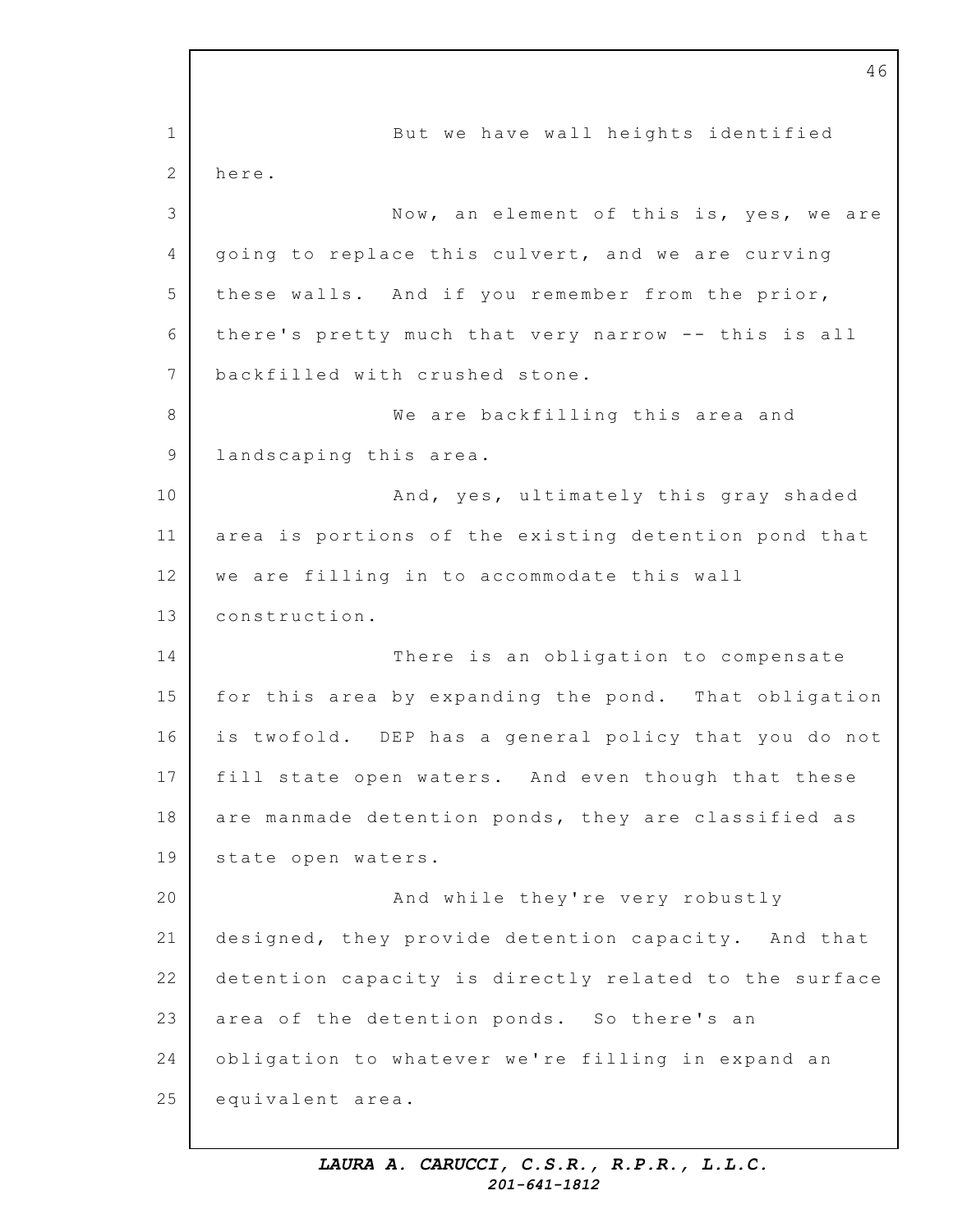But we have wall heights identified here.

Now, an element of this is, yes, we are going to replace this culvert, and we are curving these walls. And if you remember from the prior, there's pretty much that very narrow -- this is all backfilled with crushed stone.

We are backfilling this area and landscaping this area.

And, yes, ultimately this gray shaded area is portions of the existing detention pond that we are filling in to accommodate this wall construction.

There is an obligation to compensate for this area by expanding the pond. That obligation is twofold. DEP has a general policy that you do not fill state open waters. And even though that these are manmade detention ponds, they are classified as state open waters.

And while they're very robustly designed, they provide detention capacity. And that detention capacity is directly related to the surface area of the detention ponds. So there's an obligation to whatever we're filling in expand an equivalent area.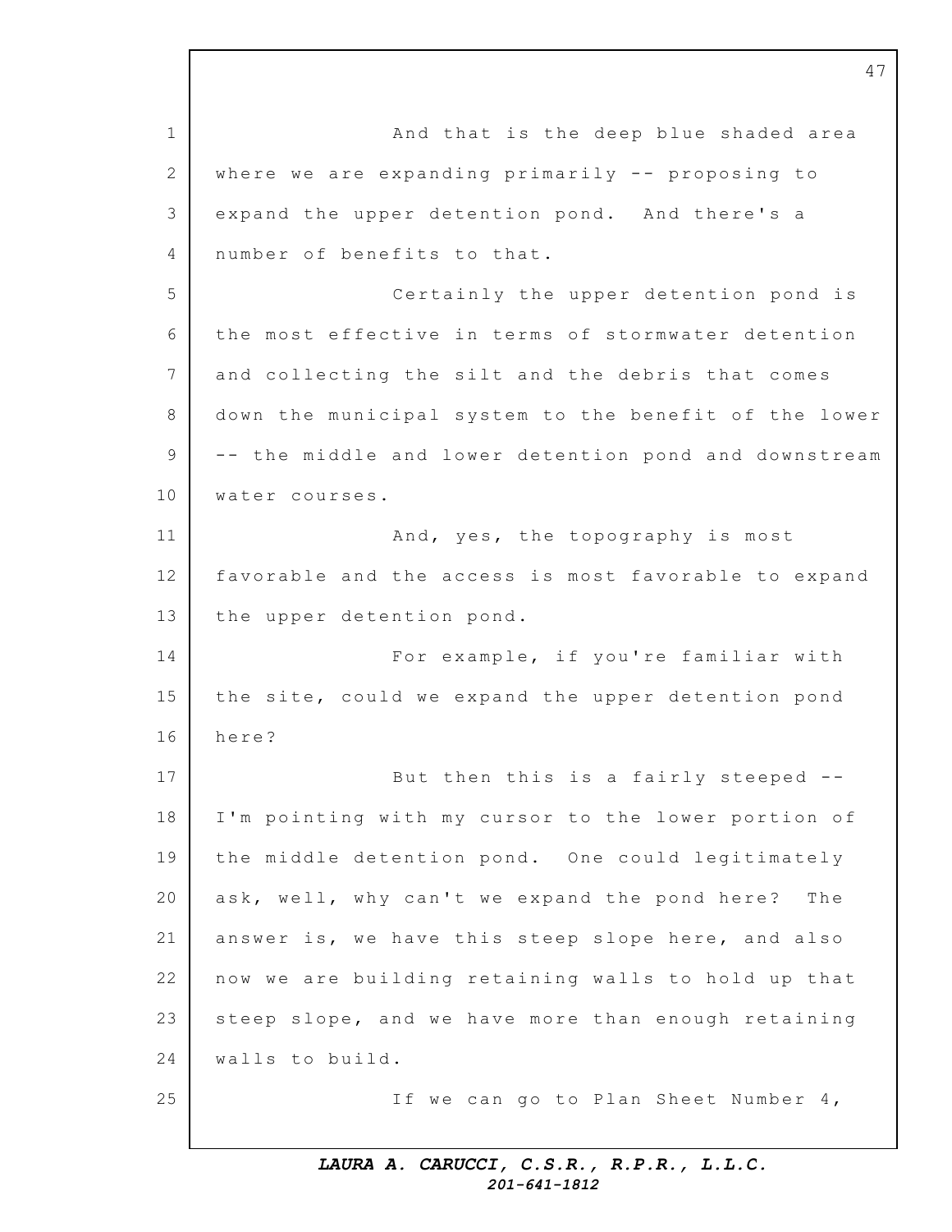And that is the deep blue shaded area where we are expanding primarily -- proposing to expand the upper detention pond. And there's a number of benefits to that.

Certainly the upper detention pond is the most effective in terms of stormwater detention and collecting the silt and the debris that comes down the municipal system to the benefit of the lower -- the middle and lower detention pond and downstream water courses.

And, yes, the topography is most favorable and the access is most favorable to expand the upper detention pond.

For example, if you're familiar with the site, could we expand the upper detention pond here?

But then this is a fairly steeped -- I'm pointing with my cursor to the lower portion of the middle detention pond. One could legitimately ask, well, why can't we expand the pond here? The answer is, we have this steep slope here, and also now we are building retaining walls to hold up that steep slope, and we have more than enough retaining walls to build.

If we can go to Plan Sheet Number 4,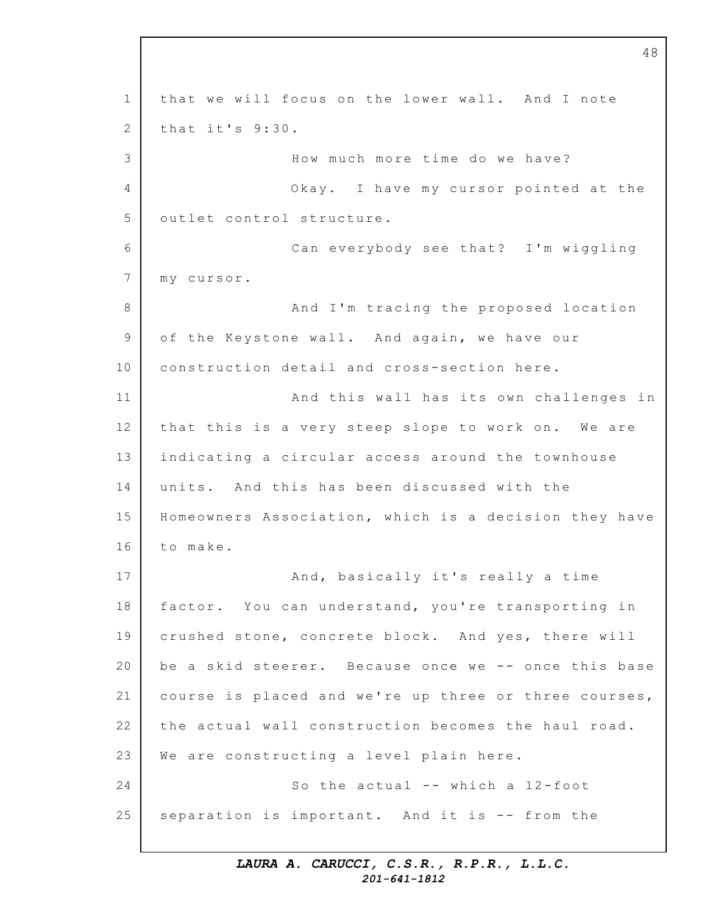that we will focus on the lower wall. And I note that it's 9:30.

How much more time do we have?

Okay. I have my cursor pointed at the outlet control structure.

Can everybody see that? I'm wiggling my cursor.

And I'm tracing the proposed location of the Keystone wall. And again, we have our construction detail and cross-section here.

And this wall has its own challenges in that this is a very steep slope to work on. We are indicating a circular access around the townhouse units. And this has been discussed with the Homeowners Association, which is a decision they have to make.

And, basically it's really a time factor. You can understand, you're transporting in crushed stone, concrete block. And yes, there will be a skid steerer. Because once we -- once this base course is placed and we're up three or three courses, the actual wall construction becomes the haul road. We are constructing a level plain here.

So the actual -- which a 12-foot separation is important. And it is -- from the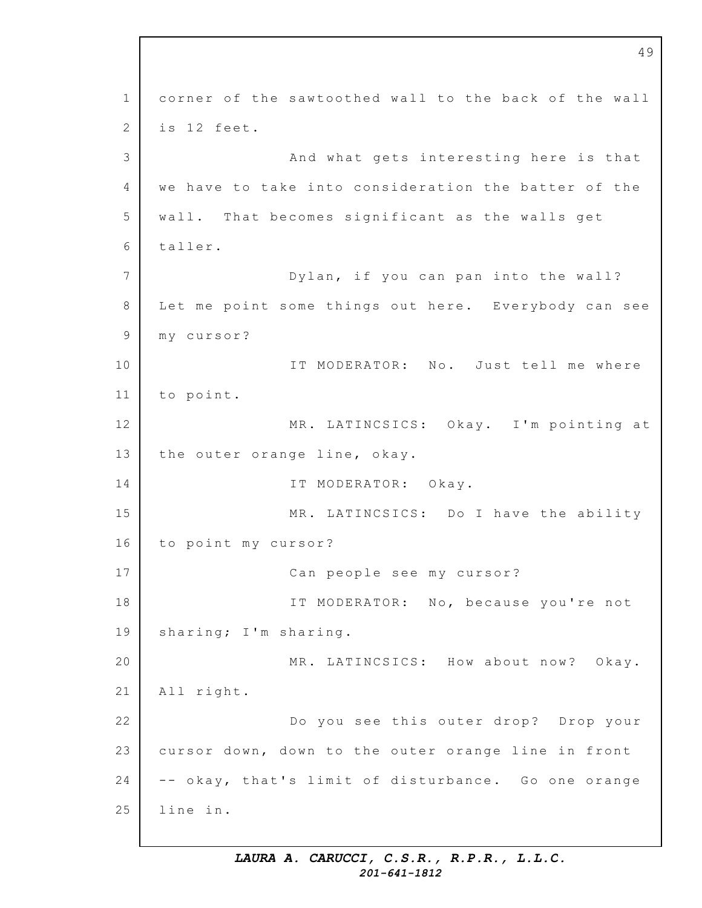corner of the sawtoothed wall to the back of the wall is 12 feet.

And what gets interesting here is that we have to take into consideration the batter of the wall. That becomes significant as the walls get taller.

Dylan, if you can pan into the wall? Let me point some things out here. Everybody can see my cursor?

IT MODERATOR: No. Just tell me where to point.

MR. LATINCSICS: Okay. I'm pointing at the outer orange line, okay.

IT MODERATOR: Okay.

MR. LATINCSICS: Do I have the ability to point my cursor?

Can people see my cursor?

IT MODERATOR: No, because you're not sharing; I'm sharing.

MR. LATINCSICS: How about now? Okay. All right.

Do you see this outer drop? Drop your cursor down, down to the outer orange line in front -- okay, that's limit of disturbance. Go one orange line in.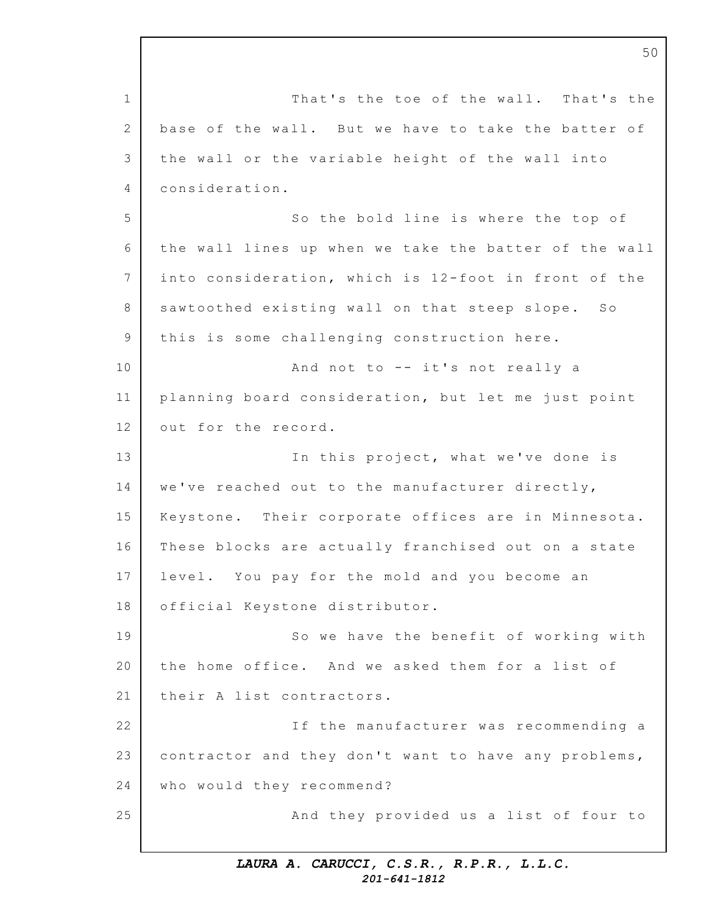That's the toe of the wall. That's the base of the wall. But we have to take the batter of the wall or the variable height of the wall into consideration.

So the bold line is where the top of the wall lines up when we take the batter of the wall into consideration, which is 12-foot in front of the sawtoothed existing wall on that steep slope. So this is some challenging construction here.

And not to -- it's not really a planning board consideration, but let me just point out for the record.

In this project, what we've done is we've reached out to the manufacturer directly, Keystone. Their corporate offices are in Minnesota. These blocks are actually franchised out on a state level. You pay for the mold and you become an official Keystone distributor.

So we have the benefit of working with the home office. And we asked them for a list of their A list contractors.

If the manufacturer was recommending a contractor and they don't want to have any problems, who would they recommend?

And they provided us a list of four to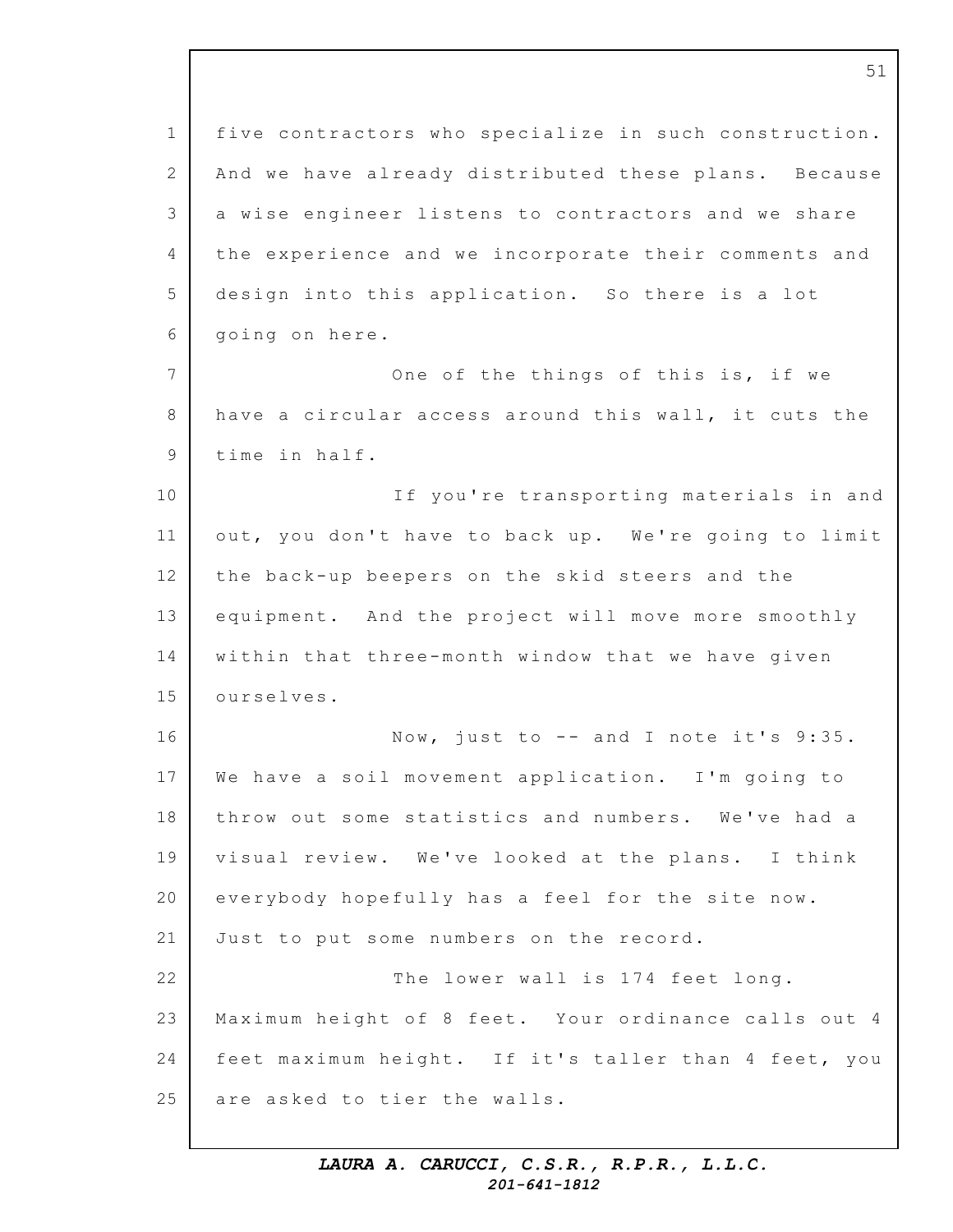five contractors who specialize in such construction. And we have already distributed these plans. Because a wise engineer listens to contractors and we share the experience and we incorporate their comments and design into this application. So there is a lot going on here.

One of the things of this is, if we have a circular access around this wall, it cuts the time in half.

If you're transporting materials in and out, you don't have to back up. We're going to limit the back-up beepers on the skid steers and the equipment. And the project will move more smoothly within that three-month window that we have given ourselves.

Now, just to -- and I note it's 9:35. We have a soil movement application. I'm going to throw out some statistics and numbers. We've had a visual review. We've looked at the plans. I think everybody hopefully has a feel for the site now. Just to put some numbers on the record.

The lower wall is 174 feet long. Maximum height of 8 feet. Your ordinance calls out 4 feet maximum height. If it's taller than 4 feet, you are asked to tier the walls.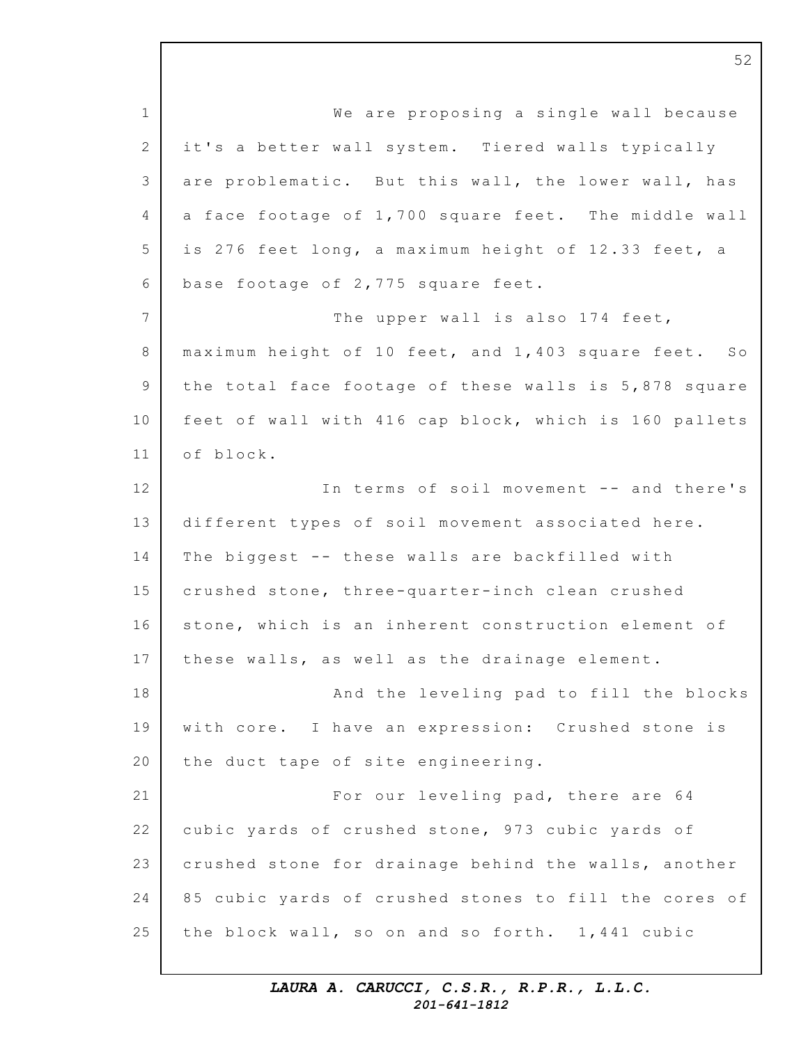We are proposing a single wall because it's a better wall system. Tiered walls typically are problematic. But this wall, the lower wall, has a face footage of 1,700 square feet. The middle wall is 276 feet long, a maximum height of 12.33 feet, a base footage of 2,775 square feet.

The upper wall is also 174 feet, maximum height of 10 feet, and 1,403 square feet. So the total face footage of these walls is 5,878 square feet of wall with 416 cap block, which is 160 pallets of block.

In terms of soil movement -- and there's different types of soil movement associated here. The biggest -- these walls are backfilled with crushed stone, three-quarter-inch clean crushed stone, which is an inherent construction element of these walls, as well as the drainage element.

And the leveling pad to fill the blocks with core. I have an expression: Crushed stone is the duct tape of site engineering.

For our leveling pad, there are 64 cubic yards of crushed stone, 973 cubic yards of crushed stone for drainage behind the walls, another 85 cubic yards of crushed stones to fill the cores of the block wall, so on and so forth. 1,441 cubic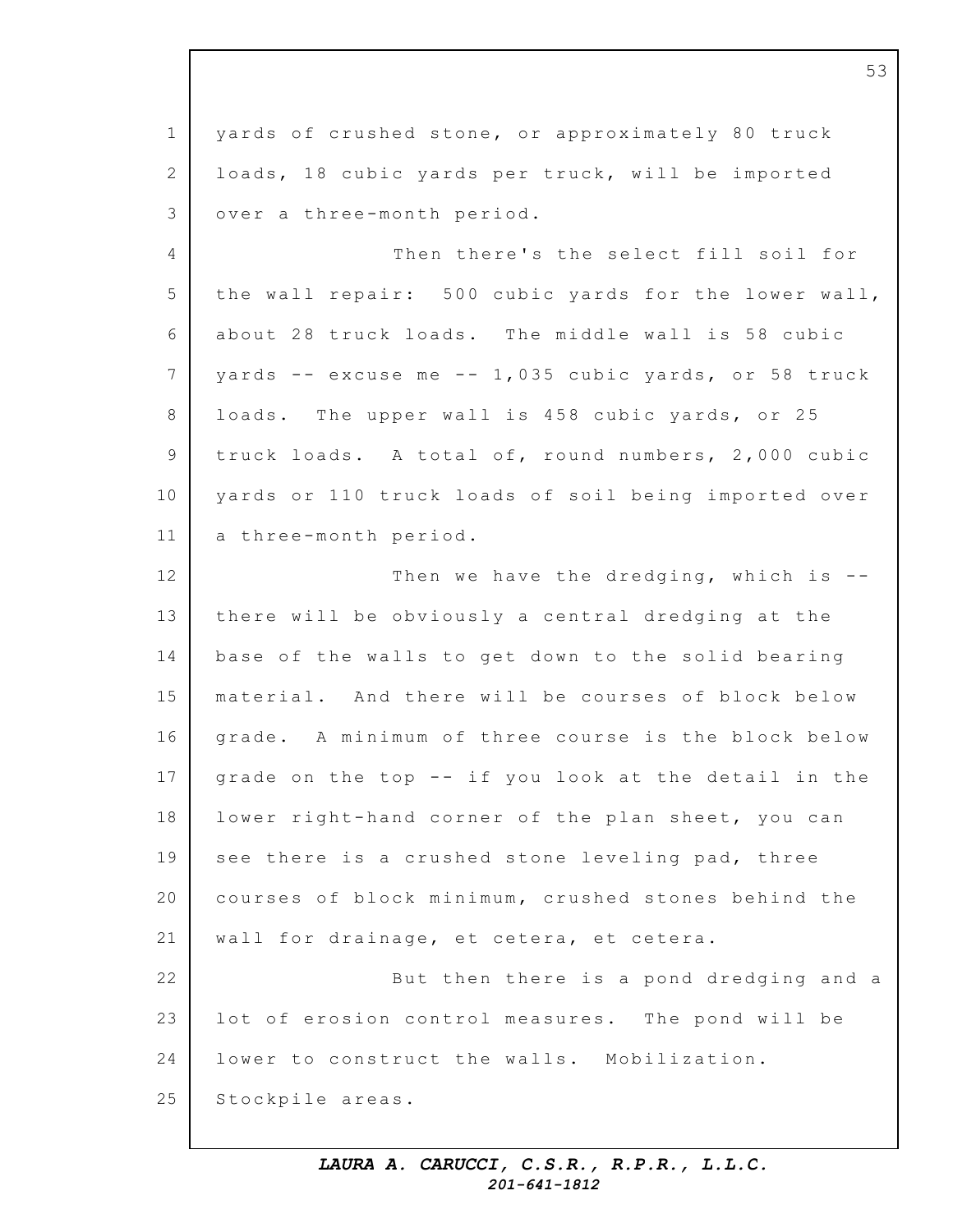yards of crushed stone, or approximately 80 truck loads, 18 cubic yards per truck, will be imported over a three-month period.

Then there's the select fill soil for the wall repair: 500 cubic yards for the lower wall, about 28 truck loads. The middle wall is 58 cubic yards -- excuse me -- 1,035 cubic yards, or 58 truck loads. The upper wall is 458 cubic yards, or 25 truck loads. A total of, round numbers, 2,000 cubic yards or 110 truck loads of soil being imported over a three-month period.

Then we have the dredging, which is -- there will be obviously a central dredging at the base of the walls to get down to the solid bearing material. And there will be courses of block below grade. A minimum of three course is the block below grade on the top -- if you look at the detail in the lower right-hand corner of the plan sheet, you can see there is a crushed stone leveling pad, three courses of block minimum, crushed stones behind the wall for drainage, et cetera, et cetera.

But then there is a pond dredging and a lot of erosion control measures. The pond will be lower to construct the walls. Mobilization. Stockpile areas.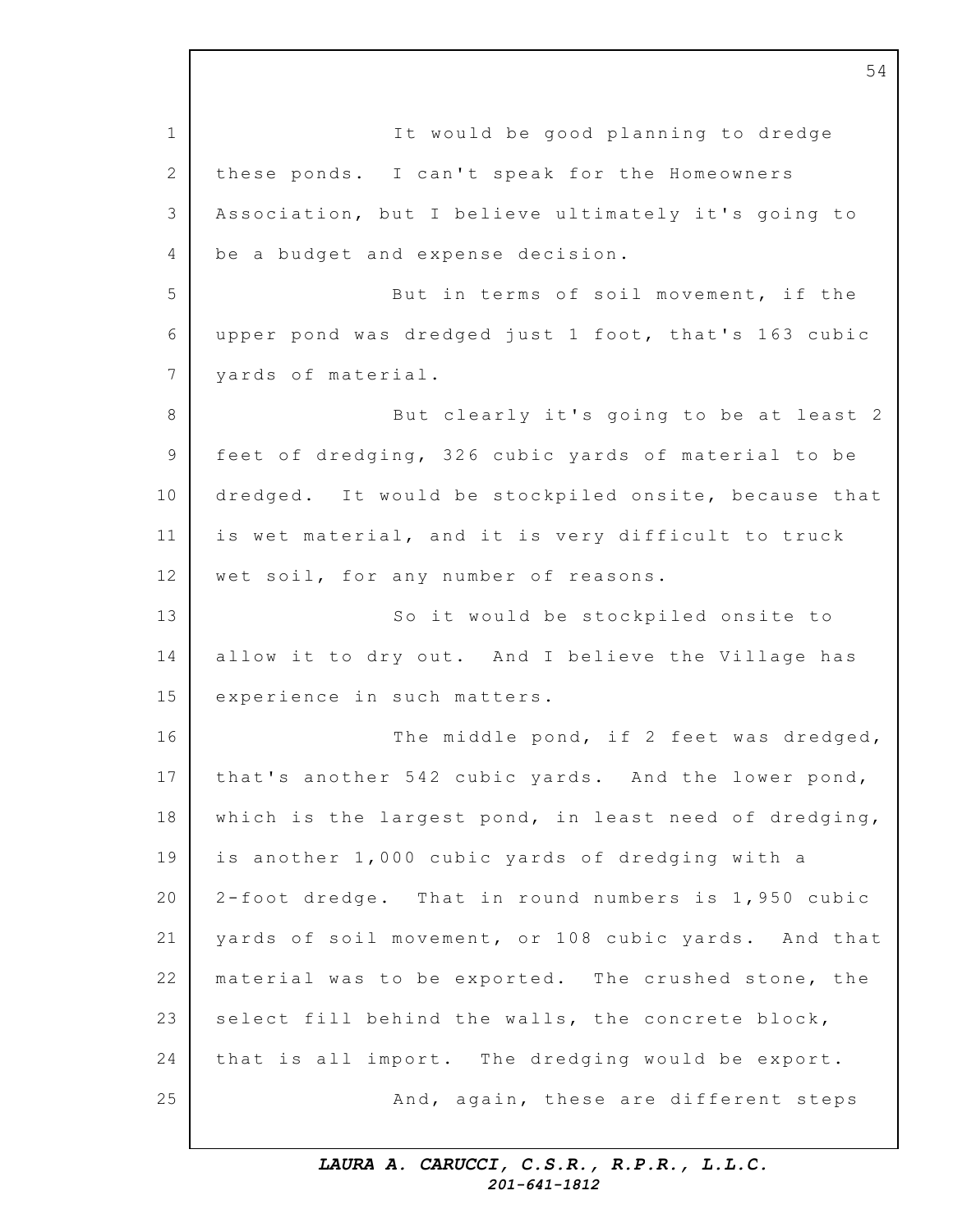It would be good planning to dredge these ponds. I can't speak for the Homeowners Association, but I believe ultimately it's going to be a budget and expense decision.

But in terms of soil movement, if the upper pond was dredged just 1 foot, that's 163 cubic yards of material.

But clearly it's going to be at least 2 feet of dredging, 326 cubic yards of material to be dredged. It would be stockpiled onsite, because that is wet material, and it is very difficult to truck wet soil, for any number of reasons.

So it would be stockpiled onsite to allow it to dry out. And I believe the Village has experience in such matters.

The middle pond, if 2 feet was dredged, that's another 542 cubic yards. And the lower pond, which is the largest pond, in least need of dredging, is another 1,000 cubic yards of dredging with a 2-foot dredge. That in round numbers is 1,950 cubic yards of soil movement, or 108 cubic yards. And that material was to be exported. The crushed stone, the select fill behind the walls, the concrete block, that is all import. The dredging would be export.

And, again, these are different steps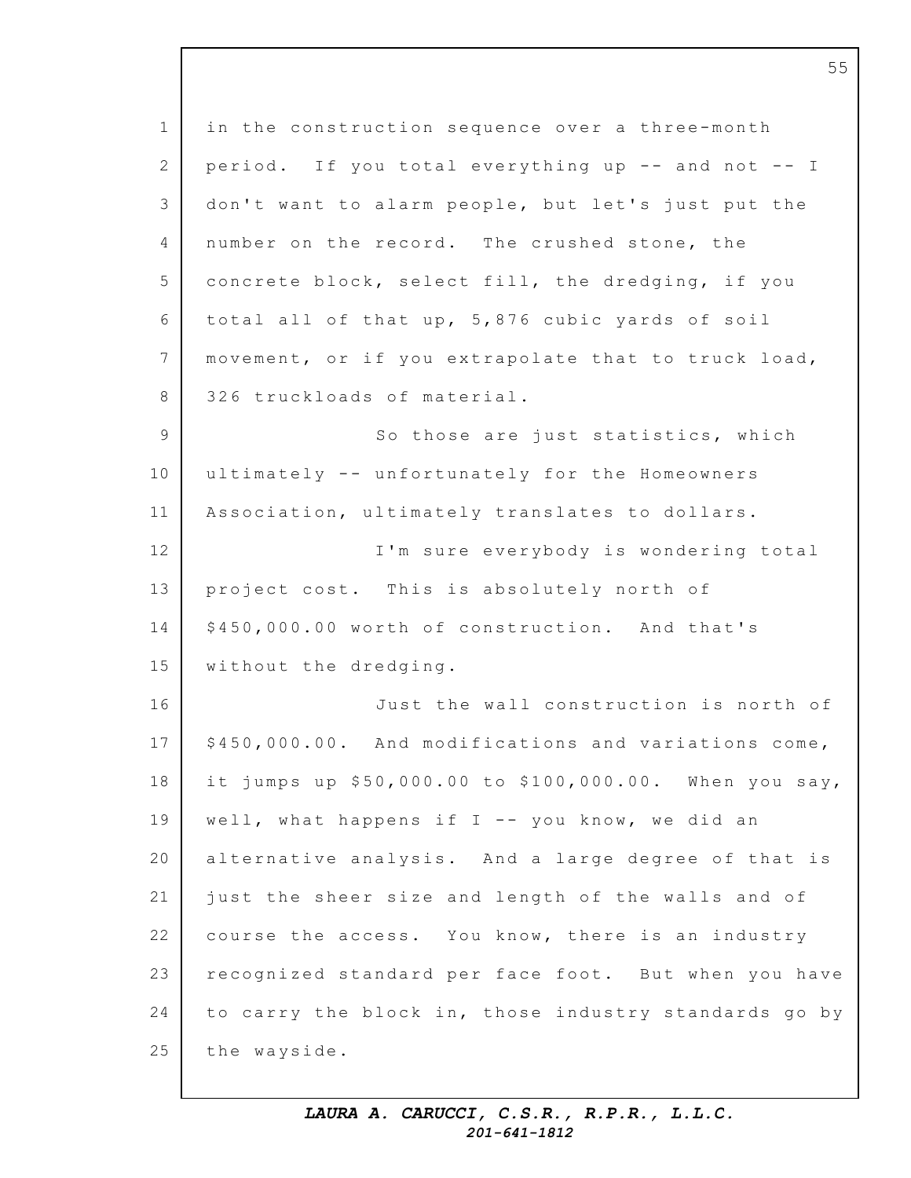in the construction sequence over a three-month period. If you total everything up -- and not -- I don't want to alarm people, but let's just put the number on the record. The crushed stone, the concrete block, select fill, the dredging, if you total all of that up, 5,876 cubic yards of soil movement, or if you extrapolate that to truck load, 326 truckloads of material.

So those are just statistics, which ultimately -- unfortunately for the Homeowners Association, ultimately translates to dollars.

I'm sure everybody is wondering total project cost. This is absolutely north of $450,000.00 worth of construction. And that's without the dredging.

Just the wall construction is north of $450,000.00. And modifications and variations come, it jumps up $50,000.00 to $100,000.00. When you say, well, what happens if I -- you know, we did an alternative analysis. And a large degree of that is just the sheer size and length of the walls and of course the access. You know, there is an industry recognized standard per face foot. But when you have to carry the block in, those industry standards go by the wayside.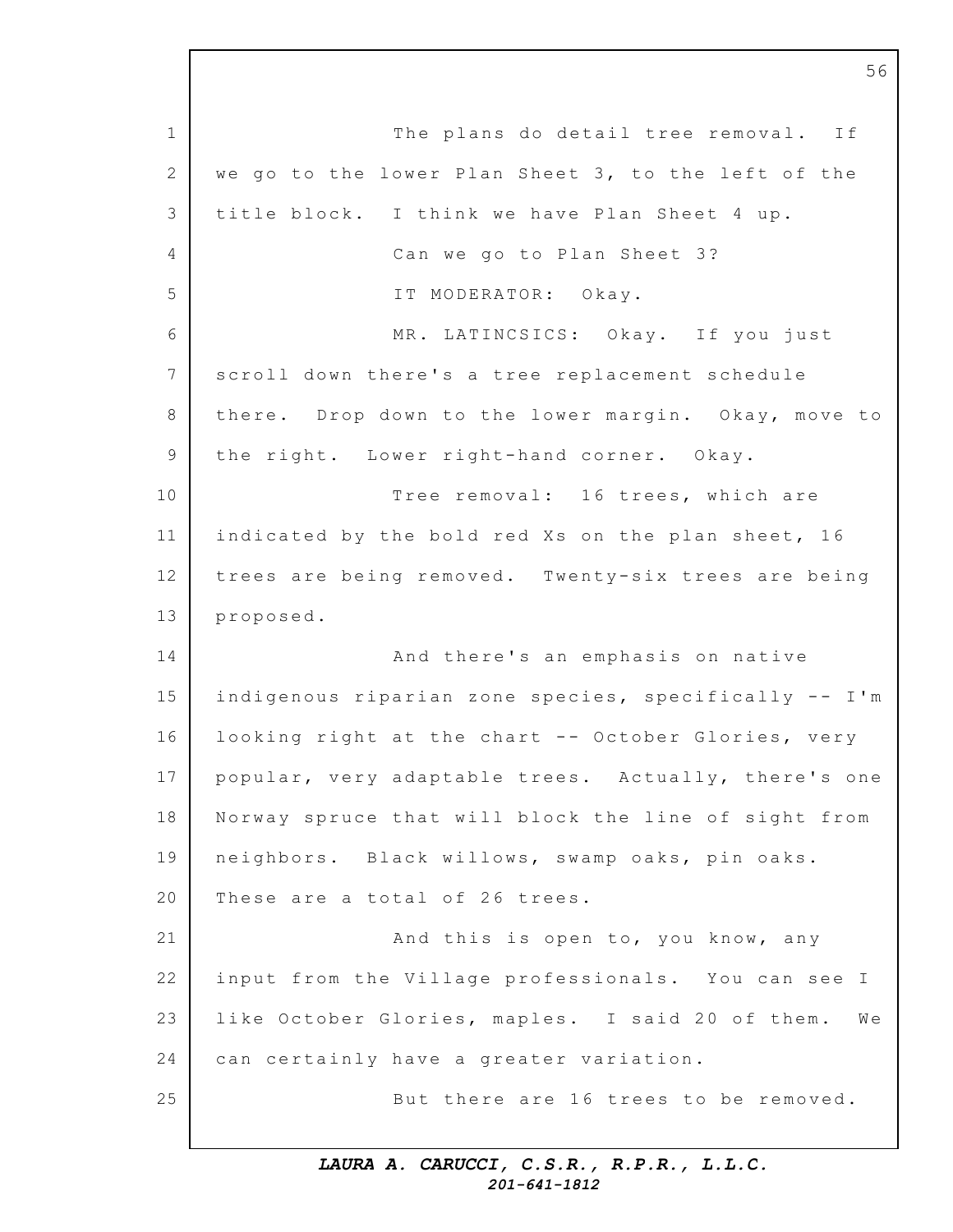The plans do detail tree removal. If we go to the lower Plan Sheet 3, to the left of the title block. I think we have Plan Sheet 4 up.

Can we go to Plan Sheet 3?

IT MODERATOR: Okay.

MR. LATINCSICS: Okay. If you just scroll down there's a tree replacement schedule there. Drop down to the lower margin. Okay, move to the right. Lower right-hand corner. Okay.

Tree removal: 16 trees, which are indicated by the bold red Xs on the plan sheet, 16 trees are being removed. Twenty-six trees are being proposed.

And there's an emphasis on native indigenous riparian zone species, specifically -- I'm looking right at the chart -- October Glories, very popular, very adaptable trees. Actually, there's one Norway spruce that will block the line of sight from neighbors. Black willows, swamp oaks, pin oaks. These are a total of 26 trees.

And this is open to, you know, any input from the Village professionals. You can see I like October Glories, maples. I said 20 of them. We can certainly have a greater variation.

But there are 16 trees to be removed.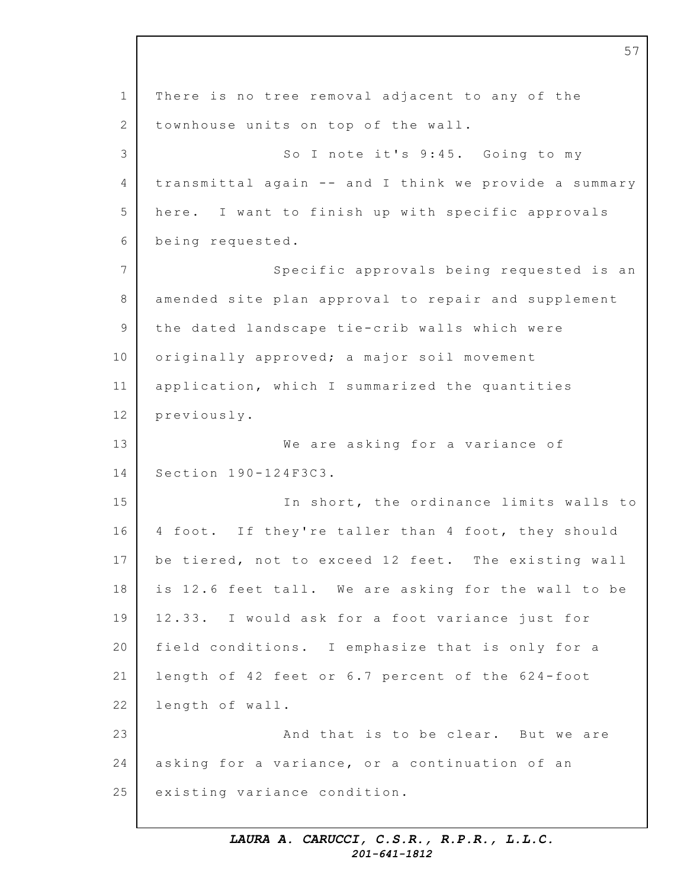There is no tree removal adjacent to any of the townhouse units on top of the wall.

So I note it's 9:45. Going to my transmittal again -- and I think we provide a summary here. I want to finish up with specific approvals being requested.

Specific approvals being requested is an amended site plan approval to repair and supplement the dated landscape tie-crib walls which were originally approved; a major soil movement application, which I summarized the quantities previously.

We are asking for a variance of Section 190-124F3C3.

In short, the ordinance limits walls to 4 foot. If they're taller than 4 foot, they should be tiered, not to exceed 12 feet. The existing wall is 12.6 feet tall. We are asking for the wall to be 12.33. I would ask for a foot variance just for field conditions. I emphasize that is only for a length of 42 feet or 6.7 percent of the 624-foot length of wall.

And that is to be clear. But we are asking for a variance, or a continuation of an existing variance condition.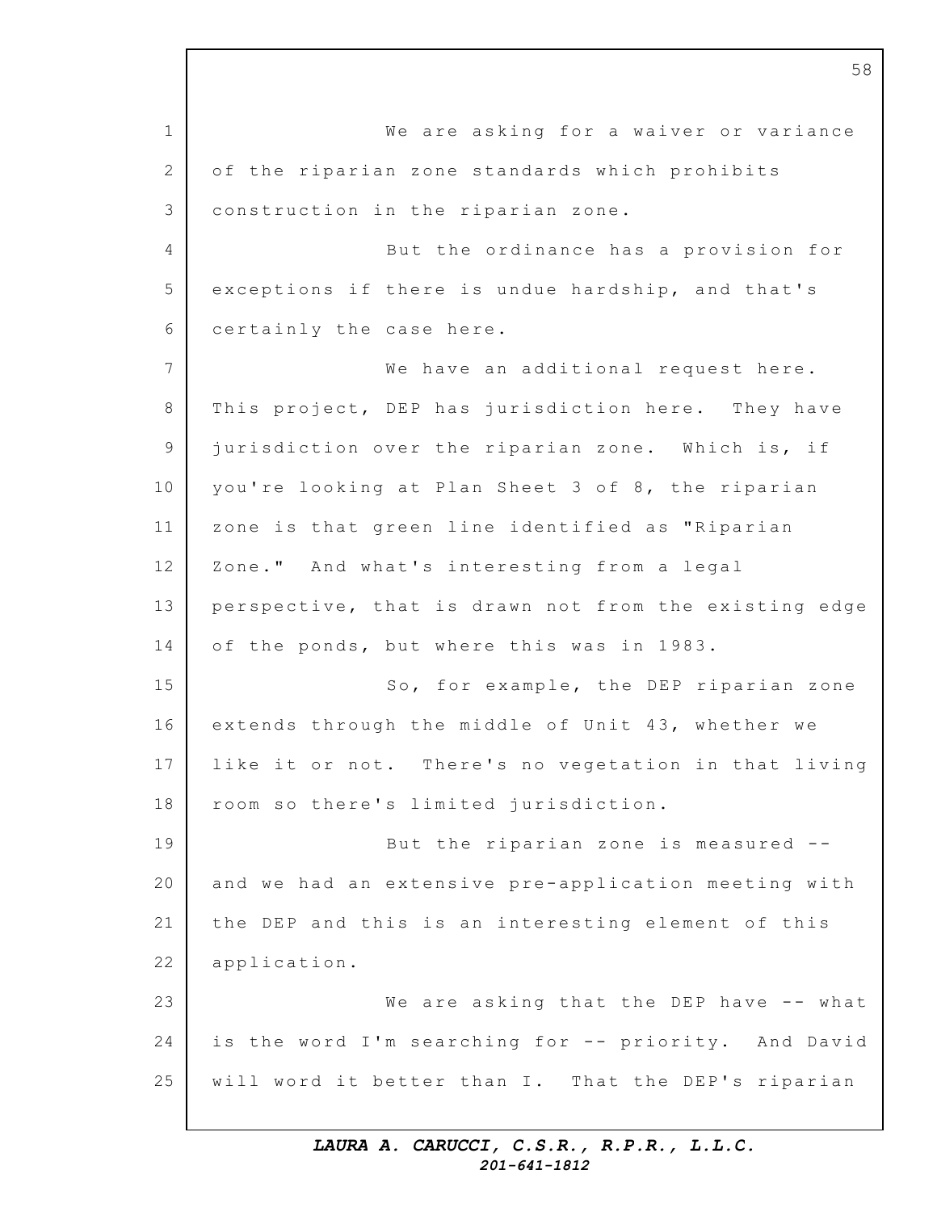We are asking for a waiver or variance of the riparian zone standards which prohibits construction in the riparian zone.

But the ordinance has a provision for exceptions if there is undue hardship, and that's certainly the case here.

We have an additional request here. This project, DEP has jurisdiction here. They have jurisdiction over the riparian zone. Which is, if you're looking at Plan Sheet 3 of 8, the riparian zone is that green line identified as "Riparian Zone." And what's interesting from a legal perspective, that is drawn not from the existing edge of the ponds, but where this was in 1983.

So, for example, the DEP riparian zone extends through the middle of Unit 43, whether we like it or not. There's no vegetation in that living room so there's limited jurisdiction.

But the riparian zone is measured -- and we had an extensive pre-application meeting with the DEP and this is an interesting element of this application.

We are asking that the DEP have -- what is the word I'm searching for -- priority. And David will word it better than I. That the DEP's riparian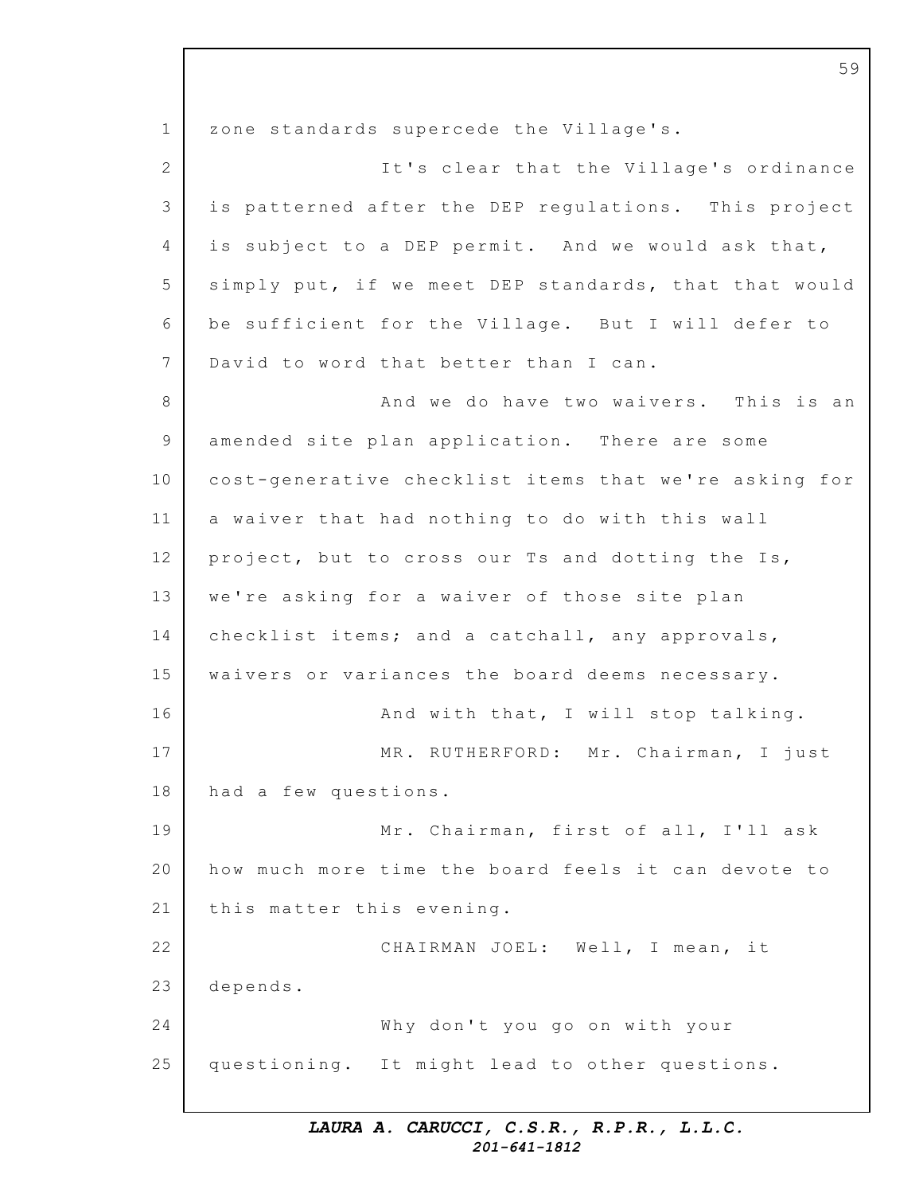zone standards supercede the Village's.

It's clear that the Village's ordinance is patterned after the DEP regulations. This project is subject to a DEP permit. And we would ask that, simply put, if we meet DEP standards, that that would be sufficient for the Village. But I will defer to David to word that better than I can.

And we do have two waivers. This is an amended site plan application. There are some cost-generative checklist items that we're asking for a waiver that had nothing to do with this wall project, but to cross our Ts and dotting the Is, we're asking for a waiver of those site plan checklist items; and a catchall, any approvals, waivers or variances the board deems necessary.

And with that, I will stop talking.

MR. RUTHERFORD: Mr. Chairman, I just had a few questions.

Mr. Chairman, first of all, I'll ask how much more time the board feels it can devote to this matter this evening.

CHAIRMAN JOEL: Well, I mean, it depends.

Why don't you go on with your questioning. It might lead to other questions.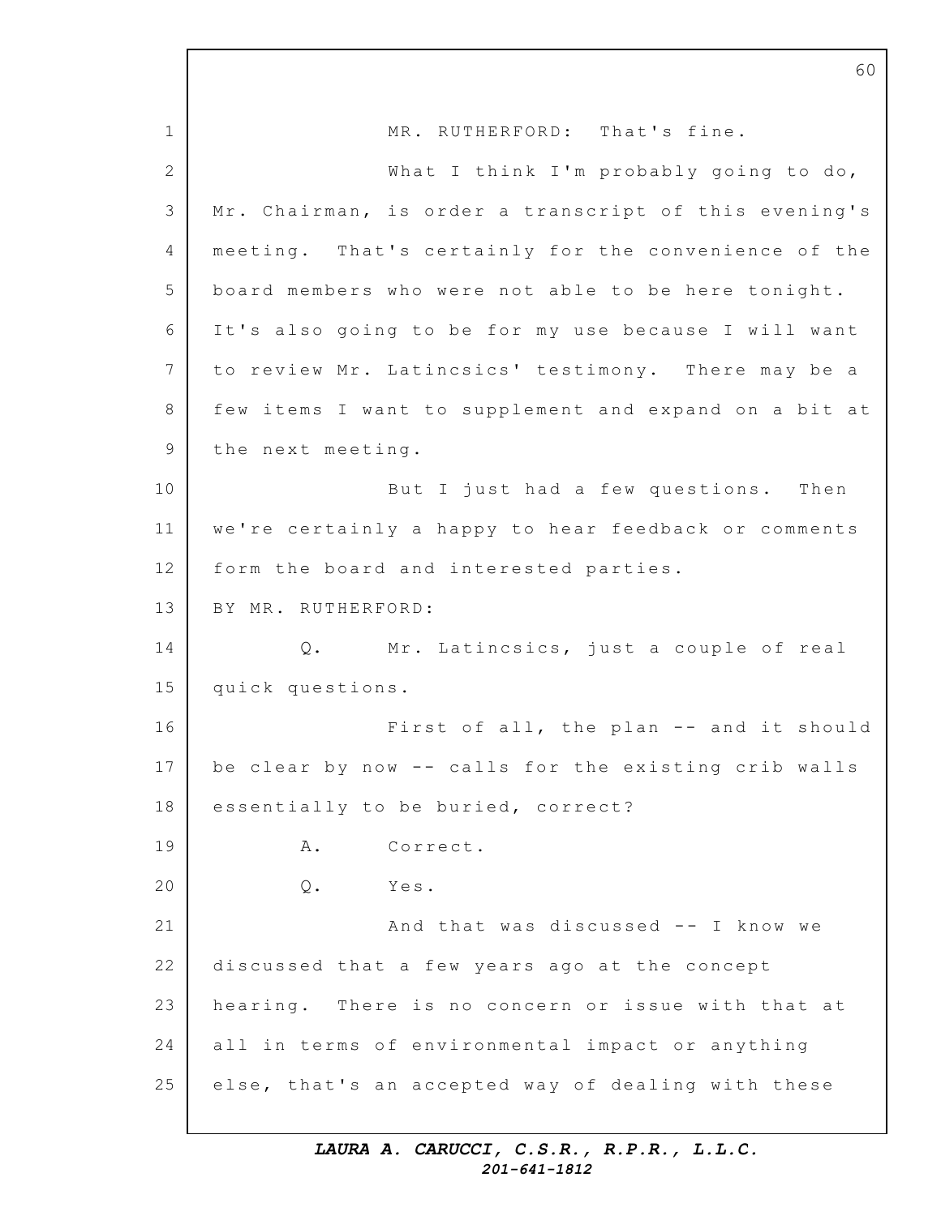MR. RUTHERFORD: That's fine.

What I think I'm probably going to do, Mr. Chairman, is order a transcript of this evening's meeting. That's certainly for the convenience of the board members who were not able to be here tonight. It's also going to be for my use because I will want to review Mr. Latincsics' testimony. There may be a few items I want to supplement and expand on a bit at the next meeting.

But I just had a few questions. Then we're certainly a happy to hear feedback or comments form the board and interested parties.

BY MR. RUTHERFORD:

Q. Mr. Latincsics, just a couple of real quick questions.

First of all, the plan -- and it should be clear by now -- calls for the existing crib walls essentially to be buried, correct?

A. Correct.

Q. Yes.

And that was discussed -- I know we discussed that a few years ago at the concept hearing. There is no concern or issue with that at all in terms of environmental impact or anything else, that's an accepted way of dealing with these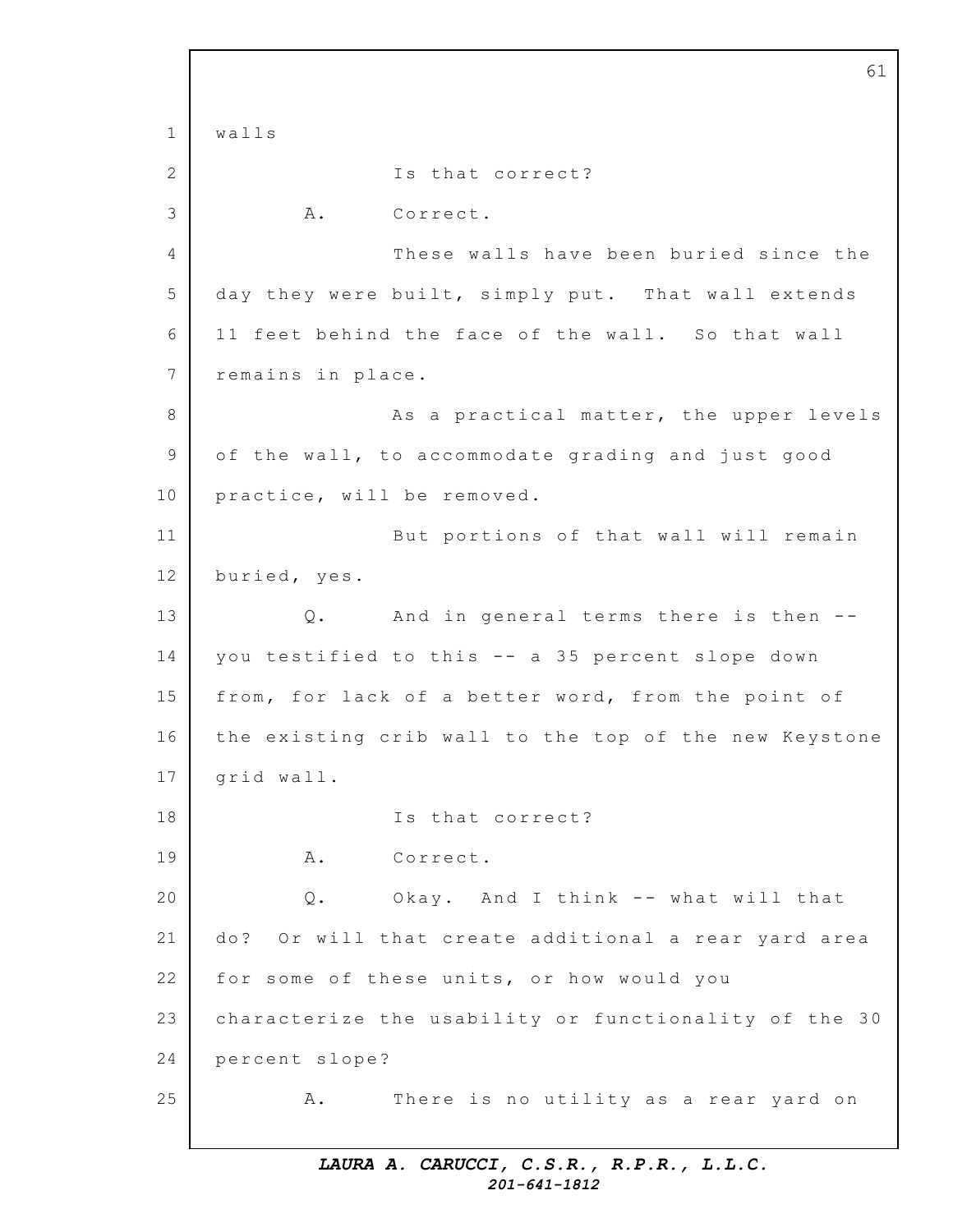walls

Is that correct?

A. Correct.

These walls have been buried since the day they were built, simply put. That wall extends 11 feet behind the face of the wall. So that wall remains in place.

As a practical matter, the upper levels of the wall, to accommodate grading and just good practice, will be removed.

But portions of that wall will remain buried, yes.

Q. And in general terms there is then -- you testified to this -- a 35 percent slope down from, for lack of a better word, from the point of the existing crib wall to the top of the new Keystone grid wall.

Is that correct?

A. Correct.

Q. Okay. And I think -- what will that do? Or will that create additional a rear yard area for some of these units, or how would you characterize the usability or functionality of the 30 percent slope?

A. There is no utility as a rear yard on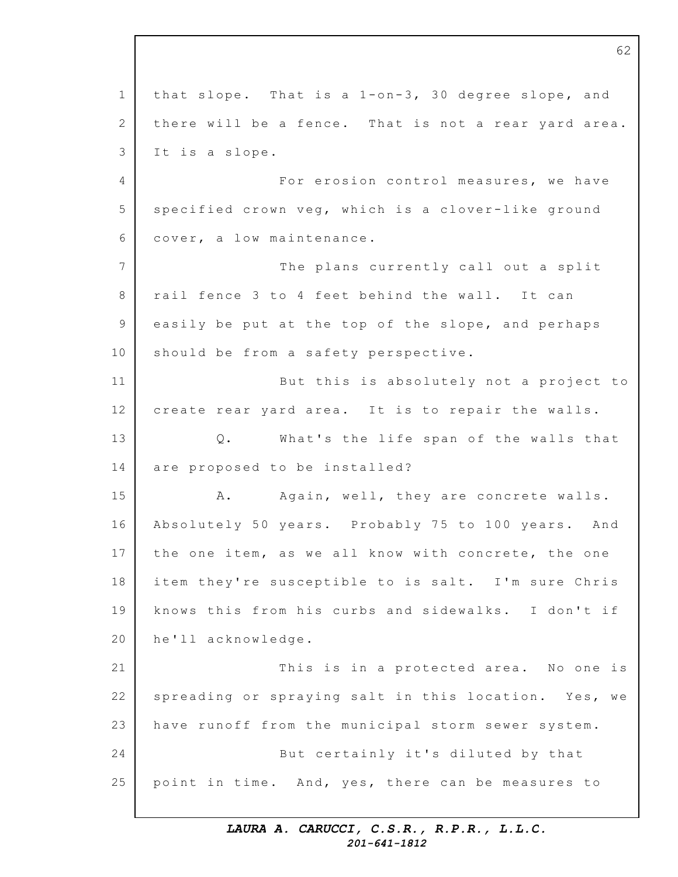that slope. That is a 1-on-3, 30 degree slope, and there will be a fence. That is not a rear yard area. It is a slope.

For erosion control measures, we have specified crown veg, which is a clover-like ground cover, a low maintenance.

The plans currently call out a split rail fence 3 to 4 feet behind the wall. It can easily be put at the top of the slope, and perhaps should be from a safety perspective.

But this is absolutely not a project to create rear yard area. It is to repair the walls.

Q. What's the life span of the walls that are proposed to be installed?

A. Again, well, they are concrete walls. Absolutely 50 years. Probably 75 to 100 years. And the one item, as we all know with concrete, the one item they're susceptible to is salt. I'm sure Chris knows this from his curbs and sidewalks. I don't if he'll acknowledge.

This is in a protected area. No one is spreading or spraying salt in this location. Yes, we have runoff from the municipal storm sewer system.

But certainly it's diluted by that point in time. And, yes, there can be measures to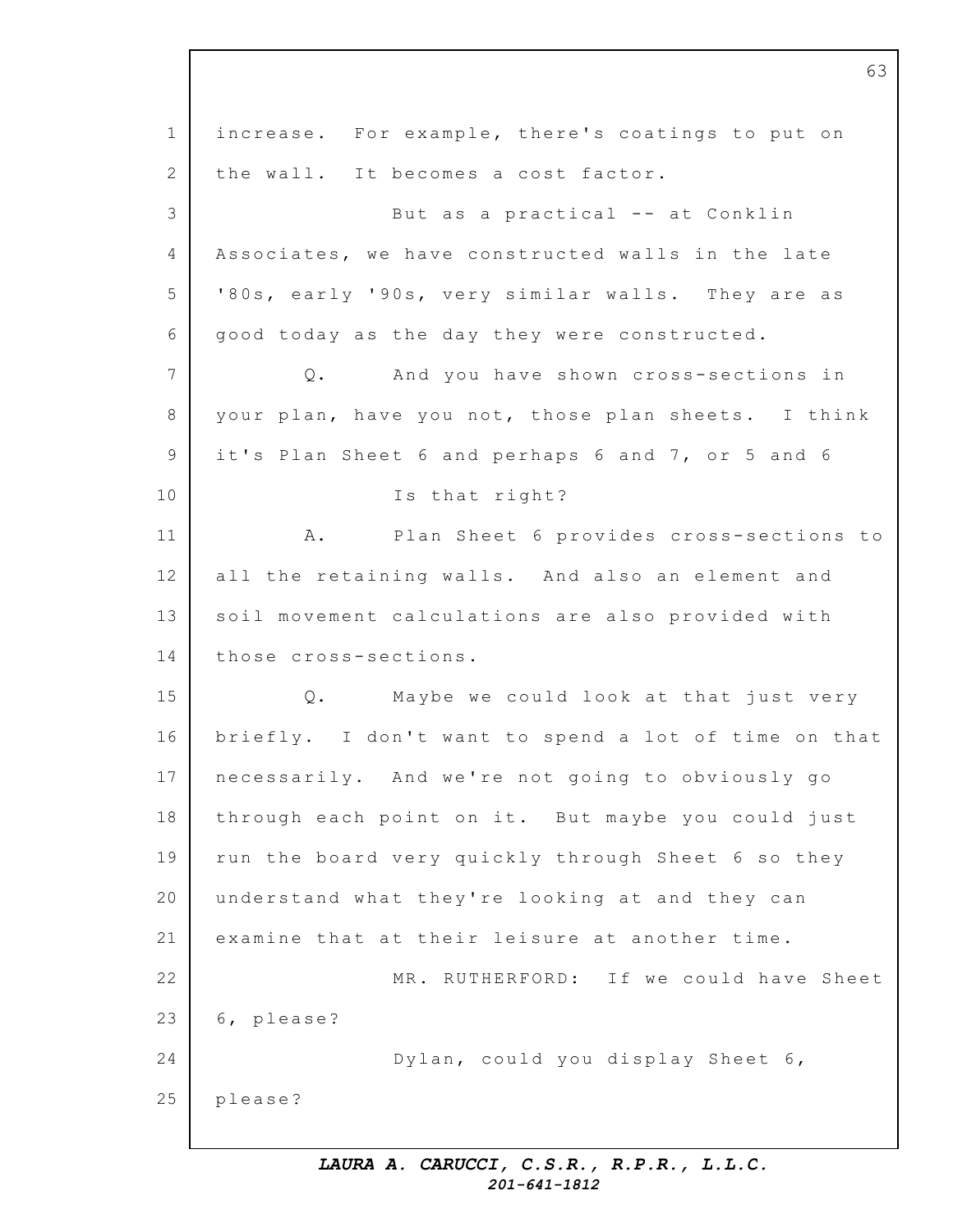increase. For example, there's coatings to put on the wall. It becomes a cost factor.

But as a practical -- at Conklin Associates, we have constructed walls in the late '80s, early '90s, very similar walls. They are as good today as the day they were constructed.

Q. And you have shown cross-sections in your plan, have you not, those plan sheets. I think it's Plan Sheet 6 and perhaps 6 and 7, or 5 and 6

Is that right?

A. Plan Sheet 6 provides cross-sections to all the retaining walls. And also an element and soil movement calculations are also provided with those cross-sections.

Q. Maybe we could look at that just very briefly. I don't want to spend a lot of time on that necessarily. And we're not going to obviously go through each point on it. But maybe you could just run the board very quickly through Sheet 6 so they understand what they're looking at and they can examine that at their leisure at another time.

MR. RUTHERFORD: If we could have Sheet 6, please?

Dylan, could you display Sheet 6, please?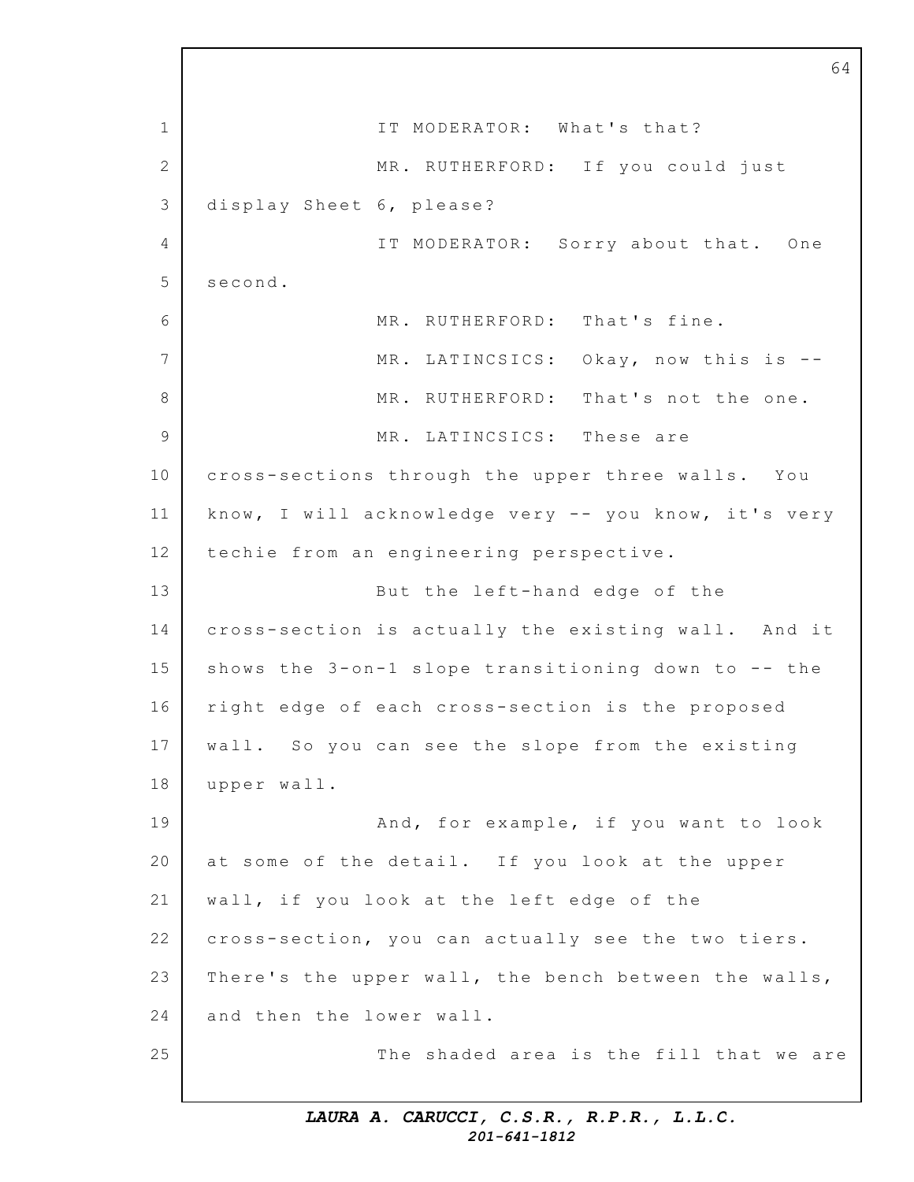IT MODERATOR: What's that?

MR. RUTHERFORD: If you could just display Sheet 6, please?

IT MODERATOR: Sorry about that. One second.

MR. RUTHERFORD: That's fine.

MR. LATINCSICS: Okay, now this is --

MR. RUTHERFORD: That's not the one.

MR. LATINCSICS: These are cross-sections through the upper three walls. You know, I will acknowledge very -- you know, it's very techie from an engineering perspective.

But the left-hand edge of the cross-section is actually the existing wall. And it shows the 3-on-1 slope transitioning down to -- the right edge of each cross-section is the proposed wall. So you can see the slope from the existing upper wall.

And, for example, if you want to look at some of the detail. If you look at the upper wall, if you look at the left edge of the cross-section, you can actually see the two tiers. There's the upper wall, the bench between the walls, and then the lower wall.

The shaded area is the fill that we are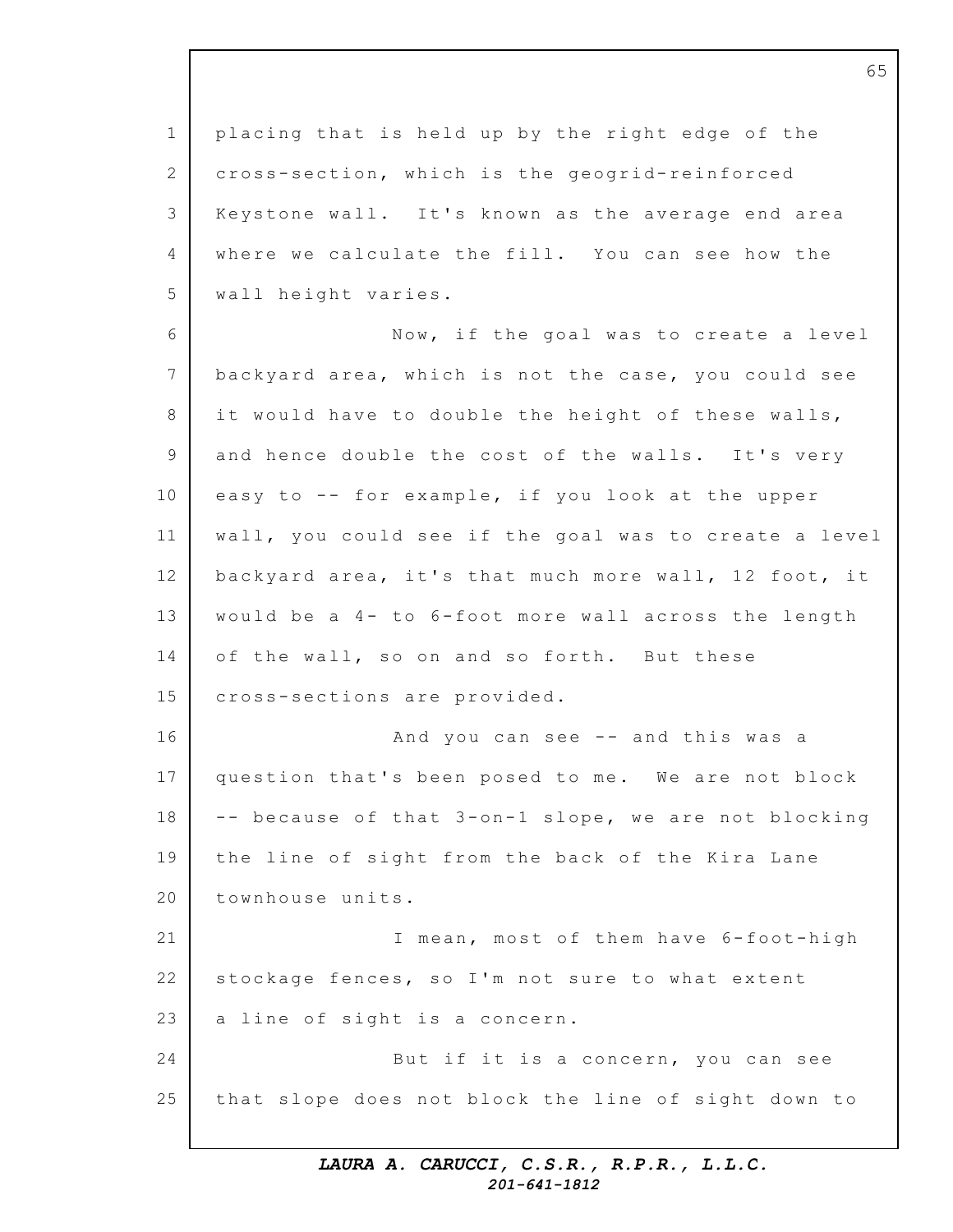placing that is held up by the right edge of the cross-section, which is the geogrid-reinforced Keystone wall. It's known as the average end area where we calculate the fill. You can see how the wall height varies.

Now, if the goal was to create a level backyard area, which is not the case, you could see it would have to double the height of these walls, and hence double the cost of the walls. It's very easy to -- for example, if you look at the upper wall, you could see if the goal was to create a level backyard area, it's that much more wall, 12 foot, it would be a 4- to 6-foot more wall across the length of the wall, so on and so forth. But these cross-sections are provided.

And you can see -- and this was a question that's been posed to me. We are not block -- because of that 3-on-1 slope, we are not blocking the line of sight from the back of the Kira Lane townhouse units.

I mean, most of them have 6-foot-high stockage fences, so I'm not sure to what extent a line of sight is a concern.

But if it is a concern, you can see that slope does not block the line of sight down to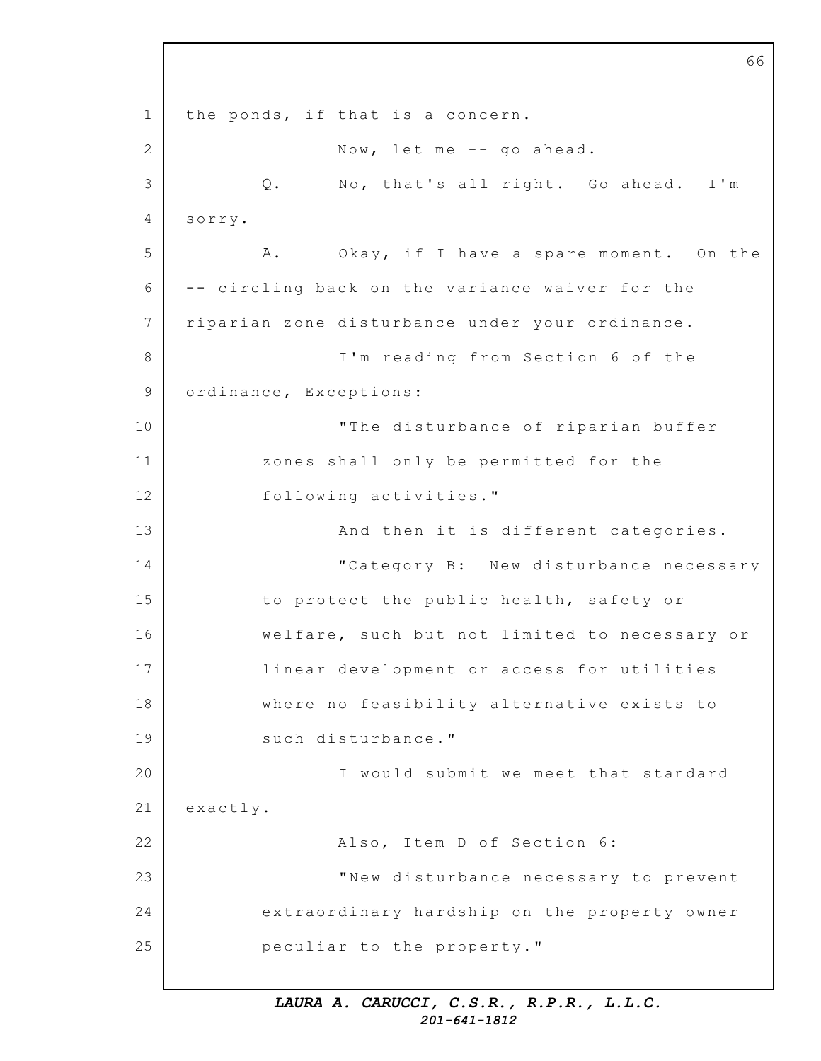the ponds, if that is a concern.

Now, let me -- go ahead.

Q. No, that's all right. Go ahead. I'm sorry.

A. Okay, if I have a spare moment. On the -- circling back on the variance waiver for the riparian zone disturbance under your ordinance.

I'm reading from Section 6 of the ordinance, Exceptions:

"The disturbance of riparian buffer zones shall only be permitted for the following activities."

And then it is different categories.

"Category B: New disturbance necessary to protect the public health, safety or welfare, such but not limited to necessary or linear development or access for utilities where no feasibility alternative exists to such disturbance."

I would submit we meet that standard exactly.

Also, Item D of Section 6:

"New disturbance necessary to prevent extraordinary hardship on the property owner peculiar to the property."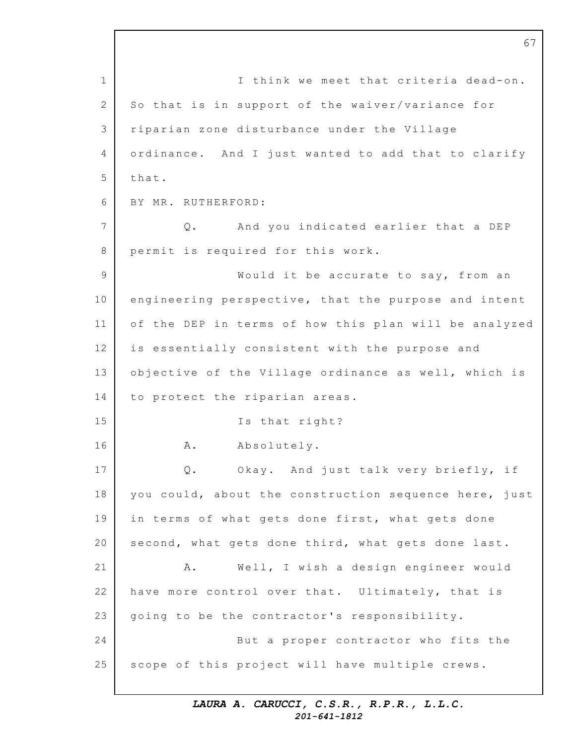I think we meet that criteria dead-on. So that is in support of the waiver/variance for riparian zone disturbance under the Village ordinance. And I just wanted to add that to clarify that.

BY MR. RUTHERFORD:

Q. And you indicated earlier that a DEP permit is required for this work.

Would it be accurate to say, from an engineering perspective, that the purpose and intent of the DEP in terms of how this plan will be analyzed is essentially consistent with the purpose and objective of the Village ordinance as well, which is to protect the riparian areas.

Is that right?

A. Absolutely.

Q. Okay. And just talk very briefly, if you could, about the construction sequence here, just in terms of what gets done first, what gets done second, what gets done third, what gets done last.

A. Well, I wish a design engineer would have more control over that. Ultimately, that is going to be the contractor's responsibility.

But a proper contractor who fits the scope of this project will have multiple crews.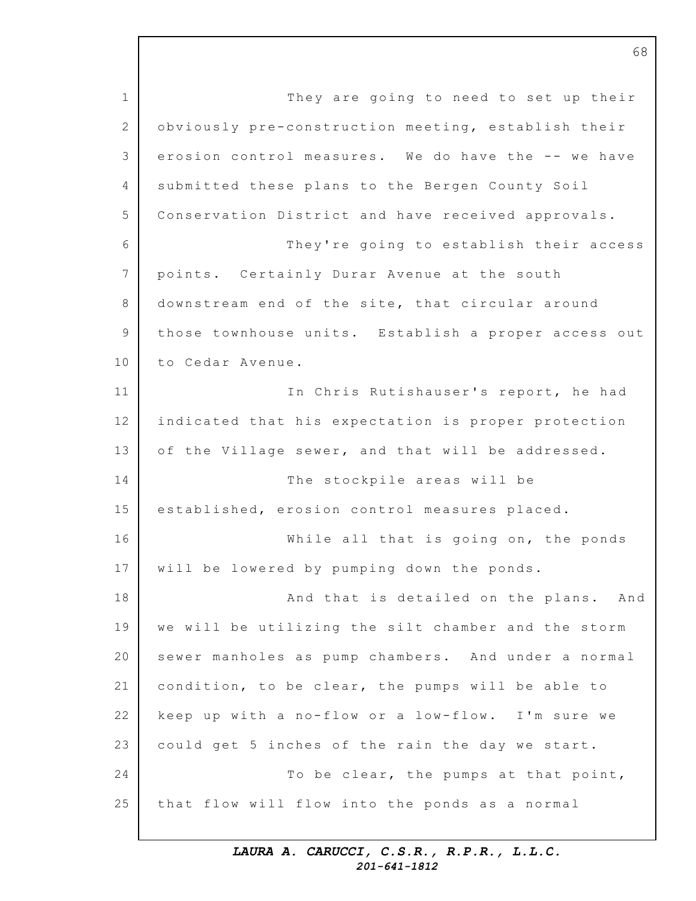They are going to need to set up their obviously pre-construction meeting, establish their erosion control measures. We do have the -- we have submitted these plans to the Bergen County Soil Conservation District and have received approvals.

They're going to establish their access points. Certainly Durar Avenue at the south downstream end of the site, that circular around those townhouse units. Establish a proper access out to Cedar Avenue.

In Chris Rutishauser's report, he had indicated that his expectation is proper protection of the Village sewer, and that will be addressed.

The stockpile areas will be established, erosion control measures placed.

While all that is going on, the ponds will be lowered by pumping down the ponds.

And that is detailed on the plans. And we will be utilizing the silt chamber and the storm sewer manholes as pump chambers. And under a normal condition, to be clear, the pumps will be able to keep up with a no-flow or a low-flow. I'm sure we could get 5 inches of the rain the day we start.

To be clear, the pumps at that point, that flow will flow into the ponds as a normal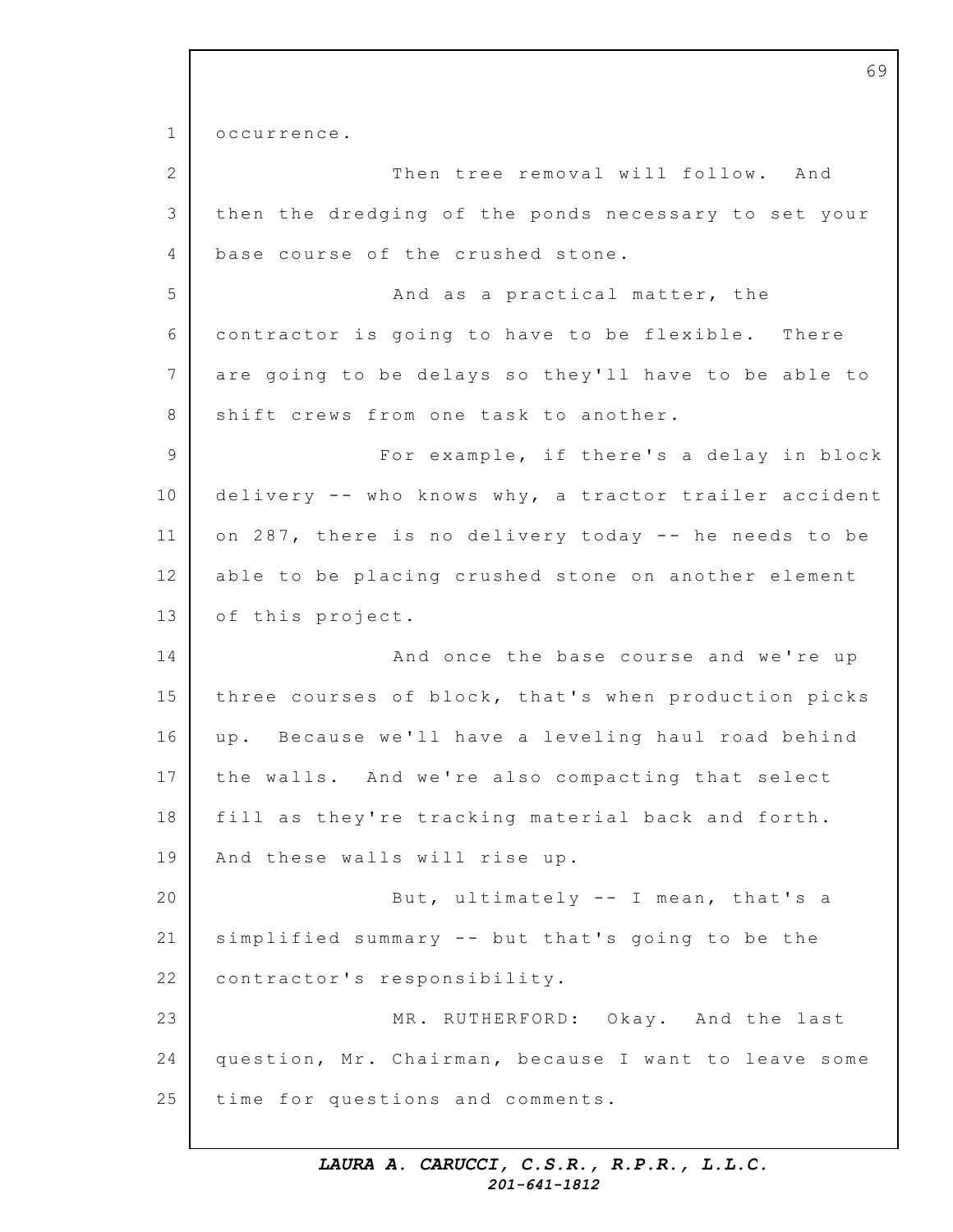occurrence.

Then tree removal will follow. And then the dredging of the ponds necessary to set your base course of the crushed stone.

And as a practical matter, the contractor is going to have to be flexible. There are going to be delays so they'll have to be able to shift crews from one task to another.

For example, if there's a delay in block delivery -- who knows why, a tractor trailer accident on 287, there is no delivery today -- he needs to be able to be placing crushed stone on another element of this project.

And once the base course and we're up three courses of block, that's when production picks up. Because we'll have a leveling haul road behind the walls. And we're also compacting that select fill as they're tracking material back and forth. And these walls will rise up.

But, ultimately -- I mean, that's a simplified summary -- but that's going to be the contractor's responsibility.

MR. RUTHERFORD: Okay. And the last question, Mr. Chairman, because I want to leave some time for questions and comments.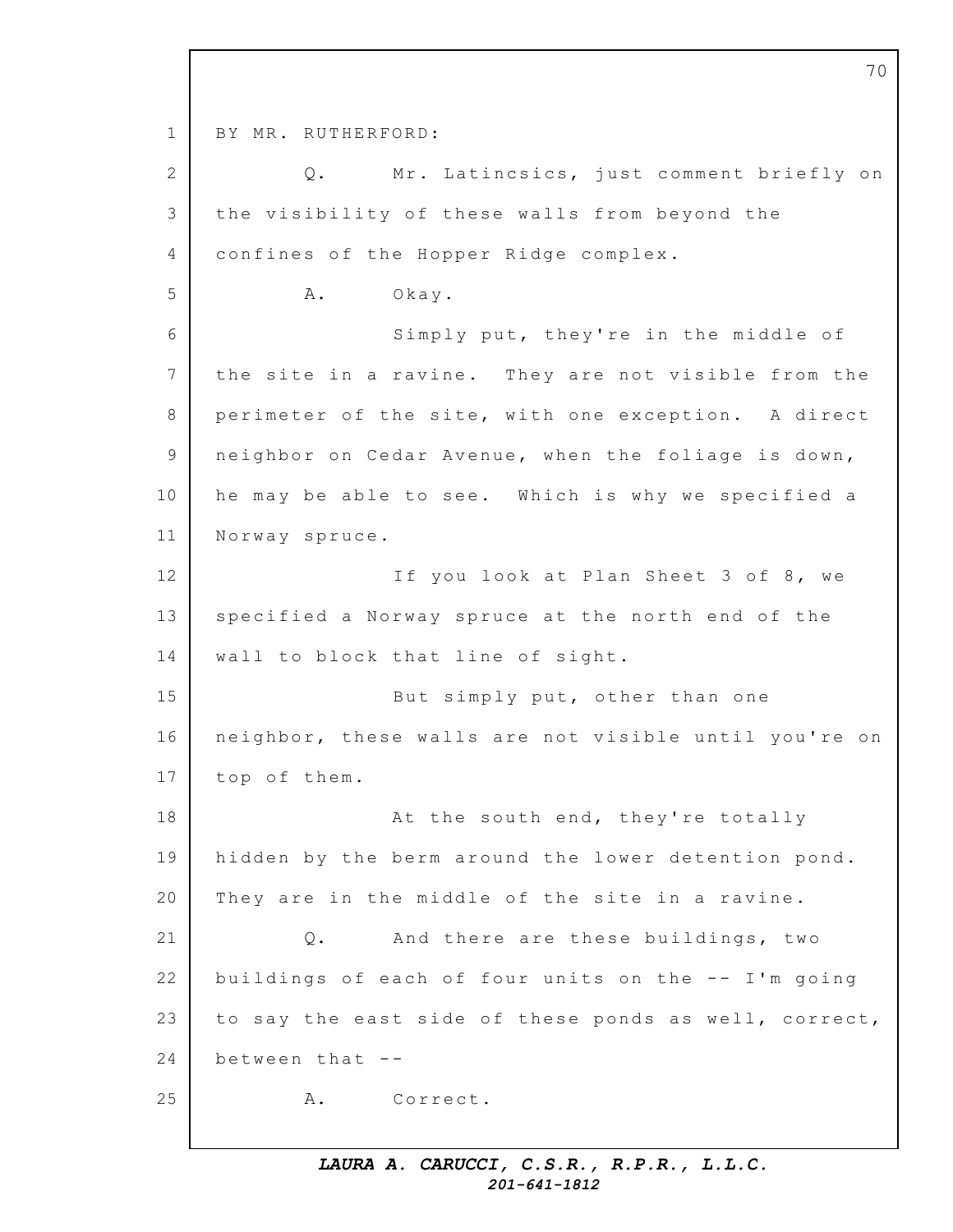BY MR. RUTHERFORD:

Q. Mr. Latincsics, just comment briefly on the visibility of these walls from beyond the confines of the Hopper Ridge complex.

A. Okay.

Simply put, they're in the middle of the site in a ravine. They are not visible from the perimeter of the site, with one exception. A direct neighbor on Cedar Avenue, when the foliage is down, he may be able to see. Which is why we specified a Norway spruce.

If you look at Plan Sheet 3 of 8, we specified a Norway spruce at the north end of the wall to block that line of sight.

But simply put, other than one neighbor, these walls are not visible until you're on top of them.

At the south end, they're totally hidden by the berm around the lower detention pond. They are in the middle of the site in a ravine.

Q. And there are these buildings, two buildings of each of four units on the -- I'm going to say the east side of these ponds as well, correct, between that --

A. Correct.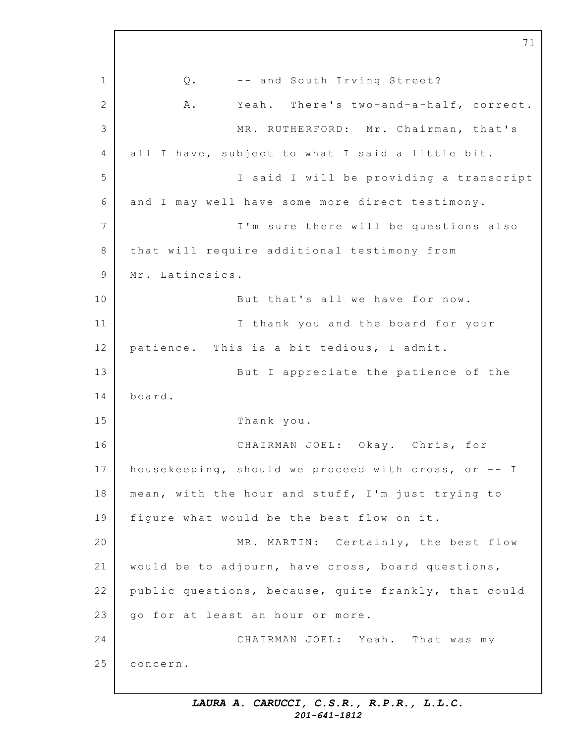Q. -- and South Irving Street?

A. Yeah. There's two-and-a-half, correct.

MR. RUTHERFORD: Mr. Chairman, that's all I have, subject to what I said a little bit.

I said I will be providing a transcript and I may well have some more direct testimony.

I'm sure there will be questions also that will require additional testimony from Mr. Latincsics.

But that's all we have for now.

I thank you and the board for your patience. This is a bit tedious, I admit.

But I appreciate the patience of the board.

Thank you.

CHAIRMAN JOEL: Okay. Chris, for housekeeping, should we proceed with cross, or -- I mean, with the hour and stuff, I'm just trying to figure what would be the best flow on it.

MR. MARTIN: Certainly, the best flow would be to adjourn, have cross, board questions, public questions, because, quite frankly, that could go for at least an hour or more.

CHAIRMAN JOEL: Yeah. That was my concern.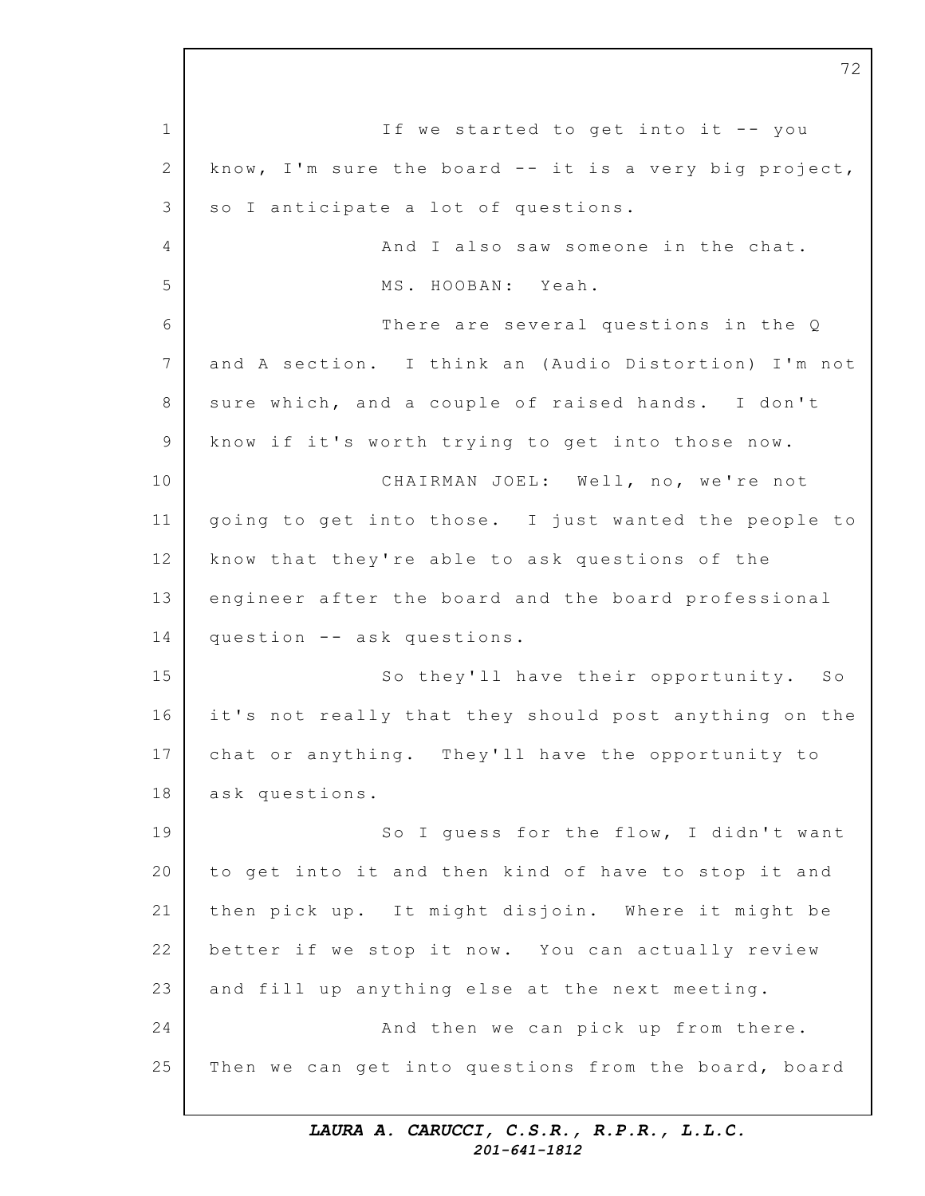If we started to get into it -- you know, I'm sure the board -- it is a very big project, so I anticipate a lot of questions.

And I also saw someone in the chat.

MS. HOOBAN: Yeah.

There are several questions in the Q and A section. I think an (Audio Distortion) I'm not sure which, and a couple of raised hands. I don't know if it's worth trying to get into those now.

CHAIRMAN JOEL: Well, no, we're not going to get into those. I just wanted the people to know that they're able to ask questions of the engineer after the board and the board professional question -- ask questions.

So they'll have their opportunity. So it's not really that they should post anything on the chat or anything. They'll have the opportunity to ask questions.

So I guess for the flow, I didn't want to get into it and then kind of have to stop it and then pick up. It might disjoin. Where it might be better if we stop it now. You can actually review and fill up anything else at the next meeting.

And then we can pick up from there. Then we can get into questions from the board, board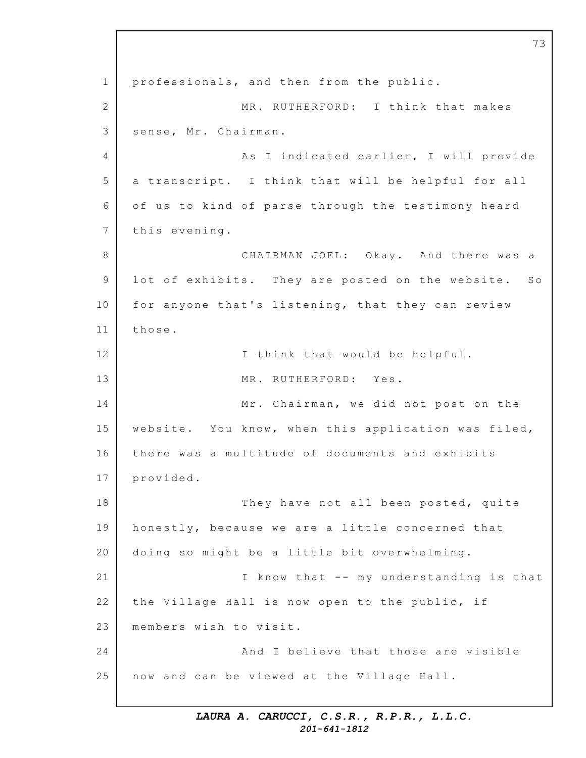professionals, and then from the public.

MR. RUTHERFORD: I think that makes sense, Mr. Chairman.

As I indicated earlier, I will provide a transcript. I think that will be helpful for all of us to kind of parse through the testimony heard this evening.

CHAIRMAN JOEL: Okay. And there was a lot of exhibits. They are posted on the website. So for anyone that's listening, that they can review those.

I think that would be helpful.

MR. RUTHERFORD: Yes.

Mr. Chairman, we did not post on the website. You know, when this application was filed, there was a multitude of documents and exhibits provided.

They have not all been posted, quite honestly, because we are a little concerned that doing so might be a little bit overwhelming.

I know that -- my understanding is that the Village Hall is now open to the public, if members wish to visit.

And I believe that those are visible now and can be viewed at the Village Hall.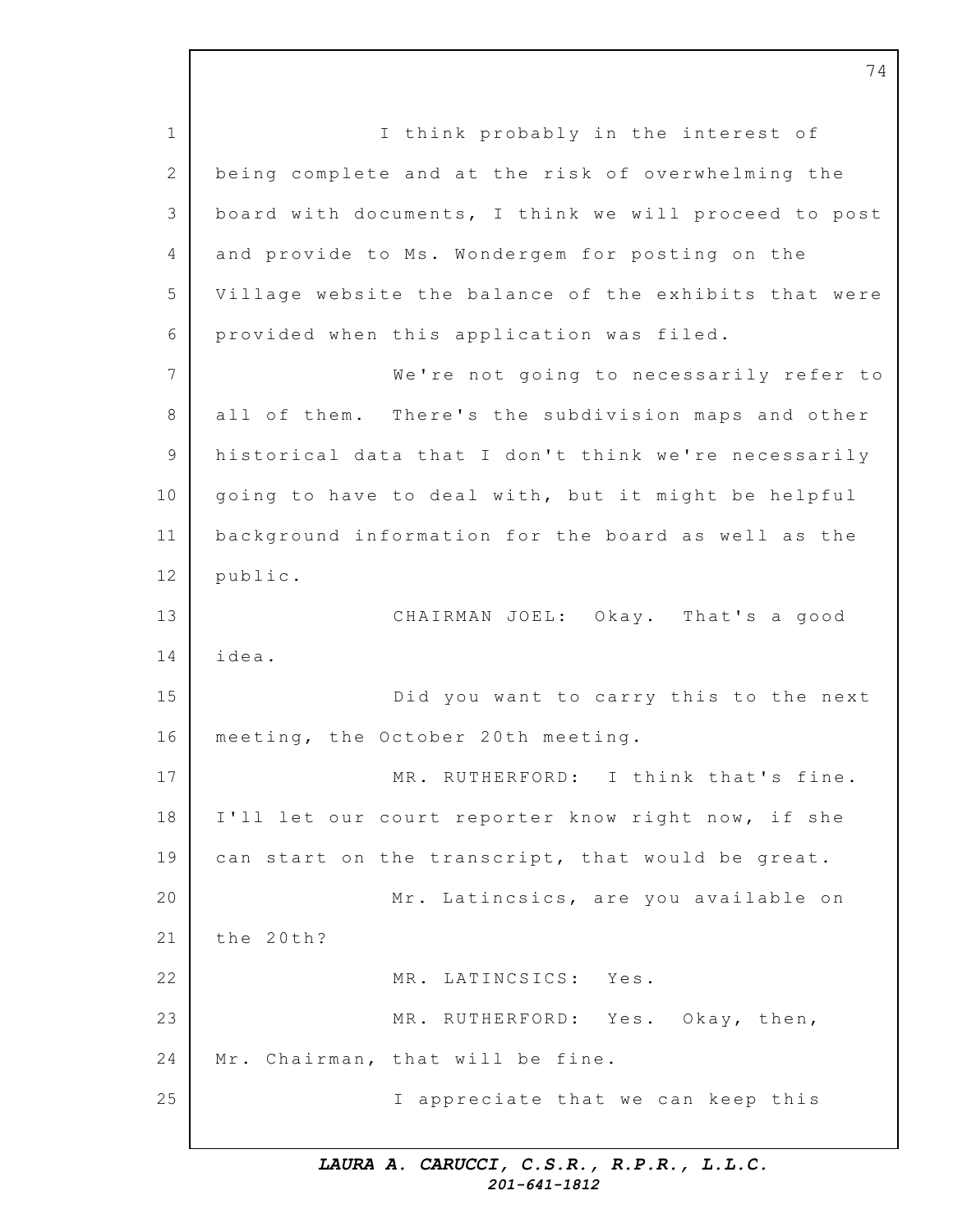I think probably in the interest of being complete and at the risk of overwhelming the board with documents, I think we will proceed to post and provide to Ms. Wondergem for posting on the Village website the balance of the exhibits that were provided when this application was filed.

We're not going to necessarily refer to all of them. There's the subdivision maps and other historical data that I don't think we're necessarily going to have to deal with, but it might be helpful background information for the board as well as the public.

CHAIRMAN JOEL: Okay. That's a good idea.

Did you want to carry this to the next meeting, the October 20th meeting.

MR. RUTHERFORD: I think that's fine. I'll let our court reporter know right now, if she can start on the transcript, that would be great.

Mr. Latincsics, are you available on the 20th?

MR. LATINCSICS: Yes.

MR. RUTHERFORD: Yes. Okay, then, Mr. Chairman, that will be fine.

I appreciate that we can keep this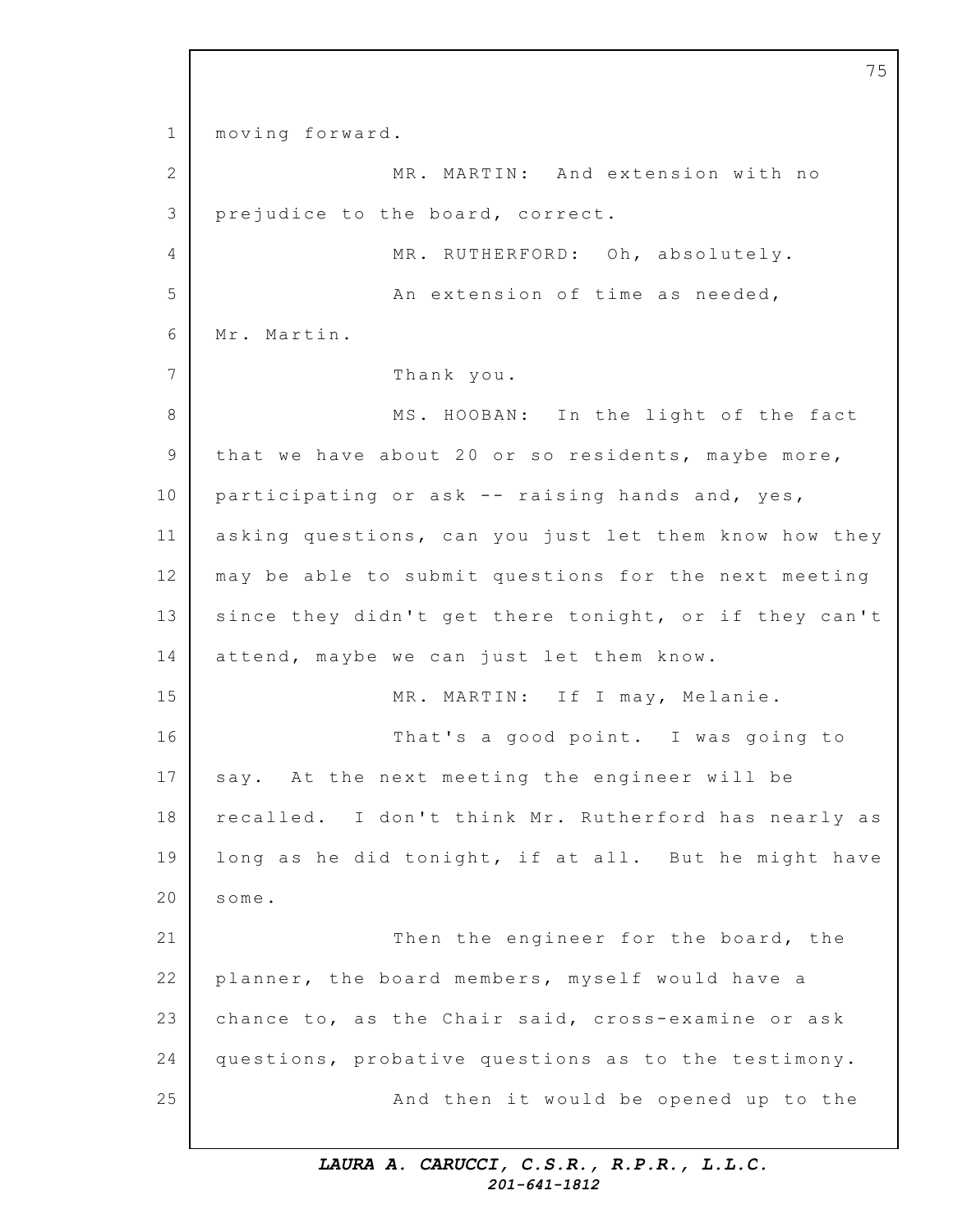moving forward.

MR. MARTIN: And extension with no prejudice to the board, correct.

MR. RUTHERFORD: Oh, absolutely.

An extension of time as needed, Mr. Martin.

Thank you.

MS. HOOBAN: In the light of the fact that we have about 20 or so residents, maybe more, participating or ask -- raising hands and, yes, asking questions, can you just let them know how they may be able to submit questions for the next meeting since they didn't get there tonight, or if they can't attend, maybe we can just let them know.

MR. MARTIN: If I may, Melanie.

That's a good point. I was going to say. At the next meeting the engineer will be recalled. I don't think Mr. Rutherford has nearly as long as he did tonight, if at all. But he might have some.

Then the engineer for the board, the planner, the board members, myself would have a chance to, as the Chair said, cross-examine or ask questions, probative questions as to the testimony.

And then it would be opened up to the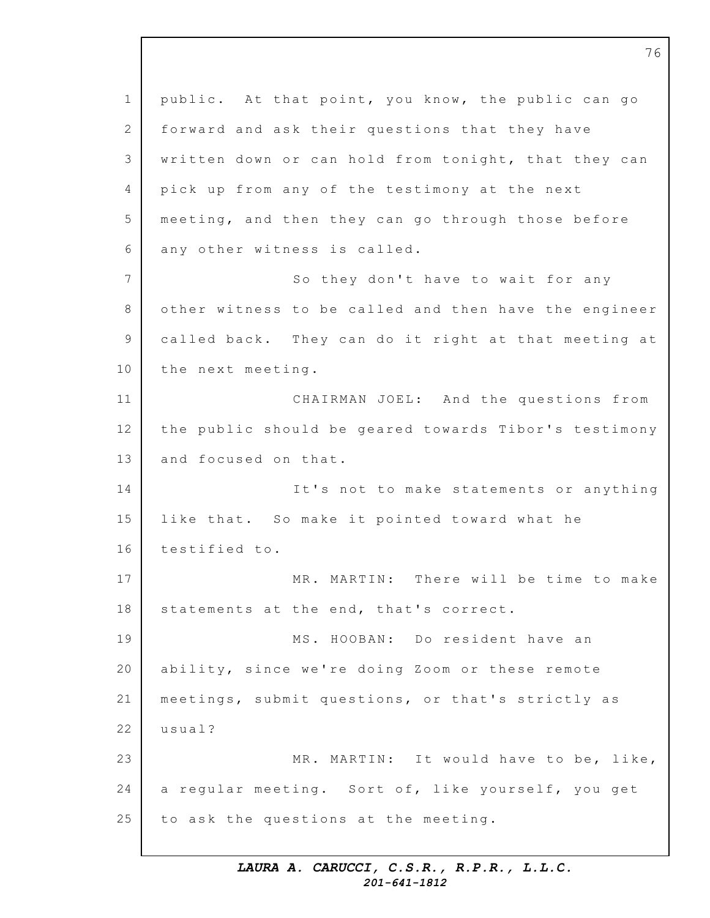public. At that point, you know, the public can go forward and ask their questions that they have written down or can hold from tonight, that they can pick up from any of the testimony at the next meeting, and then they can go through those before any other witness is called.

So they don't have to wait for any other witness to be called and then have the engineer called back. They can do it right at that meeting at the next meeting.

CHAIRMAN JOEL: And the questions from the public should be geared towards Tibor's testimony and focused on that.

It's not to make statements or anything like that. So make it pointed toward what he testified to.

MR. MARTIN: There will be time to make statements at the end, that's correct.

MS. HOOBAN: Do resident have an ability, since we're doing Zoom or these remote meetings, submit questions, or that's strictly as usual?

MR. MARTIN: It would have to be, like, a regular meeting. Sort of, like yourself, you get to ask the questions at the meeting.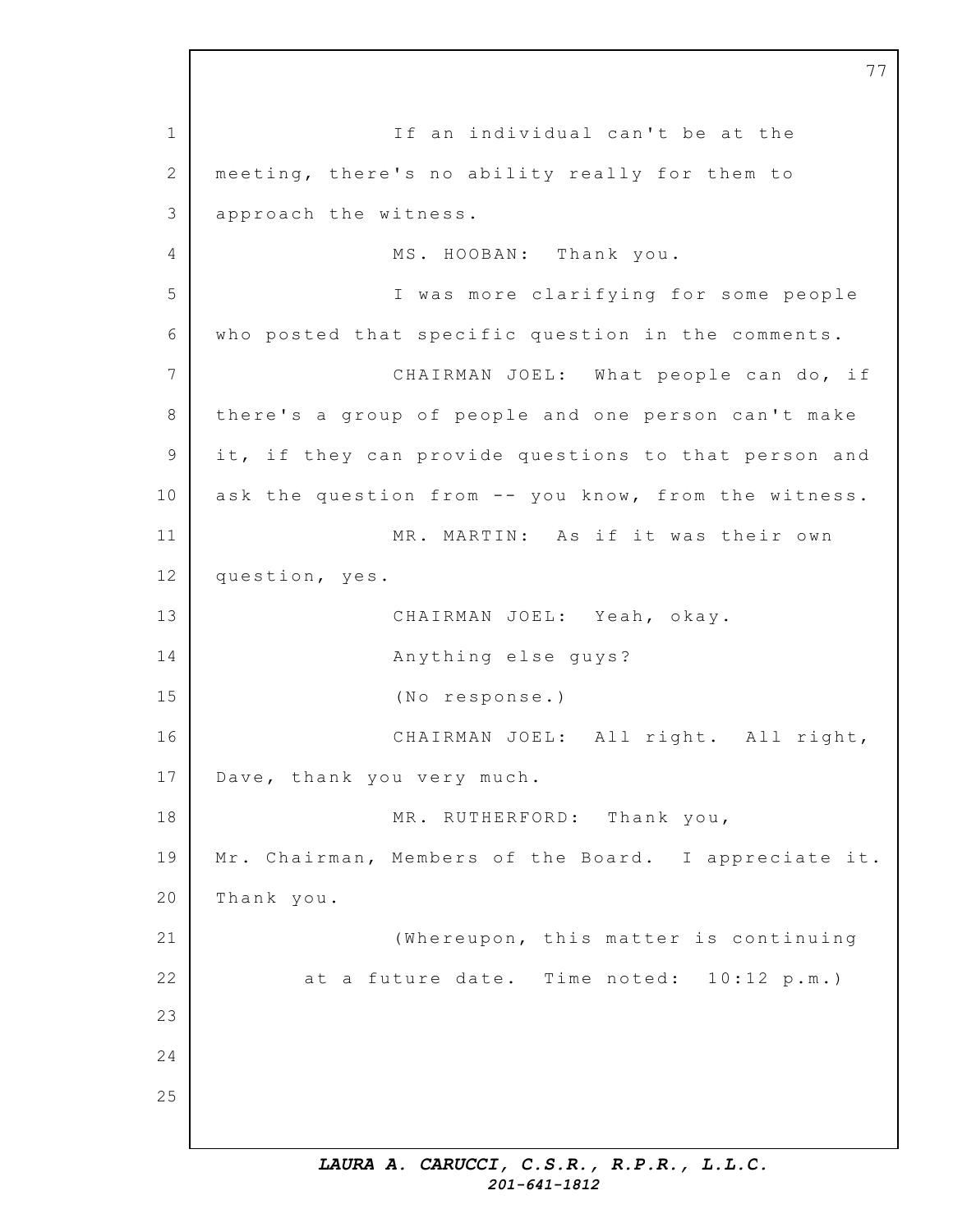If an individual can't be at the meeting, there's no ability really for them to approach the witness.

MS. HOOBAN: Thank you.

I was more clarifying for some people who posted that specific question in the comments.

CHAIRMAN JOEL: What people can do, if there's a group of people and one person can't make it, if they can provide questions to that person and ask the question from -- you know, from the witness.

MR. MARTIN: As if it was their own question, yes.

CHAIRMAN JOEL: Yeah, okay.

Anything else guys?

(No response.)

CHAIRMAN JOEL: All right. All right, Dave, thank you very much.

MR. RUTHERFORD: Thank you, Mr. Chairman, Members of the Board. I appreciate it. Thank you.

(Whereupon, this matter is continuing at a future date. Time noted: 10:12 p.m.)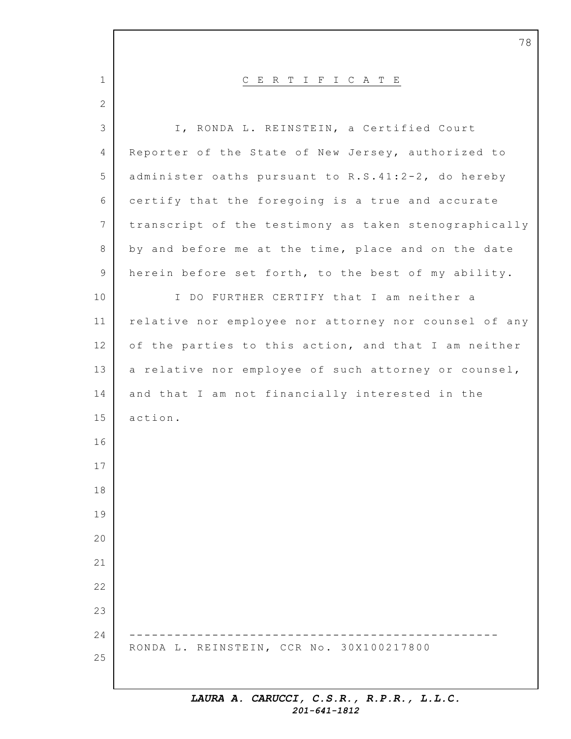# C E R T I F I C A T E

I, RONDA L. REINSTEIN, a Certified Court Reporter of the State of New Jersey, authorized to administer oaths pursuant to R.S.41:2-2, do hereby certify that the foregoing is a true and accurate transcript of the testimony as taken stenographically by and before me at the time, place and on the date herein before set forth, to the best of my ability.

I DO FURTHER CERTIFY that I am neither a relative nor employee nor attorney nor counsel of any of the parties to this action, and that I am neither a relative nor employee of such attorney or counsel, and that I am not financially interested in the action.

\_\_\_\_\_\_\_\_\_\_\_\_\_\_\_\_\_\_\_\_\_\_\_\_\_\_\_\_\_\_\_\_\_\_\_\_\_\_\_\_\_\_\_\_\_\_\_\_

RONDA L. REINSTEIN, CCR No. 30X100217800